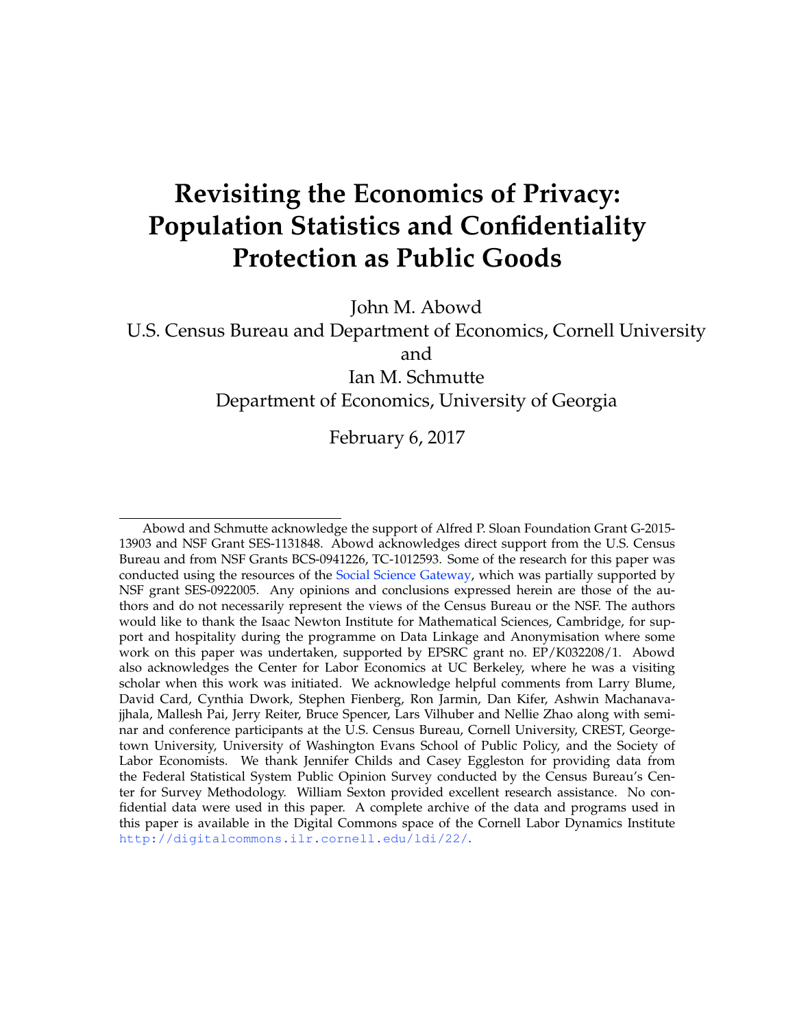# Revisiting the Economics of Privacy: Population Statistics and Confidentiality Protection as Public Goods

John M. Abowd

U.S. Census Bureau and Department of Economics, Cornell University

and

Ian M. Schmutte

Department of Economics, University of Georgia

February 6, 2017

---

Abowd and Schmutte acknowledge the support of Alfred P. Sloan Foundation Grant G-2015-13903 and NSF Grant SES-1131848. Abowd acknowledges direct support from the U.S. Census Bureau and from NSF Grants BCS-0941226, TC-1012593. Some of the research for this paper was conducted using the resources of the Social Science Gateway, which was partially supported by NSF grant SES-0922005. Any opinions and conclusions expressed herein are those of the authors and do not necessarily represent the views of the Census Bureau or the NSF. The authors would like to thank the Isaac Newton Institute for Mathematical Sciences, Cambridge, for support and hospitality during the programme on Data Linkage and Anonymisation where some work on this paper was undertaken, supported by EPSRC grant no. EP/K032208/1. Abowd also acknowledges the Center for Labor Economics at UC Berkeley, where he was a visiting scholar when this work was initiated. We acknowledge helpful comments from Larry Blume, David Card, Cynthia Dwork, Stephen Fienberg, Ron Jarmin, Dan Kifer, Ashwin Machanavajjhala, Mallesh Pai, Jerry Reiter, Bruce Spencer, Lars Vilhuber and Nellie Zhao along with seminar and conference participants at the U.S. Census Bureau, Cornell University, CREST, Georgetown University, University of Washington Evans School of Public Policy, and the Society of Labor Economists. We thank Jennifer Childs and Casey Eggleston for providing data from the Federal Statistical System Public Opinion Survey conducted by the Census Bureau's Center for Survey Methodology. William Sexton provided excellent research assistance. No confidential data were used in this paper. A complete archive of the data and programs used in this paper is available in the Digital Commons space of the Cornell Labor Dynamics Institute http://digitalcommons.ilr.cornell.edu/ldi/22/.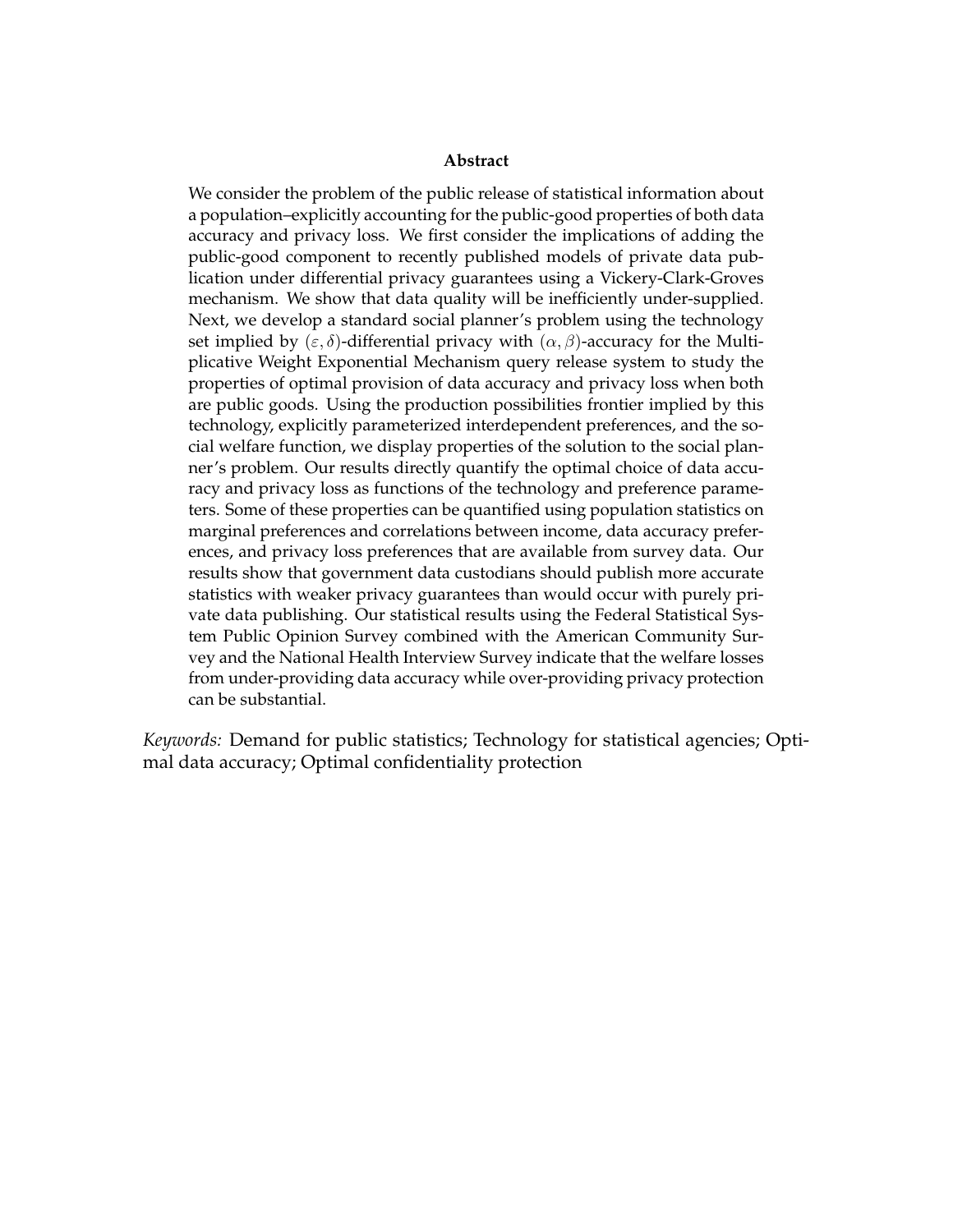**Abstract**

We consider the problem of the public release of statistical information about a population–explicitly accounting for the public-good properties of both data accuracy and privacy loss. We first consider the implications of adding the public-good component to recently published models of private data publication under differential privacy guarantees using a Vickery-Clark-Groves mechanism. We show that data quality will be inefficiently under-supplied. Next, we develop a standard social planner's problem using the technology set implied by $(\varepsilon, \delta)$-differential privacy with $(\alpha, \beta)$-accuracy for the Multiplicative Weight Exponential Mechanism query release system to study the properties of optimal provision of data accuracy and privacy loss when both are public goods. Using the production possibilities frontier implied by this technology, explicitly parameterized interdependent preferences, and the social welfare function, we display properties of the solution to the social planner's problem. Our results directly quantify the optimal choice of data accuracy and privacy loss as functions of the technology and preference parameters. Some of these properties can be quantified using population statistics on marginal preferences and correlations between income, data accuracy preferences, and privacy loss preferences that are available from survey data. Our results show that government data custodians should publish more accurate statistics with weaker privacy guarantees than would occur with purely private data publishing. Our statistical results using the Federal Statistical System Public Opinion Survey combined with the American Community Survey and the National Health Interview Survey indicate that the welfare losses from under-providing data accuracy while over-providing privacy protection can be substantial.

*Keywords:* Demand for public statistics; Technology for statistical agencies; Optimal data accuracy; Optimal confidentiality protection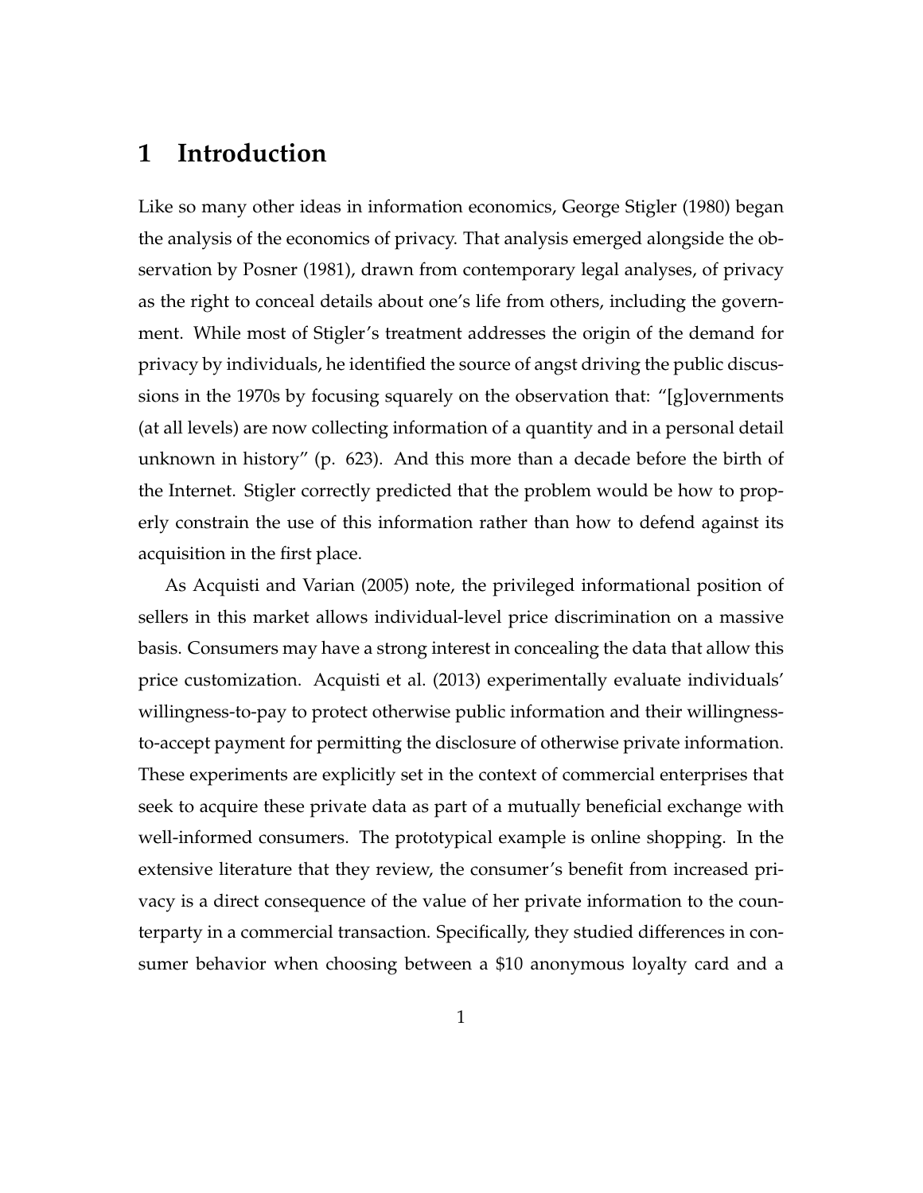# 1 Introduction

Like so many other ideas in information economics, George Stigler (1980) began the analysis of the economics of privacy. That analysis emerged alongside the observation by Posner (1981), drawn from contemporary legal analyses, of privacy as the right to conceal details about one's life from others, including the government. While most of Stigler's treatment addresses the origin of the demand for privacy by individuals, he identified the source of angst driving the public discussions in the 1970s by focusing squarely on the observation that: "[g]overnments (at all levels) are now collecting information of a quantity and in a personal detail unknown in history" (p. 623). And this more than a decade before the birth of the Internet. Stigler correctly predicted that the problem would be how to properly constrain the use of this information rather than how to defend against its acquisition in the first place.

As Acquisti and Varian (2005) note, the privileged informational position of sellers in this market allows individual-level price discrimination on a massive basis. Consumers may have a strong interest in concealing the data that allow this price customization. Acquisti et al. (2013) experimentally evaluate individuals' willingness-to-pay to protect otherwise public information and their willingness-to-accept payment for permitting the disclosure of otherwise private information. These experiments are explicitly set in the context of commercial enterprises that seek to acquire these private data as part of a mutually beneficial exchange with well-informed consumers. The prototypical example is online shopping. In the extensive literature that they review, the consumer's benefit from increased privacy is a direct consequence of the value of her private information to the counterparty in a commercial transaction. Specifically, they studied differences in consumer behavior when choosing between a $10 anonymous loyalty card and a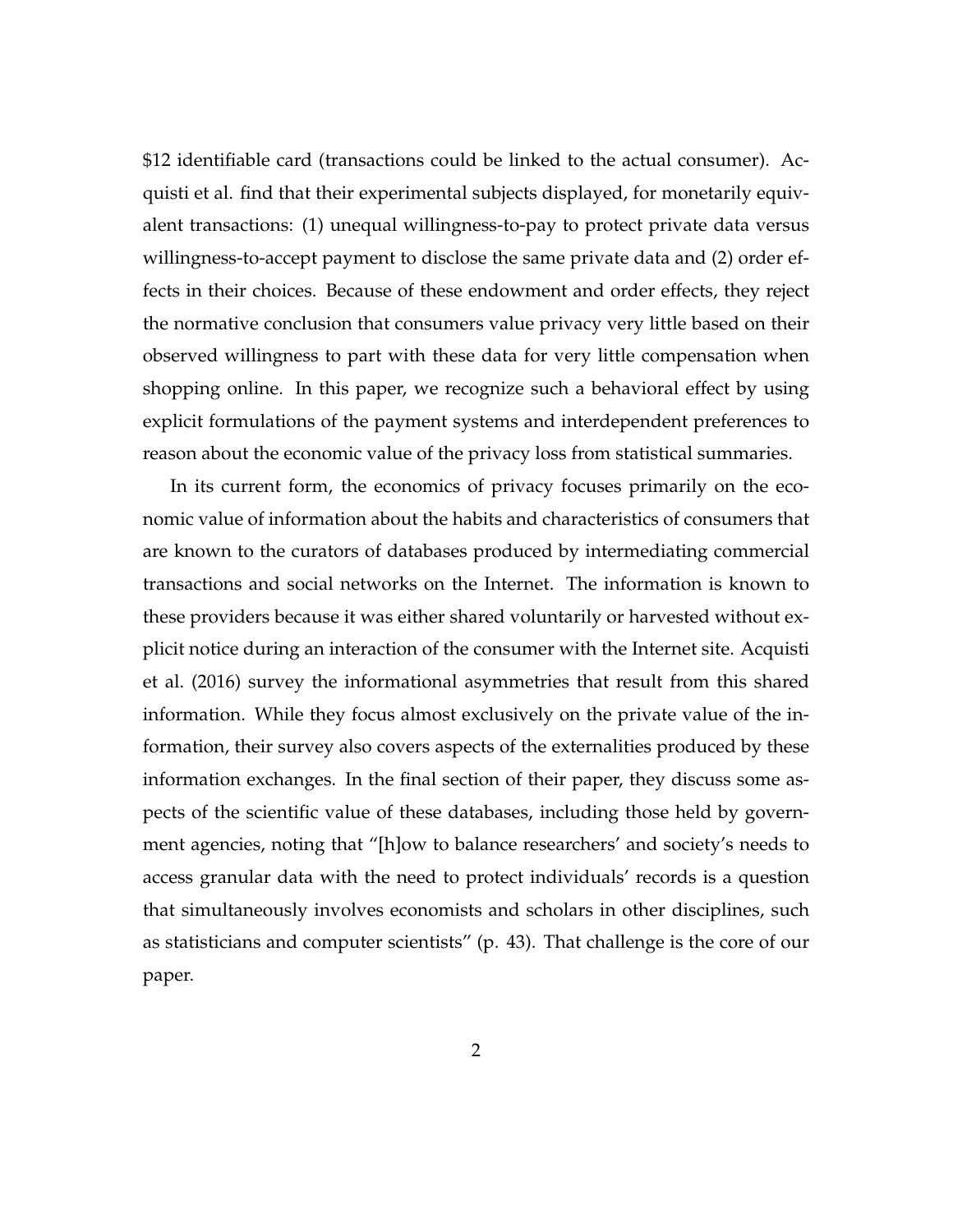$12 identifiable card (transactions could be linked to the actual consumer). Acquisti et al. find that their experimental subjects displayed, for monetarily equivalent transactions: (1) unequal willingness-to-pay to protect private data versus willingness-to-accept payment to disclose the same private data and (2) order effects in their choices. Because of these endowment and order effects, they reject the normative conclusion that consumers value privacy very little based on their observed willingness to part with these data for very little compensation when shopping online. In this paper, we recognize such a behavioral effect by using explicit formulations of the payment systems and interdependent preferences to reason about the economic value of the privacy loss from statistical summaries.

In its current form, the economics of privacy focuses primarily on the economic value of information about the habits and characteristics of consumers that are known to the curators of databases produced by intermediating commercial transactions and social networks on the Internet. The information is known to these providers because it was either shared voluntarily or harvested without explicit notice during an interaction of the consumer with the Internet site. Acquisti et al. (2016) survey the informational asymmetries that result from this shared information. While they focus almost exclusively on the private value of the information, their survey also covers aspects of the externalities produced by these information exchanges. In the final section of their paper, they discuss some aspects of the scientific value of these databases, including those held by government agencies, noting that "[h]ow to balance researchers' and society's needs to access granular data with the need to protect individuals' records is a question that simultaneously involves economists and scholars in other disciplines, such as statisticians and computer scientists" (p. 43). That challenge is the core of our paper.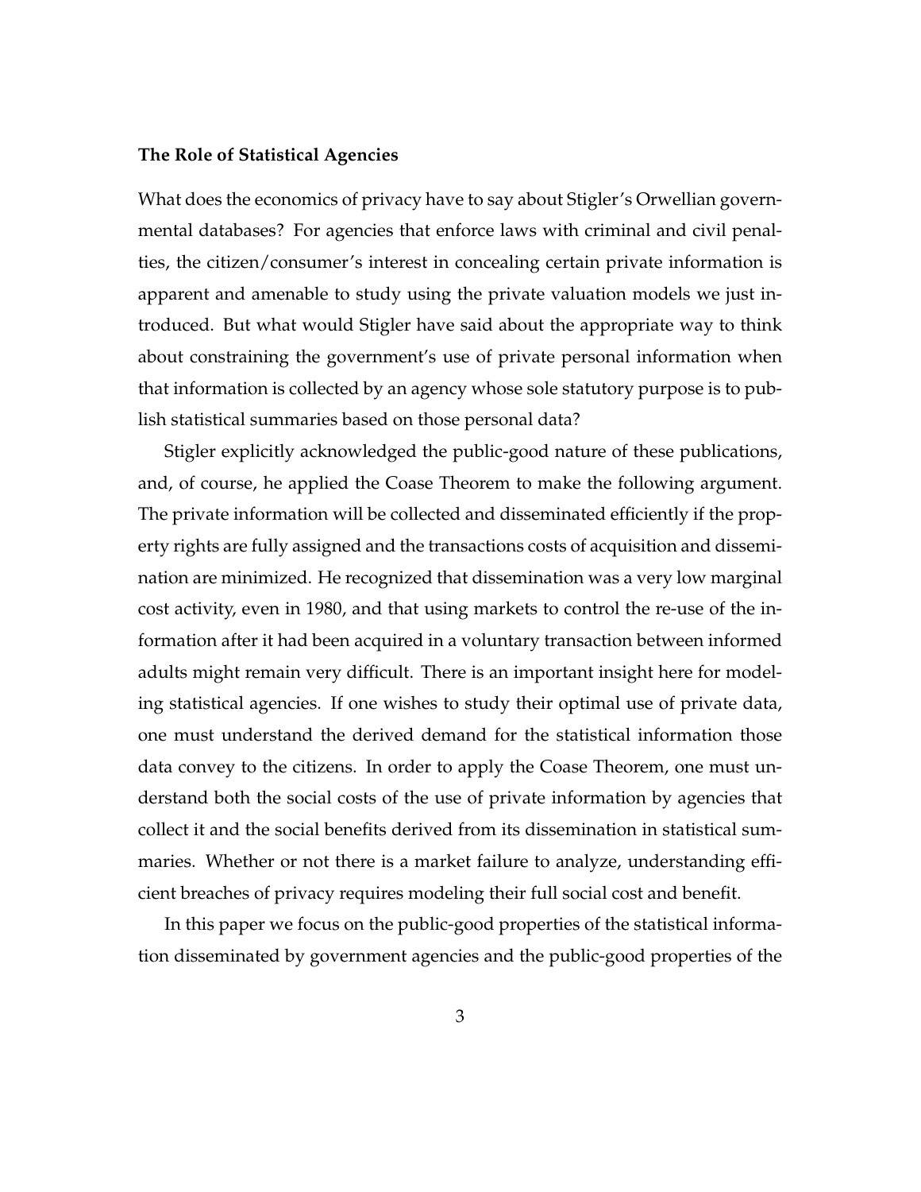### The Role of Statistical Agencies

What does the economics of privacy have to say about Stigler's Orwellian governmental databases? For agencies that enforce laws with criminal and civil penalties, the citizen/consumer's interest in concealing certain private information is apparent and amenable to study using the private valuation models we just introduced. But what would Stigler have said about the appropriate way to think about constraining the government's use of private personal information when that information is collected by an agency whose sole statutory purpose is to publish statistical summaries based on those personal data?

Stigler explicitly acknowledged the public-good nature of these publications, and, of course, he applied the Coase Theorem to make the following argument. The private information will be collected and disseminated efficiently if the property rights are fully assigned and the transactions costs of acquisition and dissemination are minimized. He recognized that dissemination was a very low marginal cost activity, even in 1980, and that using markets to control the re-use of the information after it had been acquired in a voluntary transaction between informed adults might remain very difficult. There is an important insight here for modeling statistical agencies. If one wishes to study their optimal use of private data, one must understand the derived demand for the statistical information those data convey to the citizens. In order to apply the Coase Theorem, one must understand both the social costs of the use of private information by agencies that collect it and the social benefits derived from its dissemination in statistical summaries. Whether or not there is a market failure to analyze, understanding efficient breaches of privacy requires modeling their full social cost and benefit.

In this paper we focus on the public-good properties of the statistical information disseminated by government agencies and the public-good properties of the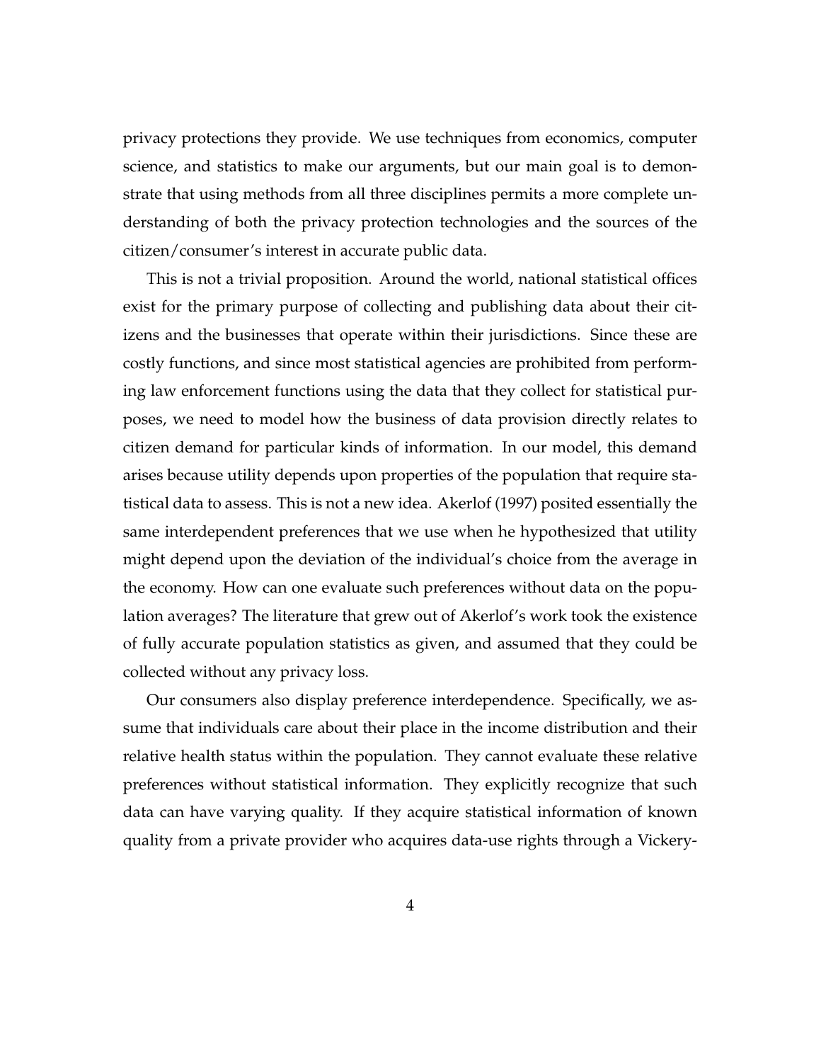privacy protections they provide. We use techniques from economics, computer science, and statistics to make our arguments, but our main goal is to demonstrate that using methods from all three disciplines permits a more complete understanding of both the privacy protection technologies and the sources of the citizen/consumer's interest in accurate public data.

This is not a trivial proposition. Around the world, national statistical offices exist for the primary purpose of collecting and publishing data about their citizens and the businesses that operate within their jurisdictions. Since these are costly functions, and since most statistical agencies are prohibited from performing law enforcement functions using the data that they collect for statistical purposes, we need to model how the business of data provision directly relates to citizen demand for particular kinds of information. In our model, this demand arises because utility depends upon properties of the population that require statistical data to assess. This is not a new idea. Akerlof (1997) posited essentially the same interdependent preferences that we use when he hypothesized that utility might depend upon the deviation of the individual's choice from the average in the economy. How can one evaluate such preferences without data on the population averages? The literature that grew out of Akerlof's work took the existence of fully accurate population statistics as given, and assumed that they could be collected without any privacy loss.

Our consumers also display preference interdependence. Specifically, we assume that individuals care about their place in the income distribution and their relative health status within the population. They cannot evaluate these relative preferences without statistical information. They explicitly recognize that such data can have varying quality. If they acquire statistical information of known quality from a private provider who acquires data-use rights through a Vickery-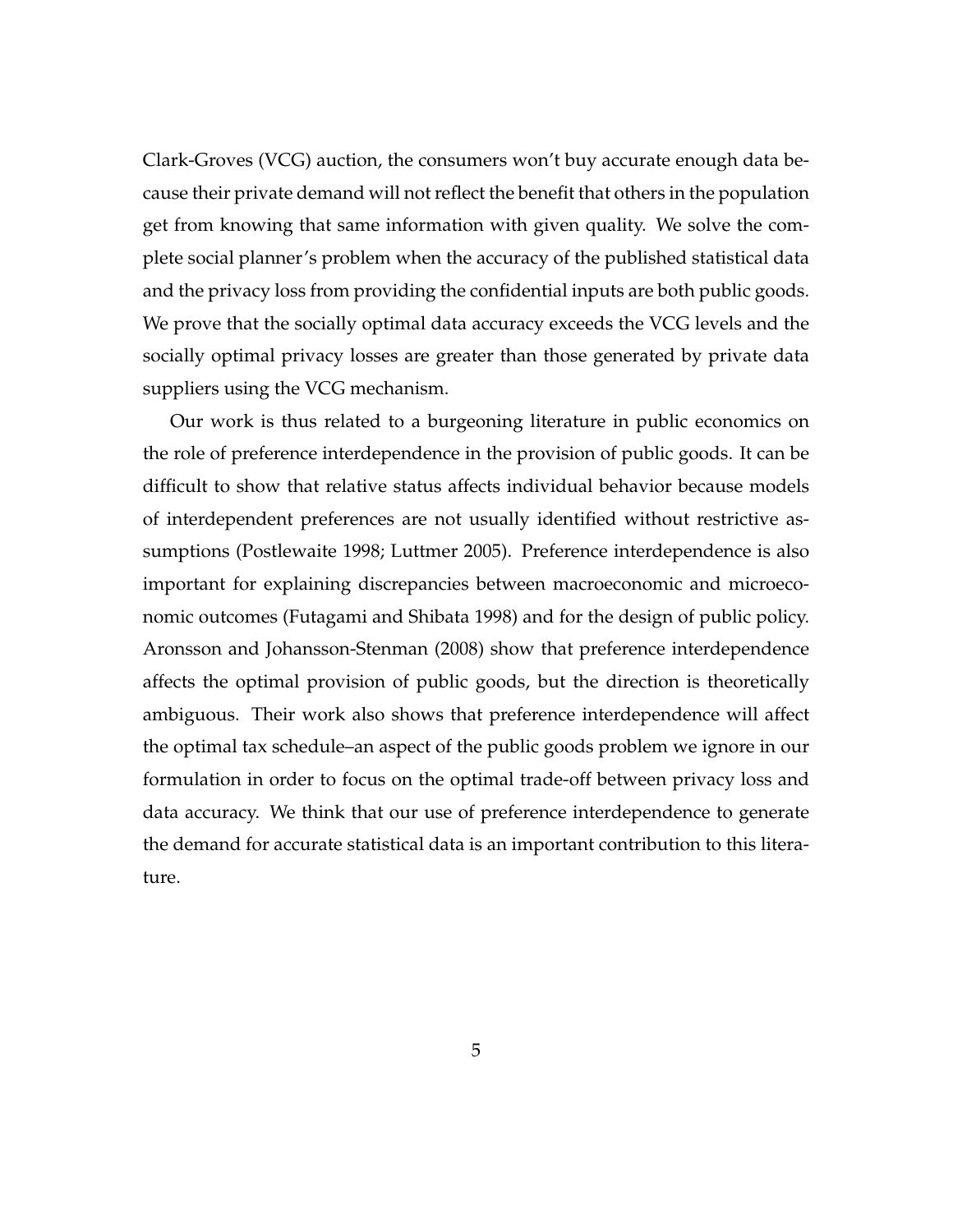Clark-Groves (VCG) auction, the consumers won't buy accurate enough data because their private demand will not reflect the benefit that others in the population get from knowing that same information with given quality. We solve the complete social planner's problem when the accuracy of the published statistical data and the privacy loss from providing the confidential inputs are both public goods. We prove that the socially optimal data accuracy exceeds the VCG levels and the socially optimal privacy losses are greater than those generated by private data suppliers using the VCG mechanism.

Our work is thus related to a burgeoning literature in public economics on the role of preference interdependence in the provision of public goods. It can be difficult to show that relative status affects individual behavior because models of interdependent preferences are not usually identified without restrictive assumptions (Postlewaite 1998; Luttmer 2005). Preference interdependence is also important for explaining discrepancies between macroeconomic and microeconomic outcomes (Futagami and Shibata 1998) and for the design of public policy. Aronsson and Johansson-Stenman (2008) show that preference interdependence affects the optimal provision of public goods, but the direction is theoretically ambiguous. Their work also shows that preference interdependence will affect the optimal tax schedule–an aspect of the public goods problem we ignore in our formulation in order to focus on the optimal trade-off between privacy loss and data accuracy. We think that our use of preference interdependence to generate the demand for accurate statistical data is an important contribution to this literature.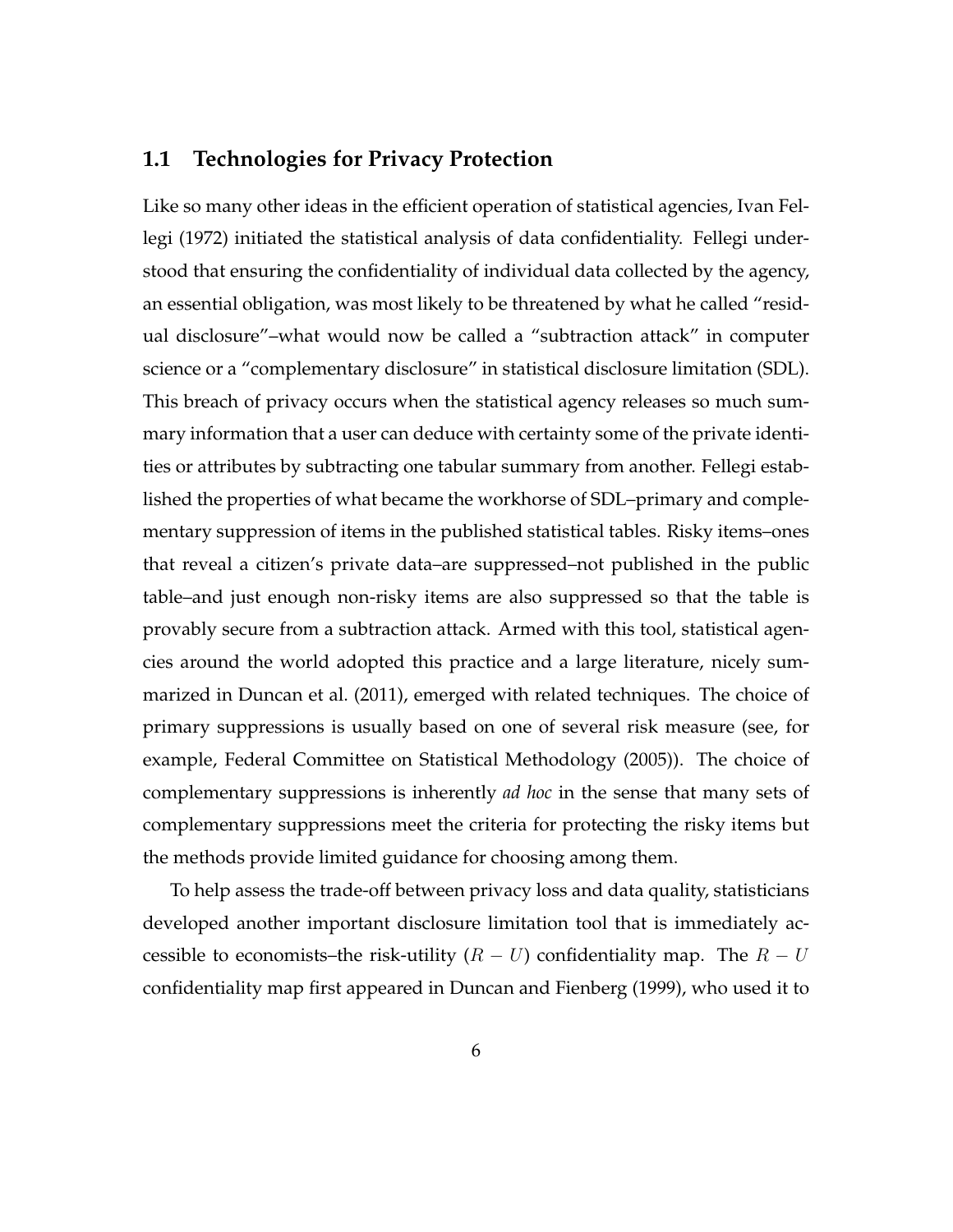## 1.1 Technologies for Privacy Protection

Like so many other ideas in the efficient operation of statistical agencies, Ivan Fellegi (1972) initiated the statistical analysis of data confidentiality. Fellegi understood that ensuring the confidentiality of individual data collected by the agency, an essential obligation, was most likely to be threatened by what he called "residual disclosure"–what would now be called a "subtraction attack" in computer science or a "complementary disclosure" in statistical disclosure limitation (SDL). This breach of privacy occurs when the statistical agency releases so much summary information that a user can deduce with certainty some of the private identities or attributes by subtracting one tabular summary from another. Fellegi established the properties of what became the workhorse of SDL–primary and complementary suppression of items in the published statistical tables. Risky items–ones that reveal a citizen's private data–are suppressed–not published in the public table–and just enough non-risky items are also suppressed so that the table is provably secure from a subtraction attack. Armed with this tool, statistical agencies around the world adopted this practice and a large literature, nicely summarized in Duncan et al. (2011), emerged with related techniques. The choice of primary suppressions is usually based on one of several risk measure (see, for example, Federal Committee on Statistical Methodology (2005)). The choice of complementary suppressions is inherently *ad hoc* in the sense that many sets of complementary suppressions meet the criteria for protecting the risky items but the methods provide limited guidance for choosing among them.

To help assess the trade-off between privacy loss and data quality, statisticians developed another important disclosure limitation tool that is immediately accessible to economists–the risk-utility ($R - U$) confidentiality map. The $R - U$ confidentiality map first appeared in Duncan and Fienberg (1999), who used it to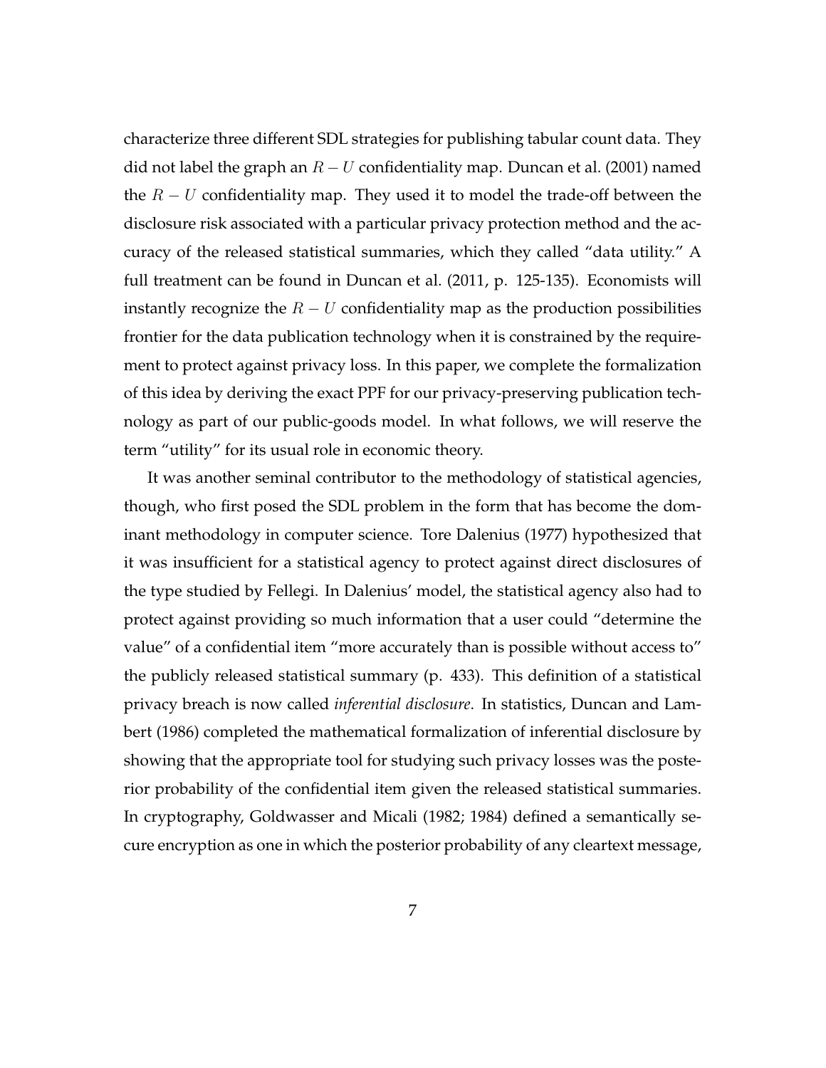characterize three different SDL strategies for publishing tabular count data. They did not label the graph an $R-U$ confidentiality map. Duncan et al. (2001) named the $R-U$ confidentiality map. They used it to model the trade-off between the disclosure risk associated with a particular privacy protection method and the accuracy of the released statistical summaries, which they called "data utility." A full treatment can be found in Duncan et al. (2011, p. 125-135). Economists will instantly recognize the $R-U$ confidentiality map as the production possibilities frontier for the data publication technology when it is constrained by the requirement to protect against privacy loss. In this paper, we complete the formalization of this idea by deriving the exact PPF for our privacy-preserving publication technology as part of our public-goods model. In what follows, we will reserve the term "utility" for its usual role in economic theory.

It was another seminal contributor to the methodology of statistical agencies, though, who first posed the SDL problem in the form that has become the dominant methodology in computer science. Tore Dalenius (1977) hypothesized that it was insufficient for a statistical agency to protect against direct disclosures of the type studied by Fellegi. In Dalenius' model, the statistical agency also had to protect against providing so much information that a user could "determine the value" of a confidential item "more accurately than is possible without access to" the publicly released statistical summary (p. 433). This definition of a statistical privacy breach is now called *inferential disclosure*. In statistics, Duncan and Lambert (1986) completed the mathematical formalization of inferential disclosure by showing that the appropriate tool for studying such privacy losses was the posterior probability of the confidential item given the released statistical summaries. In cryptography, Goldwasser and Micali (1982; 1984) defined a semantically secure encryption as one in which the posterior probability of any cleartext message,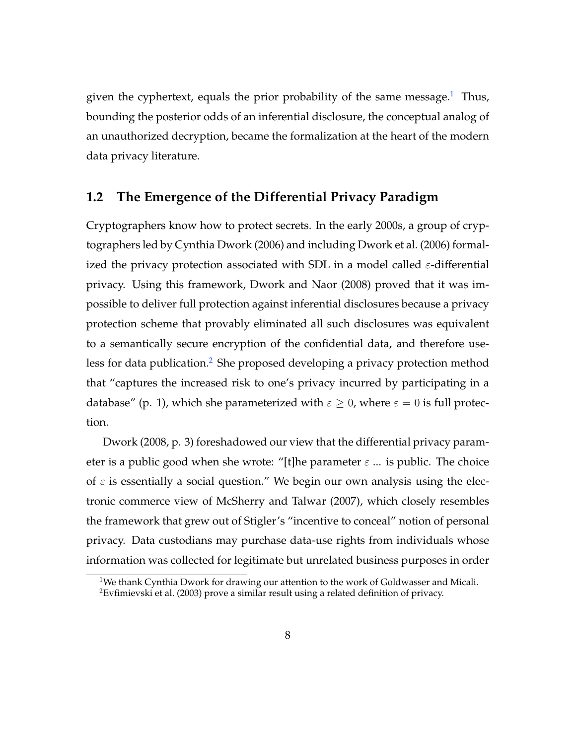given the cyphertext, equals the prior probability of the same message.[1] Thus, bounding the posterior odds of an inferential disclosure, the conceptual analog of an unauthorized decryption, became the formalization at the heart of the modern data privacy literature.

## 1.2 The Emergence of the Differential Privacy Paradigm

Cryptographers know how to protect secrets. In the early 2000s, a group of cryptographers led by Cynthia Dwork (2006) and including Dwork et al. (2006) formalized the privacy protection associated with SDL in a model called $\varepsilon$-differential privacy. Using this framework, Dwork and Naor (2008) proved that it was impossible to deliver full protection against inferential disclosures because a privacy protection scheme that provably eliminated all such disclosures was equivalent to a semantically secure encryption of the confidential data, and therefore useless for data publication.[2] She proposed developing a privacy protection method that "captures the increased risk to one's privacy incurred by participating in a database" (p. 1), which she parameterized with $\varepsilon \geq 0$, where $\varepsilon = 0$ is full protection.

Dwork (2008, p. 3) foreshadowed our view that the differential privacy parameter is a public good when she wrote: "[t]he parameter $\varepsilon$ ... is public. The choice of $\varepsilon$ is essentially a social question." We begin our own analysis using the electronic commerce view of McSherry and Talwar (2007), which closely resembles the framework that grew out of Stigler's "incentive to conceal" notion of personal privacy. Data custodians may purchase data-use rights from individuals whose information was collected for legitimate but unrelated business purposes in order

[1] We thank Cynthia Dwork for drawing our attention to the work of Goldwasser and Micali.

[2] Evfimievski et al. (2003) prove a similar result using a related definition of privacy.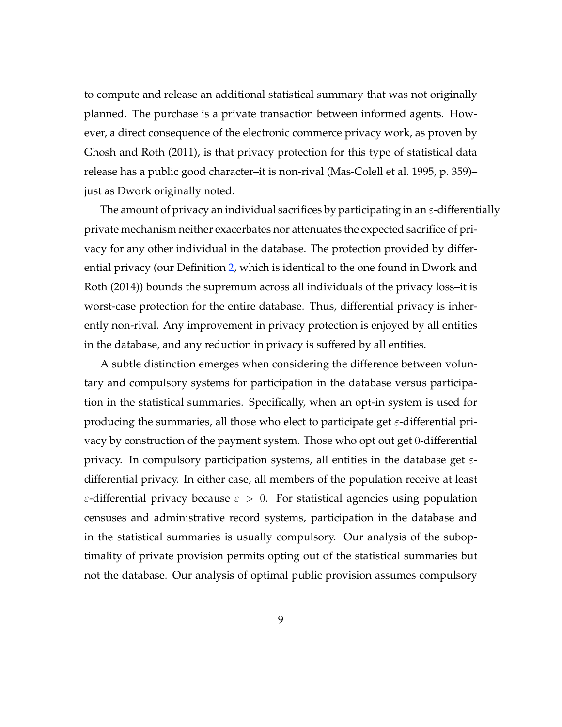to compute and release an additional statistical summary that was not originally planned. The purchase is a private transaction between informed agents. However, a direct consequence of the electronic commerce privacy work, as proven by Ghosh and Roth (2011), is that privacy protection for this type of statistical data release has a public good character–it is non-rival (Mas-Colell et al. 1995, p. 359)–just as Dwork originally noted.

The amount of privacy an individual sacrifices by participating in an $\varepsilon$-differentially private mechanism neither exacerbates nor attenuates the expected sacrifice of privacy for any other individual in the database. The protection provided by differential privacy (our Definition 2, which is identical to the one found in Dwork and Roth (2014)) bounds the supremum across all individuals of the privacy loss–it is worst-case protection for the entire database. Thus, differential privacy is inherently non-rival. Any improvement in privacy protection is enjoyed by all entities in the database, and any reduction in privacy is suffered by all entities.

A subtle distinction emerges when considering the difference between voluntary and compulsory systems for participation in the database versus participation in the statistical summaries. Specifically, when an opt-in system is used for producing the summaries, all those who elect to participate get $\varepsilon$-differential privacy by construction of the payment system. Those who opt out get $0$-differential privacy. In compulsory participation systems, all entities in the database get $\varepsilon$-differential privacy. In either case, all members of the population receive at least $\varepsilon$-differential privacy because $\varepsilon > 0$. For statistical agencies using population censuses and administrative record systems, participation in the database and in the statistical summaries is usually compulsory. Our analysis of the suboptimality of private provision permits opting out of the statistical summaries but not the database. Our analysis of optimal public provision assumes compulsory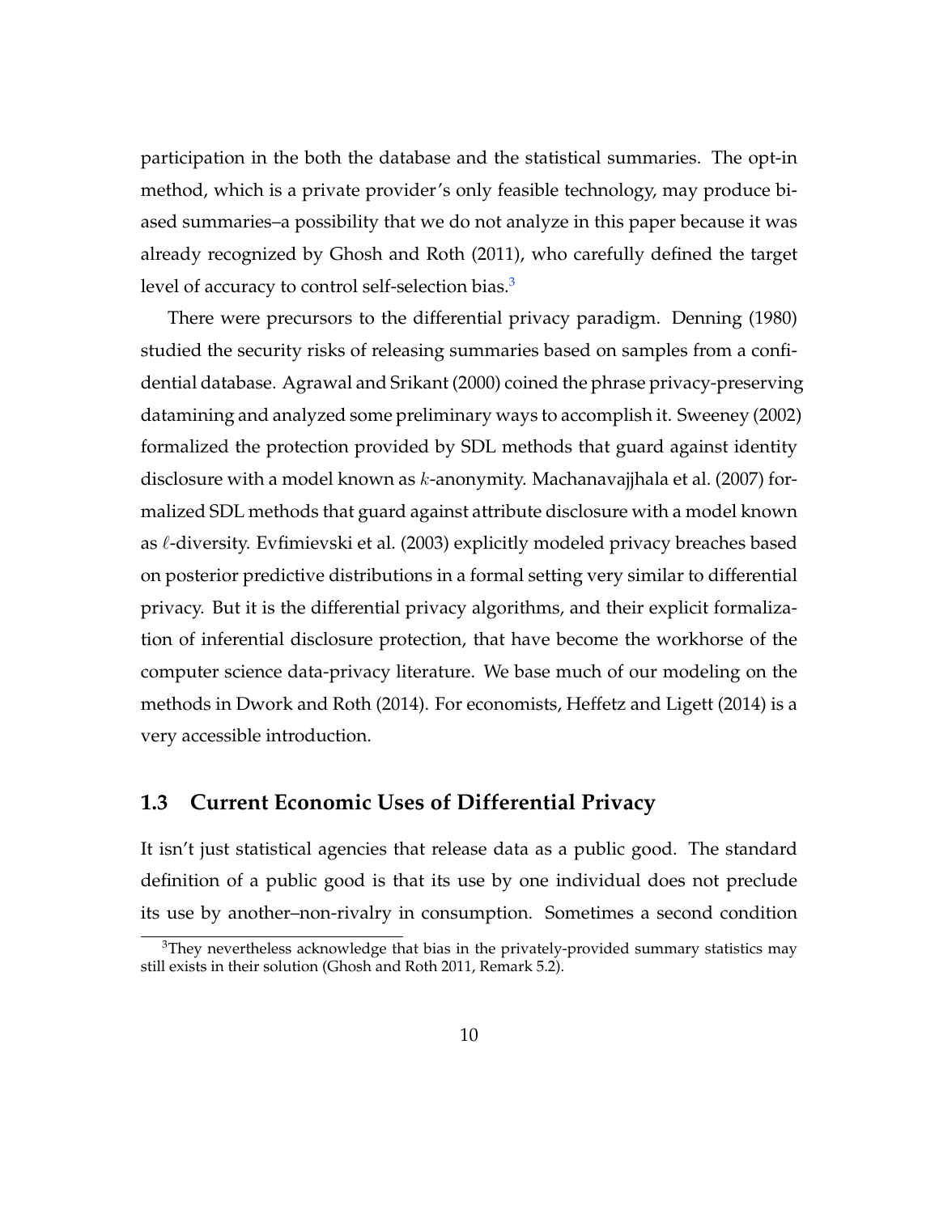participation in the both the database and the statistical summaries. The opt-in method, which is a private provider's only feasible technology, may produce biased summaries–a possibility that we do not analyze in this paper because it was already recognized by Ghosh and Roth (2011), who carefully defined the target level of accuracy to control self-selection bias.[3]

There were precursors to the differential privacy paradigm. Denning (1980) studied the security risks of releasing summaries based on samples from a confidential database. Agrawal and Srikant (2000) coined the phrase privacy-preserving datamining and analyzed some preliminary ways to accomplish it. Sweeney (2002) formalized the protection provided by SDL methods that guard against identity disclosure with a model known as $k$-anonymity. Machanavajjhala et al. (2007) formalized SDL methods that guard against attribute disclosure with a model known as $\ell$-diversity. Evfimievski et al. (2003) explicitly modeled privacy breaches based on posterior predictive distributions in a formal setting very similar to differential privacy. But it is the differential privacy algorithms, and their explicit formalization of inferential disclosure protection, that have become the workhorse of the computer science data-privacy literature. We base much of our modeling on the methods in Dwork and Roth (2014). For economists, Heffetz and Ligett (2014) is a very accessible introduction.

## 1.3 Current Economic Uses of Differential Privacy

It isn't just statistical agencies that release data as a public good. The standard definition of a public good is that its use by one individual does not preclude its use by another–non-rivalry in consumption. Sometimes a second condition

[3] They nevertheless acknowledge that bias in the privately-provided summary statistics may still exists in their solution (Ghosh and Roth 2011, Remark 5.2).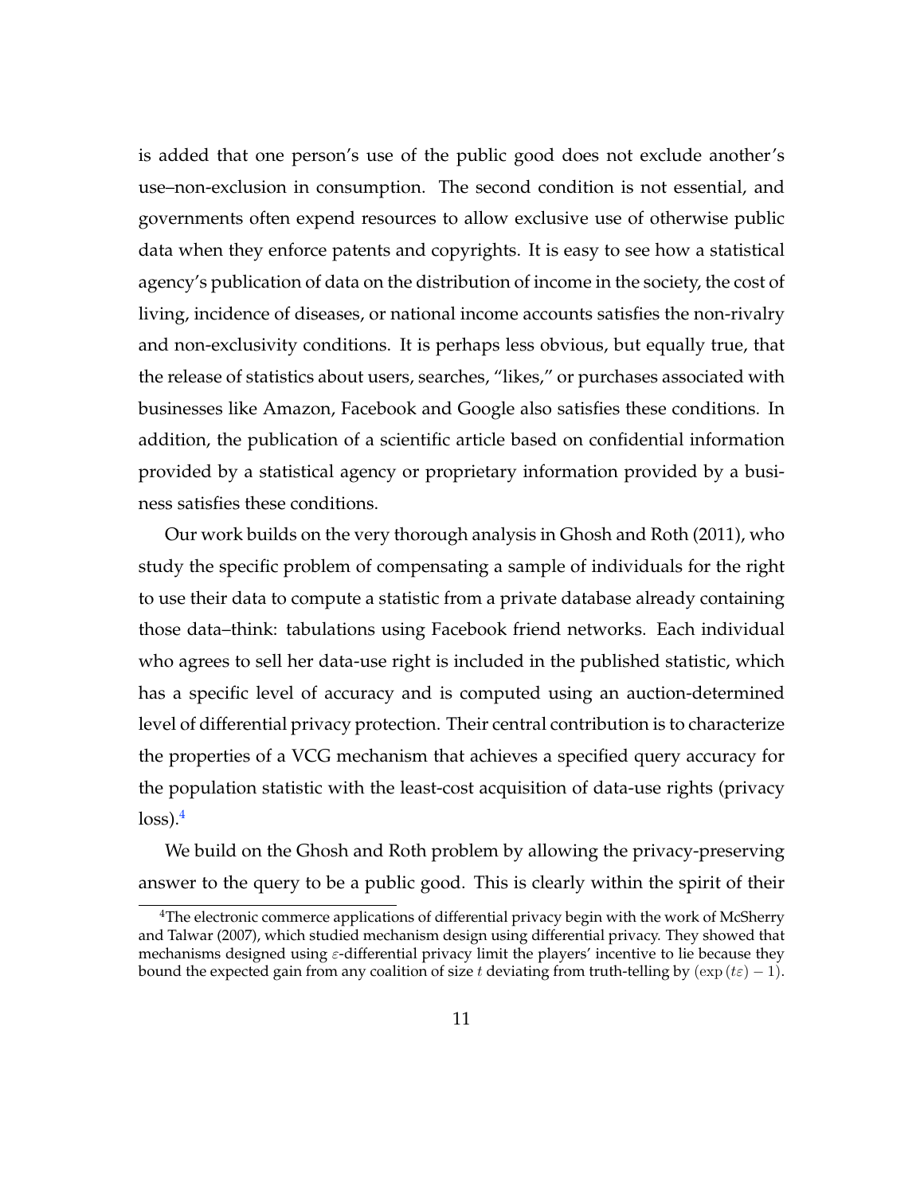is added that one person's use of the public good does not exclude another's use–non-exclusion in consumption. The second condition is not essential, and governments often expend resources to allow exclusive use of otherwise public data when they enforce patents and copyrights. It is easy to see how a statistical agency's publication of data on the distribution of income in the society, the cost of living, incidence of diseases, or national income accounts satisfies the non-rivalry and non-exclusivity conditions. It is perhaps less obvious, but equally true, that the release of statistics about users, searches, "likes," or purchases associated with businesses like Amazon, Facebook and Google also satisfies these conditions. In addition, the publication of a scientific article based on confidential information provided by a statistical agency or proprietary information provided by a business satisfies these conditions.

Our work builds on the very thorough analysis in Ghosh and Roth (2011), who study the specific problem of compensating a sample of individuals for the right to use their data to compute a statistic from a private database already containing those data–think: tabulations using Facebook friend networks. Each individual who agrees to sell her data-use right is included in the published statistic, which has a specific level of accuracy and is computed using an auction-determined level of differential privacy protection. Their central contribution is to characterize the properties of a VCG mechanism that achieves a specified query accuracy for the population statistic with the least-cost acquisition of data-use rights (privacy loss).[4]

We build on the Ghosh and Roth problem by allowing the privacy-preserving answer to the query to be a public good. This is clearly within the spirit of their

[4] The electronic commerce applications of differential privacy begin with the work of McSherry and Talwar (2007), which studied mechanism design using differential privacy. They showed that mechanisms designed using $\varepsilon$-differential privacy limit the players' incentive to lie because they bound the expected gain from any coalition of size $t$ deviating from truth-telling by $(\exp(t\varepsilon) - 1)$.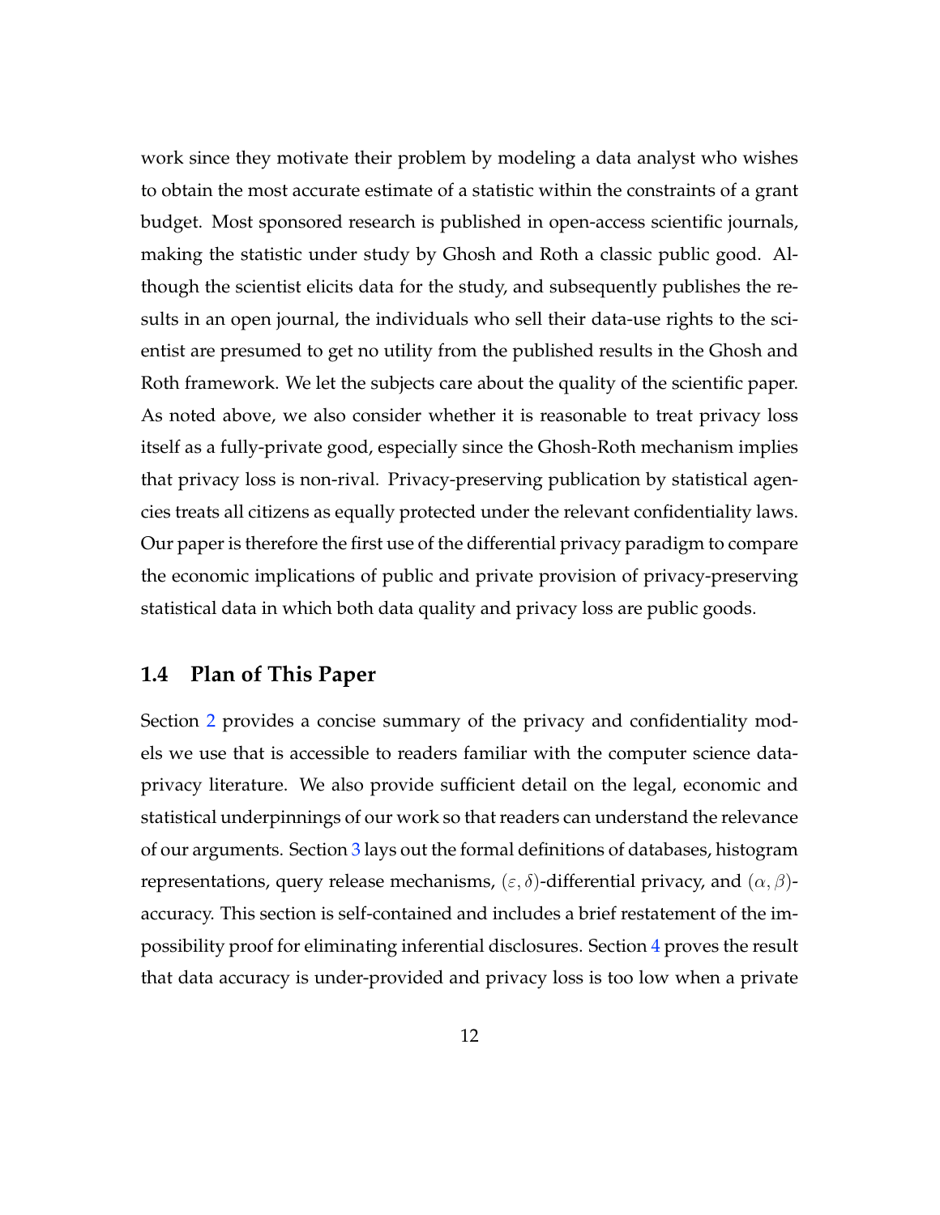work since they motivate their problem by modeling a data analyst who wishes to obtain the most accurate estimate of a statistic within the constraints of a grant budget. Most sponsored research is published in open-access scientific journals, making the statistic under study by Ghosh and Roth a classic public good. Although the scientist elicits data for the study, and subsequently publishes the results in an open journal, the individuals who sell their data-use rights to the scientist are presumed to get no utility from the published results in the Ghosh and Roth framework. We let the subjects care about the quality of the scientific paper. As noted above, we also consider whether it is reasonable to treat privacy loss itself as a fully-private good, especially since the Ghosh-Roth mechanism implies that privacy loss is non-rival. Privacy-preserving publication by statistical agencies treats all citizens as equally protected under the relevant confidentiality laws. Our paper is therefore the first use of the differential privacy paradigm to compare the economic implications of public and private provision of privacy-preserving statistical data in which both data quality and privacy loss are public goods.

### 1.4 Plan of This Paper

Section 2 provides a concise summary of the privacy and confidentiality models we use that is accessible to readers familiar with the computer science data-privacy literature. We also provide sufficient detail on the legal, economic and statistical underpinnings of our work so that readers can understand the relevance of our arguments. Section 3 lays out the formal definitions of databases, histogram representations, query release mechanisms, $(\varepsilon, \delta)$-differential privacy, and $(\alpha, \beta)$-accuracy. This section is self-contained and includes a brief restatement of the impossibility proof for eliminating inferential disclosures. Section 4 proves the result that data accuracy is under-provided and privacy loss is too low when a private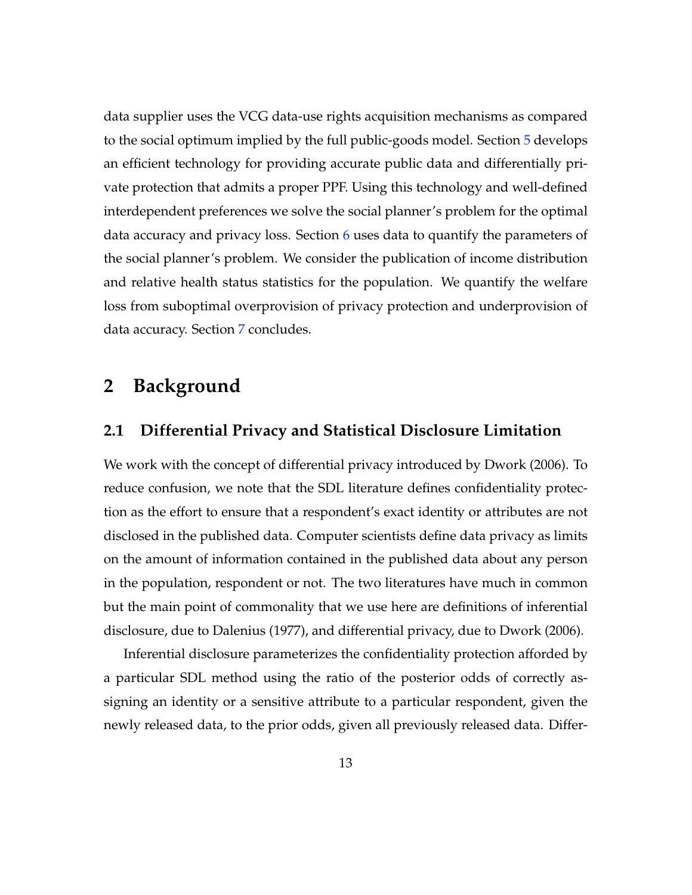data supplier uses the VCG data-use rights acquisition mechanisms as compared to the social optimum implied by the full public-goods model. Section 5 develops an efficient technology for providing accurate public data and differentially private protection that admits a proper PPF. Using this technology and well-defined interdependent preferences we solve the social planner's problem for the optimal data accuracy and privacy loss. Section 6 uses data to quantify the parameters of the social planner's problem. We consider the publication of income distribution and relative health status statistics for the population. We quantify the welfare loss from suboptimal overprovision of privacy protection and underprovision of data accuracy. Section 7 concludes.

# 2 Background

## 2.1 Differential Privacy and Statistical Disclosure Limitation

We work with the concept of differential privacy introduced by Dwork (2006). To reduce confusion, we note that the SDL literature defines confidentiality protection as the effort to ensure that a respondent's exact identity or attributes are not disclosed in the published data. Computer scientists define data privacy as limits on the amount of information contained in the published data about any person in the population, respondent or not. The two literatures have much in common but the main point of commonality that we use here are definitions of inferential disclosure, due to Dalenius (1977), and differential privacy, due to Dwork (2006).

Inferential disclosure parameterizes the confidentiality protection afforded by a particular SDL method using the ratio of the posterior odds of correctly assigning an identity or a sensitive attribute to a particular respondent, given the newly released data, to the prior odds, given all previously released data. Differ-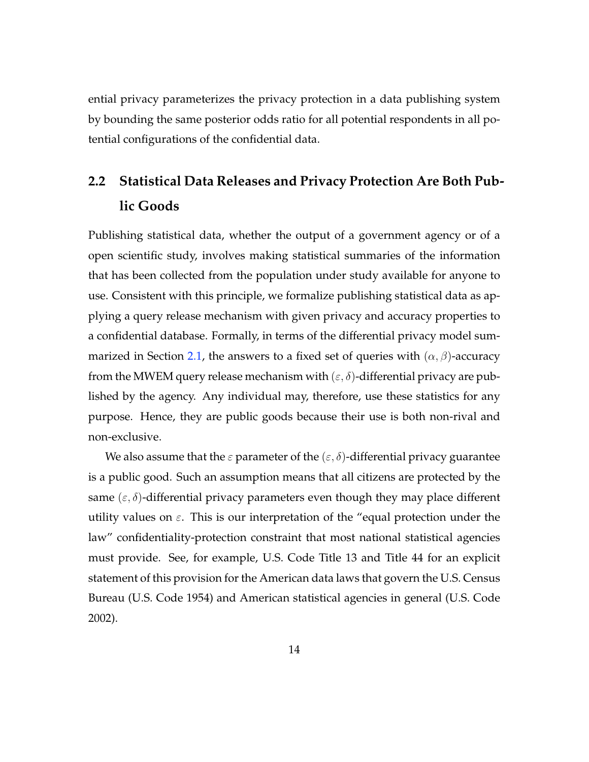ential privacy parameterizes the privacy protection in a data publishing system by bounding the same posterior odds ratio for all potential respondents in all potential configurations of the confidential data.

## 2.2 Statistical Data Releases and Privacy Protection Are Both Public Goods

Publishing statistical data, whether the output of a government agency or of a open scientific study, involves making statistical summaries of the information that has been collected from the population under study available for anyone to use. Consistent with this principle, we formalize publishing statistical data as applying a query release mechanism with given privacy and accuracy properties to a confidential database. Formally, in terms of the differential privacy model summarized in Section 2.1, the answers to a fixed set of queries with $(\alpha, \beta)$-accuracy from the MWEM query release mechanism with $(\varepsilon, \delta)$-differential privacy are published by the agency. Any individual may, therefore, use these statistics for any purpose. Hence, they are public goods because their use is both non-rival and non-exclusive.

We also assume that the $\varepsilon$ parameter of the $(\varepsilon, \delta)$-differential privacy guarantee is a public good. Such an assumption means that all citizens are protected by the same $(\varepsilon, \delta)$-differential privacy parameters even though they may place different utility values on $\varepsilon$. This is our interpretation of the "equal protection under the law" confidentiality-protection constraint that most national statistical agencies must provide. See, for example, U.S. Code Title 13 and Title 44 for an explicit statement of this provision for the American data laws that govern the U.S. Census Bureau (U.S. Code 1954) and American statistical agencies in general (U.S. Code 2002).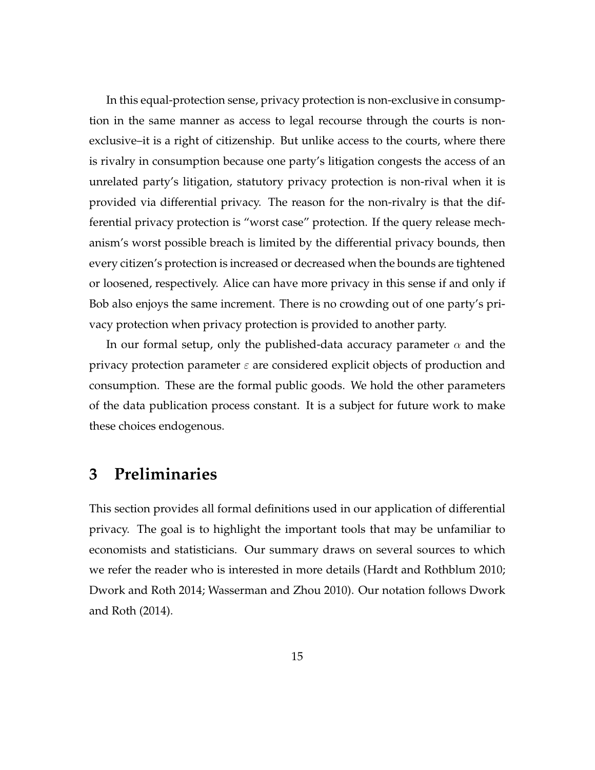In this equal-protection sense, privacy protection is non-exclusive in consumption in the same manner as access to legal recourse through the courts is non-exclusive–it is a right of citizenship. But unlike access to the courts, where there is rivalry in consumption because one party's litigation congests the access of an unrelated party's litigation, statutory privacy protection is non-rival when it is provided via differential privacy. The reason for the non-rivalry is that the differential privacy protection is "worst case" protection. If the query release mechanism's worst possible breach is limited by the differential privacy bounds, then every citizen's protection is increased or decreased when the bounds are tightened or loosened, respectively. Alice can have more privacy in this sense if and only if Bob also enjoys the same increment. There is no crowding out of one party's privacy protection when privacy protection is provided to another party.

In our formal setup, only the published-data accuracy parameter $\alpha$ and the privacy protection parameter $\varepsilon$ are considered explicit objects of production and consumption. These are the formal public goods. We hold the other parameters of the data publication process constant. It is a subject for future work to make these choices endogenous.

# 3 Preliminaries

This section provides all formal definitions used in our application of differential privacy. The goal is to highlight the important tools that may be unfamiliar to economists and statisticians. Our summary draws on several sources to which we refer the reader who is interested in more details (Hardt and Rothblum 2010; Dwork and Roth 2014; Wasserman and Zhou 2010). Our notation follows Dwork and Roth (2014).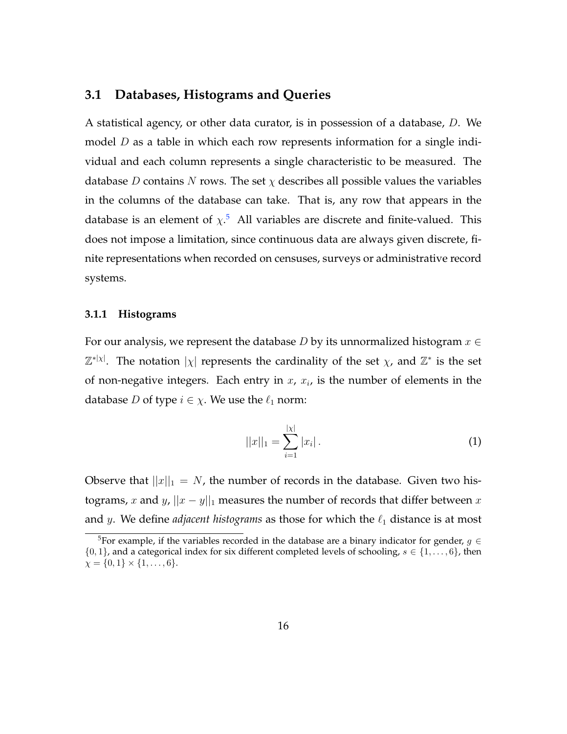## 3.1 Databases, Histograms and Queries

A statistical agency, or other data curator, is in possession of a database, $D$. We model $D$ as a table in which each row represents information for a single individual and each column represents a single characteristic to be measured. The database $D$ contains $N$ rows. The set $\chi$ describes all possible values the variables in the columns of the database can take. That is, any row that appears in the database is an element of $\chi$.[5] All variables are discrete and finite-valued. This does not impose a limitation, since continuous data are always given discrete, finite representations when recorded on censuses, surveys or administrative record systems.

### 3.1.1 Histograms

For our analysis, we represent the database $D$ by its unnormalized histogram $x \in \mathbb{Z}^{*|\chi|}$. The notation $|\chi|$ represents the cardinality of the set $\chi$, and $\mathbb{Z}^*$ is the set of non-negative integers. Each entry in $x$, $x_i$, is the number of elements in the database $D$ of type $i \in \chi$. We use the $\ell_1$ norm:

$$||x||_1 = \sum_{i=1}^{|\chi|} |x_i| \,. \tag{1}$$

Observe that $||x||_1 = N$, the number of records in the database. Given two histograms, $x$ and $y$, $||x - y||_1$ measures the number of records that differ between $x$ and $y$. We define *adjacent histograms* as those for which the $\ell_1$ distance is at most

[5] For example, if the variables recorded in the database are a binary indicator for gender, $g \in \{0, 1\}$, and a categorical index for six different completed levels of schooling, $s \in \{1, \ldots, 6\}$, then $\chi = \{0, 1\} \times \{1, \ldots, 6\}$.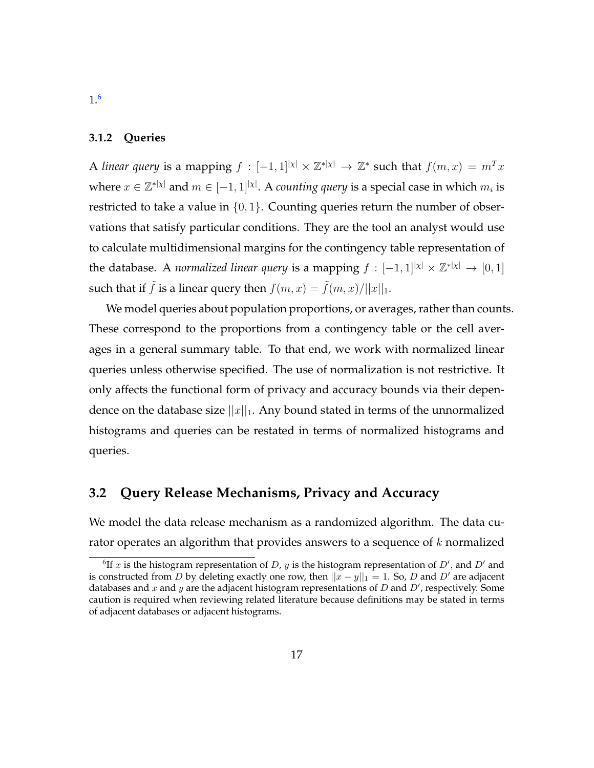1.[6]

### 3.1.2 Queries

A *linear query* is a mapping $f : [-1, 1]^{|\chi|} \times \mathbb{Z}^{*|\chi|} \rightarrow \mathbb{Z}^*$ such that $f(m, x) = m^T x$ where $x \in \mathbb{Z}^{*|\chi|}$ and $m \in [-1, 1]^{|\chi|}$. A *counting query* is a special case in which $m_i$ is restricted to take a value in $\{0, 1\}$. Counting queries return the number of observations that satisfy particular conditions. They are the tool an analyst would use to calculate multidimensional margins for the contingency table representation of the database. A *normalized linear query* is a mapping $f : [-1, 1]^{|\chi|} \times \mathbb{Z}^{*|\chi|} \rightarrow [0, 1]$ such that if $\tilde{f}$ is a linear query then $f(m, x) = \tilde{f}(m, x)/||x||_1$.

We model queries about population proportions, or averages, rather than counts. These correspond to the proportions from a contingency table or the cell averages in a general summary table. To that end, we work with normalized linear queries unless otherwise specified. The use of normalization is not restrictive. It only affects the functional form of privacy and accuracy bounds via their dependence on the database size $||x||_1$. Any bound stated in terms of the unnormalized histograms and queries can be restated in terms of normalized histograms and queries.

## 3.2 Query Release Mechanisms, Privacy and Accuracy

We model the data release mechanism as a randomized algorithm. The data curator operates an algorithm that provides answers to a sequence of $k$ normalized

[6] If $x$ is the histogram representation of $D$, $y$ is the histogram representation of $D'$, and $D'$ and is constructed from $D$ by deleting exactly one row, then $||x - y||_1 = 1$. So, $D$ and $D'$ are adjacent databases and $x$ and $y$ are the adjacent histogram representations of $D$ and $D'$, respectively. Some caution is required when reviewing related literature because definitions may be stated in terms of adjacent databases or adjacent histograms.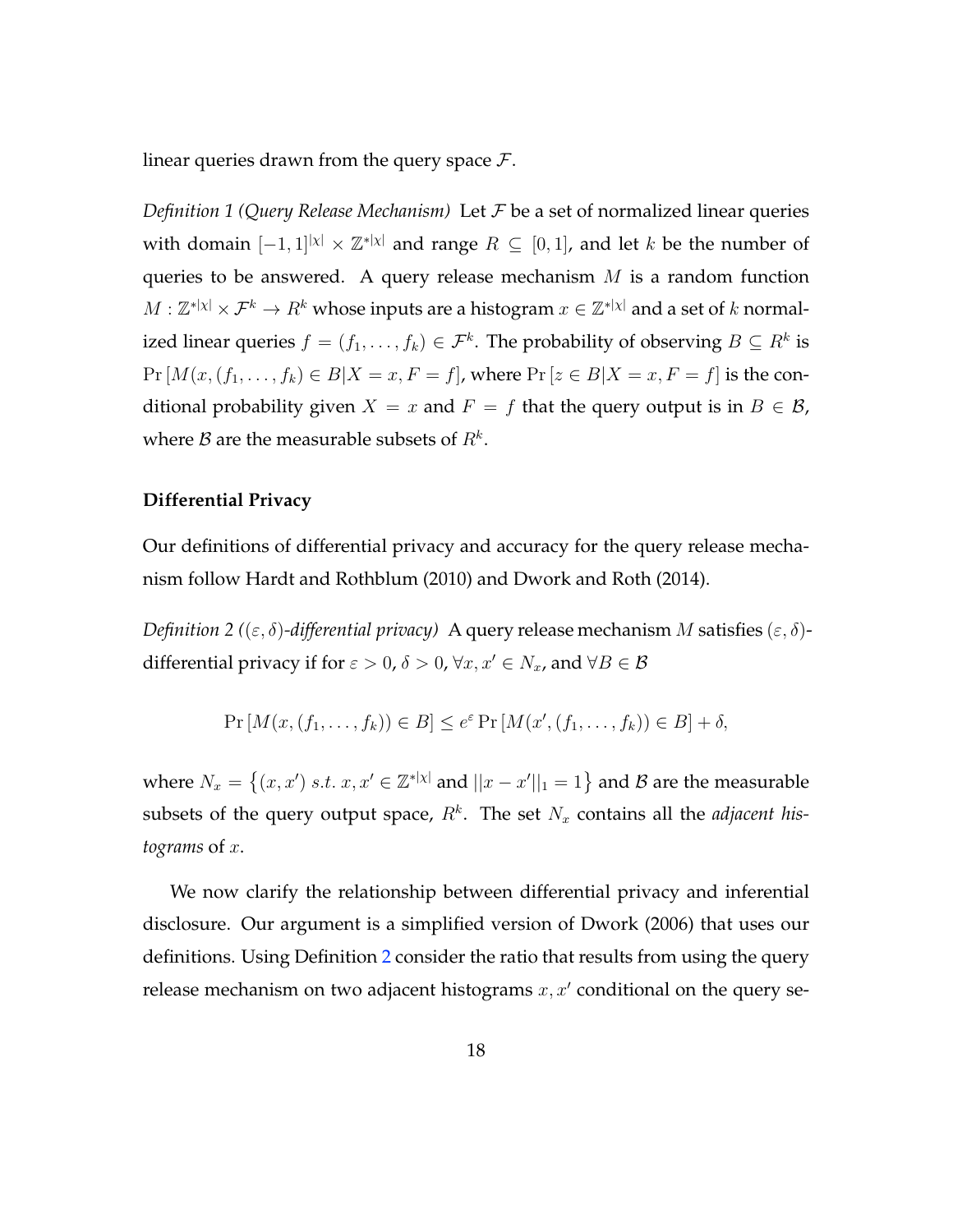linear queries drawn from the query space $\mathcal{F}$.

*Definition 1 (Query Release Mechanism)* Let $\mathcal{F}$ be a set of normalized linear queries with domain $[-1,1]^{|\chi|} \times \mathbb{Z}^{*|\chi|}$ and range $R \subseteq [0,1]$, and let $k$ be the number of queries to be answered. A query release mechanism $M$ is a random function $M : \mathbb{Z}^{*|\chi|} \times \mathcal{F}^k \to R^k$ whose inputs are a histogram $x \in \mathbb{Z}^{*|\chi|}$ and a set of $k$ normalized linear queries $f = (f_1, \ldots, f_k) \in \mathcal{F}^k$. The probability of observing $B \subseteq R^k$ is $\Pr[M(x, (f_1, \ldots, f_k) \in B | X = x, F = f]$, where $\Pr[z \in B | X = x, F = f]$ is the conditional probability given $X = x$ and $F = f$ that the query output is in $B \in \mathcal{B}$, where $\mathcal{B}$ are the measurable subsets of $R^k$.

**Differential Privacy**

Our definitions of differential privacy and accuracy for the query release mechanism follow Hardt and Rothblum (2010) and Dwork and Roth (2014).

*Definition 2 ($(\varepsilon, \delta)$-differential privacy)* A query release mechanism $M$ satisfies $(\varepsilon, \delta)$-differential privacy if for $\varepsilon > 0$, $\delta > 0$, $\forall x, x' \in N_x$, and $\forall B \in \mathcal{B}$

$$\Pr[M(x, (f_1, \ldots, f_k)) \in B] \leq e^{\varepsilon} \Pr[M(x', (f_1, \ldots, f_k)) \in B] + \delta,$$

where $N_x = \left\{(x, x') \; s.t. \; x, x' \in \mathbb{Z}^{*|\chi|} \text{ and } ||x - x'||_1 = 1\right\}$ and $\mathcal{B}$ are the measurable subsets of the query output space, $R^k$. The set $N_x$ contains all the *adjacent histograms* of $x$.

We now clarify the relationship between differential privacy and inferential disclosure. Our argument is a simplified version of Dwork (2006) that uses our definitions. Using Definition 2 consider the ratio that results from using the query release mechanism on two adjacent histograms $x, x'$ conditional on the query se-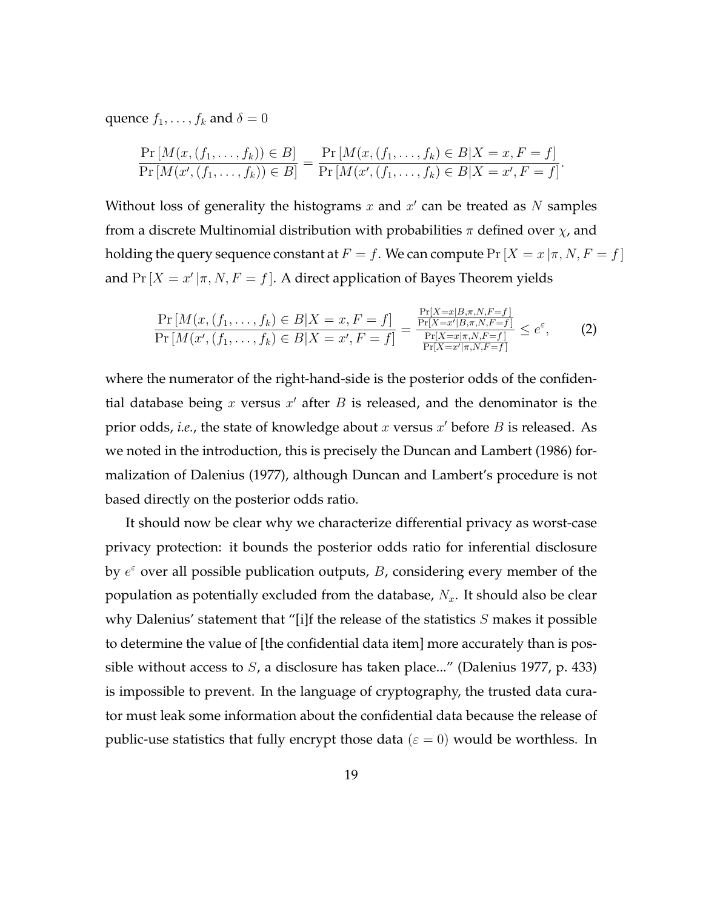quence $f_1, \ldots, f_k$ and $\delta = 0$

$$\frac{\Pr\left[M(x,(f_1,\ldots,f_k)) \in B\right]}{\Pr\left[M(x',(f_1,\ldots,f_k)) \in B\right]} = \frac{\Pr\left[M(x,(f_1,\ldots,f_k) \in B | X = x, F = f\right]}{\Pr\left[M(x',(f_1,\ldots,f_k) \in B | X = x', F = f\right]}.$$

Without loss of generality the histograms $x$ and $x'$ can be treated as $N$ samples from a discrete Multinomial distribution with probabilities $\pi$ defined over $\chi$, and holding the query sequence constant at $F = f$. We can compute $\Pr\left[X = x\,|\pi, N, F = f\right]$ and $\Pr\left[X = x'\,|\pi, N, F = f\right]$. A direct application of Bayes Theorem yields

$$\frac{\Pr\left[M(x,(f_1,\ldots,f_k) \in B | X = x, F = f\right]}{\Pr\left[M(x',(f_1,\ldots,f_k) \in B | X = x', F = f\right]} = \frac{\frac{\Pr[X=x|B,\pi,N,F=f]}{\Pr[X=x'|B,\pi,N,F=f]}}{\frac{\Pr[X=x|\pi,N,F=f]}{\Pr[X=x'|\pi,N,F=f]}} \leq e^{\varepsilon}, \tag{2}$$

where the numerator of the right-hand-side is the posterior odds of the confidential database being $x$ versus $x'$ after $B$ is released, and the denominator is the prior odds, *i.e.*, the state of knowledge about $x$ versus $x'$ before $B$ is released. As we noted in the introduction, this is precisely the Duncan and Lambert (1986) formalization of Dalenius (1977), although Duncan and Lambert's procedure is not based directly on the posterior odds ratio.

It should now be clear why we characterize differential privacy as worst-case privacy protection: it bounds the posterior odds ratio for inferential disclosure by $e^{\varepsilon}$ over all possible publication outputs, $B$, considering every member of the population as potentially excluded from the database, $N_x$. It should also be clear why Dalenius' statement that "[i]f the release of the statistics $S$ makes it possible to determine the value of [the confidential data item] more accurately than is possible without access to $S$, a disclosure has taken place..." (Dalenius 1977, p. 433) is impossible to prevent. In the language of cryptography, the trusted data curator must leak some information about the confidential data because the release of public-use statistics that fully encrypt those data $(\varepsilon = 0)$ would be worthless. In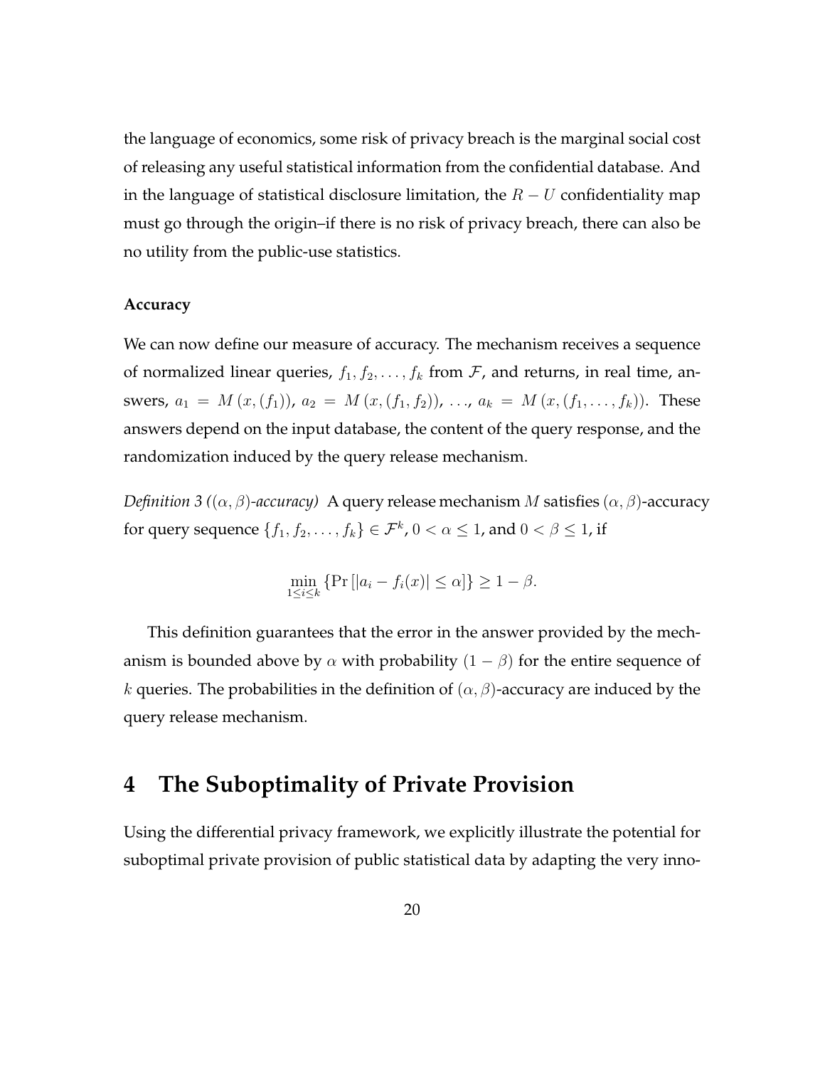the language of economics, some risk of privacy breach is the marginal social cost of releasing any useful statistical information from the confidential database. And in the language of statistical disclosure limitation, the $R - U$ confidentiality map must go through the origin–if there is no risk of privacy breach, there can also be no utility from the public-use statistics.

**Accuracy**

We can now define our measure of accuracy. The mechanism receives a sequence of normalized linear queries, $f_1, f_2, \ldots, f_k$ from $\mathcal{F}$, and returns, in real time, answers, $a_1 = M(x, (f_1))$, $a_2 = M(x, (f_1, f_2))$, ..., $a_k = M(x, (f_1, \ldots, f_k))$. These answers depend on the input database, the content of the query response, and the randomization induced by the query release mechanism.

*Definition 3 (($\alpha, \beta$)-accuracy)* A query release mechanism $M$ satisfies $(\alpha, \beta)$-accuracy for query sequence $\{f_1, f_2, \ldots, f_k\} \in \mathcal{F}^k$, $0 < \alpha \leq 1$, and $0 < \beta \leq 1$, if

$$\min_{1 \leq i \leq k} \{\Pr[|a_i - f_i(x)| \leq \alpha]\} \geq 1 - \beta.$$

This definition guarantees that the error in the answer provided by the mechanism is bounded above by $\alpha$ with probability $(1 - \beta)$ for the entire sequence of $k$ queries. The probabilities in the definition of $(\alpha, \beta)$-accuracy are induced by the query release mechanism.

## 4 The Suboptimality of Private Provision

Using the differential privacy framework, we explicitly illustrate the potential for suboptimal private provision of public statistical data by adapting the very inno-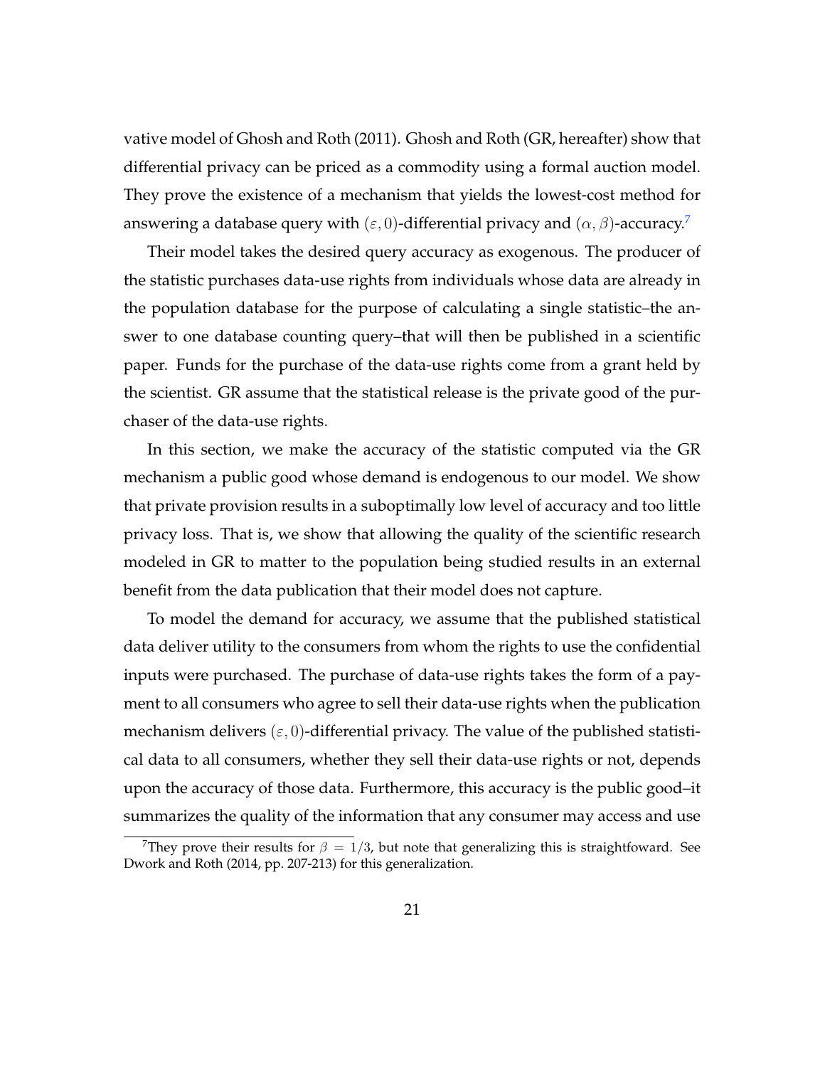vative model of Ghosh and Roth (2011). Ghosh and Roth (GR, hereafter) show that differential privacy can be priced as a commodity using a formal auction model. They prove the existence of a mechanism that yields the lowest-cost method for answering a database query with $(\varepsilon, 0)$-differential privacy and $(\alpha, \beta)$-accuracy.[7]

Their model takes the desired query accuracy as exogenous. The producer of the statistic purchases data-use rights from individuals whose data are already in the population database for the purpose of calculating a single statistic–the answer to one database counting query–that will then be published in a scientific paper. Funds for the purchase of the data-use rights come from a grant held by the scientist. GR assume that the statistical release is the private good of the purchaser of the data-use rights.

In this section, we make the accuracy of the statistic computed via the GR mechanism a public good whose demand is endogenous to our model. We show that private provision results in a suboptimally low level of accuracy and too little privacy loss. That is, we show that allowing the quality of the scientific research modeled in GR to matter to the population being studied results in an external benefit from the data publication that their model does not capture.

To model the demand for accuracy, we assume that the published statistical data deliver utility to the consumers from whom the rights to use the confidential inputs were purchased. The purchase of data-use rights takes the form of a payment to all consumers who agree to sell their data-use rights when the publication mechanism delivers $(\varepsilon, 0)$-differential privacy. The value of the published statistical data to all consumers, whether they sell their data-use rights or not, depends upon the accuracy of those data. Furthermore, this accuracy is the public good–it summarizes the quality of the information that any consumer may access and use

[7] They prove their results for $\beta = 1/3$, but note that generalizing this is straightfoward. See Dwork and Roth (2014, pp. 207-213) for this generalization.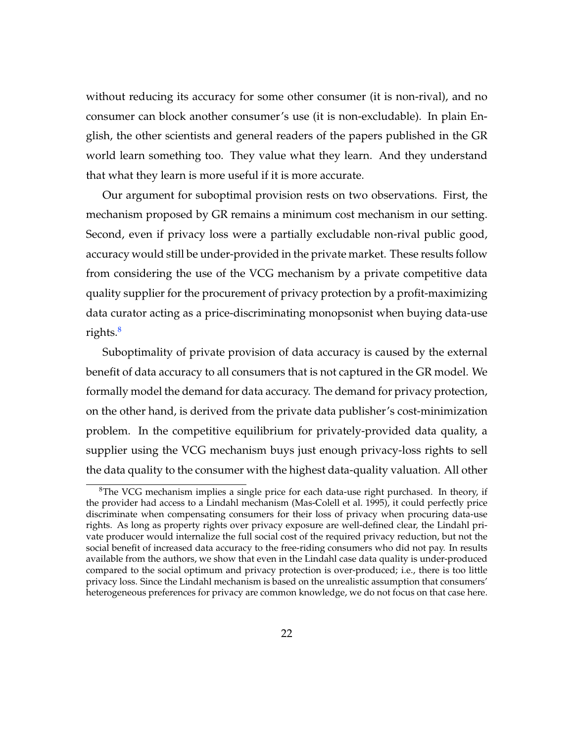without reducing its accuracy for some other consumer (it is non-rival), and no consumer can block another consumer's use (it is non-excludable). In plain English, the other scientists and general readers of the papers published in the GR world learn something too. They value what they learn. And they understand that what they learn is more useful if it is more accurate.

Our argument for suboptimal provision rests on two observations. First, the mechanism proposed by GR remains a minimum cost mechanism in our setting. Second, even if privacy loss were a partially excludable non-rival public good, accuracy would still be under-provided in the private market. These results follow from considering the use of the VCG mechanism by a private competitive data quality supplier for the procurement of privacy protection by a profit-maximizing data curator acting as a price-discriminating monopsonist when buying data-use rights.[8]

Suboptimality of private provision of data accuracy is caused by the external benefit of data accuracy to all consumers that is not captured in the GR model. We formally model the demand for data accuracy. The demand for privacy protection, on the other hand, is derived from the private data publisher's cost-minimization problem. In the competitive equilibrium for privately-provided data quality, a supplier using the VCG mechanism buys just enough privacy-loss rights to sell the data quality to the consumer with the highest data-quality valuation. All other

[8] The VCG mechanism implies a single price for each data-use right purchased. In theory, if the provider had access to a Lindahl mechanism (Mas-Colell et al. 1995), it could perfectly price discriminate when compensating consumers for their loss of privacy when procuring data-use rights. As long as property rights over privacy exposure are well-defined clear, the Lindahl private producer would internalize the full social cost of the required privacy reduction, but not the social benefit of increased data accuracy to the free-riding consumers who did not pay. In results available from the authors, we show that even in the Lindahl case data quality is under-produced compared to the social optimum and privacy protection is over-produced; i.e., there is too little privacy loss. Since the Lindahl mechanism is based on the unrealistic assumption that consumers' heterogeneous preferences for privacy are common knowledge, we do not focus on that case here.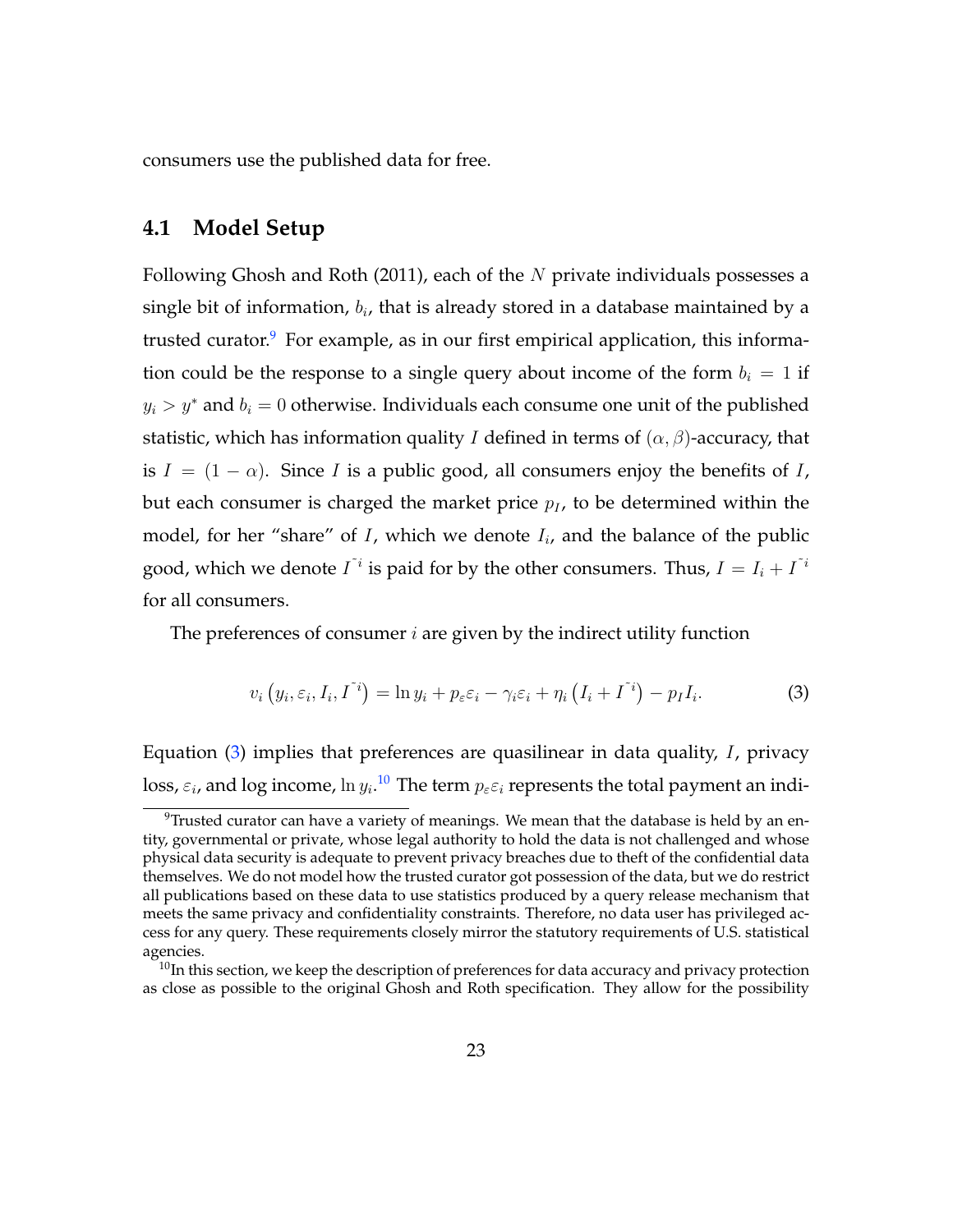consumers use the published data for free.

## 4.1 Model Setup

Following Ghosh and Roth (2011), each of the $N$ private individuals possesses a single bit of information, $b_i$, that is already stored in a database maintained by a trusted curator.[9] For example, as in our first empirical application, this information could be the response to a single query about income of the form $b_i = 1$ if $y_i > y^*$ and $b_i = 0$ otherwise. Individuals each consume one unit of the published statistic, which has information quality $I$ defined in terms of $(\alpha, \beta)$-accuracy, that is $I = (1 - \alpha)$. Since $I$ is a public good, all consumers enjoy the benefits of $I$, but each consumer is charged the market price $p_I$, to be determined within the model, for her "share" of $I$, which we denote $I_i$, and the balance of the public good, which we denote $I^{\tilde{}i}$ is paid for by the other consumers. Thus, $I = I_i + I^{\tilde{}i}$ for all consumers.

The preferences of consumer $i$ are given by the indirect utility function

$$v_i \left( y_i, \varepsilon_i, I_i, I^{\tilde{}i} \right) = \ln y_i + p_\varepsilon \varepsilon_i - \gamma_i \varepsilon_i + \eta_i \left( I_i + I^{\tilde{}i} \right) - p_I I_i. \tag{3}$$

Equation (3) implies that preferences are quasilinear in data quality, $I$, privacy loss, $\varepsilon_i$, and log income, $\ln y_i$.[10] The term $p_\varepsilon \varepsilon_i$ represents the total payment an indi-

[9] Trusted curator can have a variety of meanings. We mean that the database is held by an entity, governmental or private, whose legal authority to hold the data is not challenged and whose physical data security is adequate to prevent privacy breaches due to theft of the confidential data themselves. We do not model how the trusted curator got possession of the data, but we do restrict all publications based on these data to use statistics produced by a query release mechanism that meets the same privacy and confidentiality constraints. Therefore, no data user has privileged access for any query. These requirements closely mirror the statutory requirements of U.S. statistical agencies.

[10] In this section, we keep the description of preferences for data accuracy and privacy protection as close as possible to the original Ghosh and Roth specification. They allow for the possibility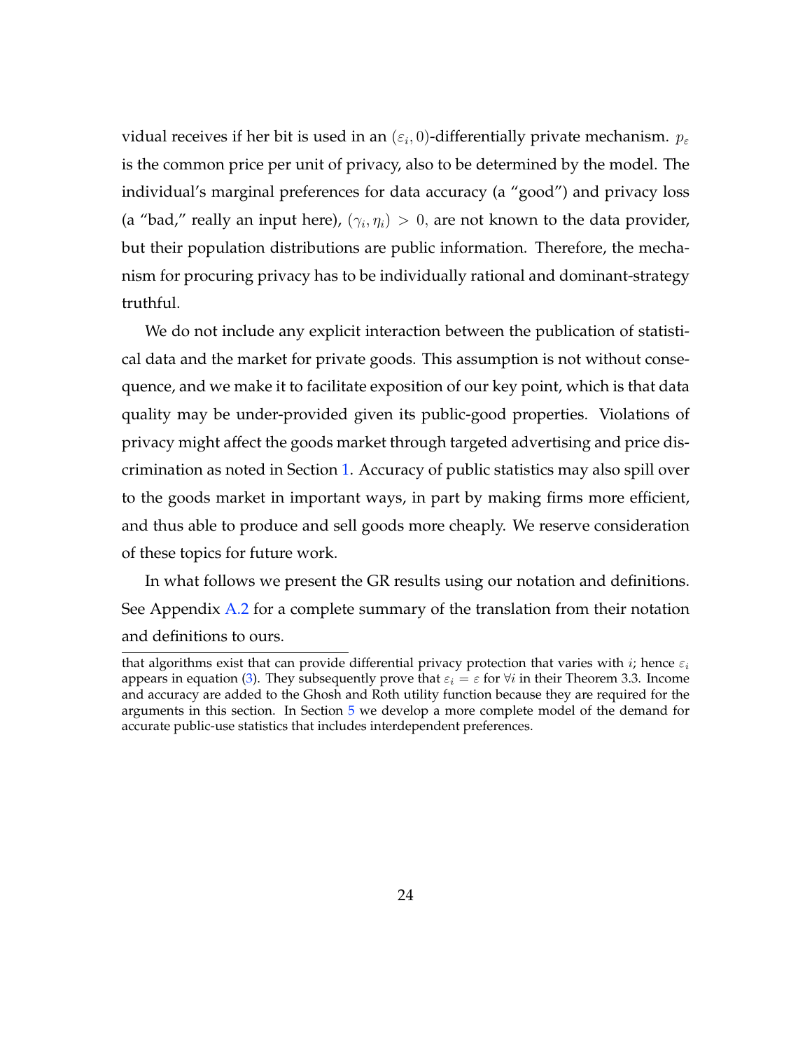vidual receives if her bit is used in an $(\varepsilon_i, 0)$-differentially private mechanism. $p_\varepsilon$ is the common price per unit of privacy, also to be determined by the model. The individual's marginal preferences for data accuracy (a "good") and privacy loss (a "bad," really an input here), $(\gamma_i, \eta_i) > 0$, are not known to the data provider, but their population distributions are public information. Therefore, the mechanism for procuring privacy has to be individually rational and dominant-strategy truthful.

We do not include any explicit interaction between the publication of statistical data and the market for private goods. This assumption is not without consequence, and we make it to facilitate exposition of our key point, which is that data quality may be under-provided given its public-good properties. Violations of privacy might affect the goods market through targeted advertising and price discrimination as noted in Section 1. Accuracy of public statistics may also spill over to the goods market in important ways, in part by making firms more efficient, and thus able to produce and sell goods more cheaply. We reserve consideration of these topics for future work.

In what follows we present the GR results using our notation and definitions. See Appendix A.2 for a complete summary of the translation from their notation and definitions to ours.

---

that algorithms exist that can provide differential privacy protection that varies with $i$; hence $\varepsilon_i$ appears in equation (3). They subsequently prove that $\varepsilon_i = \varepsilon$ for $\forall i$ in their Theorem 3.3. Income and accuracy are added to the Ghosh and Roth utility function because they are required for the arguments in this section. In Section 5 we develop a more complete model of the demand for accurate public-use statistics that includes interdependent preferences.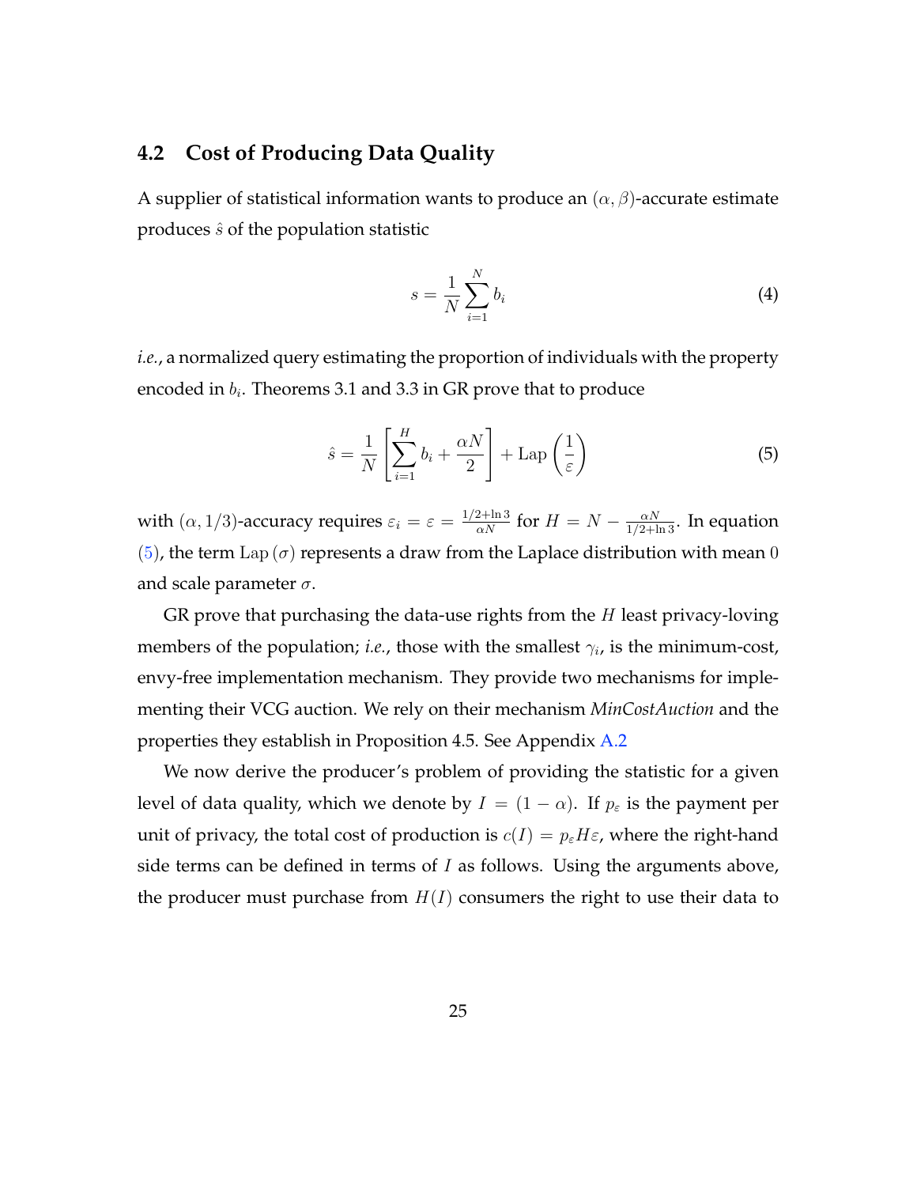## 4.2 Cost of Producing Data Quality

A supplier of statistical information wants to produce an $(\alpha, \beta)$-accurate estimate produces $\hat{s}$ of the population statistic

$$s = \frac{1}{N}\sum_{i=1}^{N} b_i \tag{4}$$

*i.e.*, a normalized query estimating the proportion of individuals with the property encoded in $b_i$. Theorems 3.1 and 3.3 in GR prove that to produce

$$\hat{s} = \frac{1}{N}\left[\sum_{i=1}^{H} b_i + \frac{\alpha N}{2}\right] + \text{Lap}\left(\frac{1}{\varepsilon}\right) \tag{5}$$

with $(\alpha, 1/3)$-accuracy requires $\varepsilon_i = \varepsilon = \frac{1/2+\ln 3}{\alpha N}$ for $H = N - \frac{\alpha N}{1/2+\ln 3}$. In equation (5), the term $\text{Lap}\,(\sigma)$ represents a draw from the Laplace distribution with mean $0$ and scale parameter $\sigma$.

GR prove that purchasing the data-use rights from the $H$ least privacy-loving members of the population; *i.e.*, those with the smallest $\gamma_i$, is the minimum-cost, envy-free implementation mechanism. They provide two mechanisms for implementing their VCG auction. We rely on their mechanism *MinCostAuction* and the properties they establish in Proposition 4.5. See Appendix A.2

We now derive the producer's problem of providing the statistic for a given level of data quality, which we denote by $I = (1 - \alpha)$. If $p_\varepsilon$ is the payment per unit of privacy, the total cost of production is $c(I) = p_\varepsilon H \varepsilon$, where the right-hand side terms can be defined in terms of $I$ as follows. Using the arguments above, the producer must purchase from $H(I)$ consumers the right to use their data to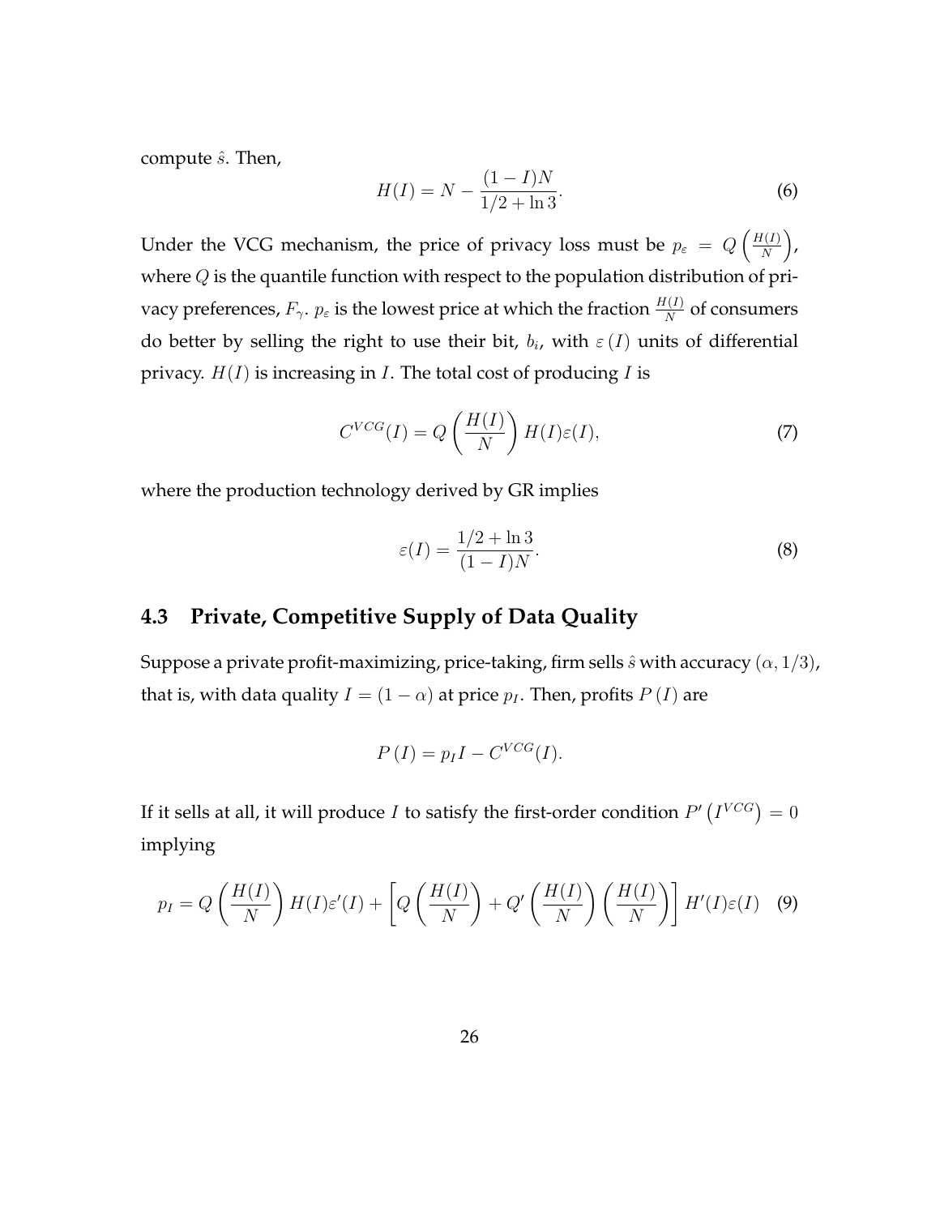compute $\hat{s}$. Then,

$$H(I) = N - \frac{(1-I)N}{1/2 + \ln 3}. \tag{6}$$

Under the VCG mechanism, the price of privacy loss must be $p_\varepsilon = Q\left(\frac{H(I)}{N}\right)$, where $Q$ is the quantile function with respect to the population distribution of privacy preferences, $F_\gamma$. $p_\varepsilon$ is the lowest price at which the fraction $\frac{H(I)}{N}$ of consumers do better by selling the right to use their bit, $b_i$, with $\varepsilon(I)$ units of differential privacy. $H(I)$ is increasing in $I$. The total cost of producing $I$ is

$$C^{VCG}(I) = Q\left(\frac{H(I)}{N}\right) H(I)\varepsilon(I), \tag{7}$$

where the production technology derived by GR implies

$$\varepsilon(I) = \frac{1/2 + \ln 3}{(1-I)N}. \tag{8}$$

## 4.3 Private, Competitive Supply of Data Quality

Suppose a private profit-maximizing, price-taking, firm sells $\hat{s}$ with accuracy $(\alpha, 1/3)$, that is, with data quality $I = (1-\alpha)$ at price $p_I$. Then, profits $P(I)$ are

$$P(I) = p_I I - C^{VCG}(I).$$

If it sells at all, it will produce $I$ to satisfy the first-order condition $P'\left(I^{VCG}\right) = 0$ implying

$$p_I = Q\left(\frac{H(I)}{N}\right) H(I)\varepsilon'(I) + \left[Q\left(\frac{H(I)}{N}\right) + Q'\left(\frac{H(I)}{N}\right)\left(\frac{H(I)}{N}\right)\right] H'(I)\varepsilon(I) \tag{9}$$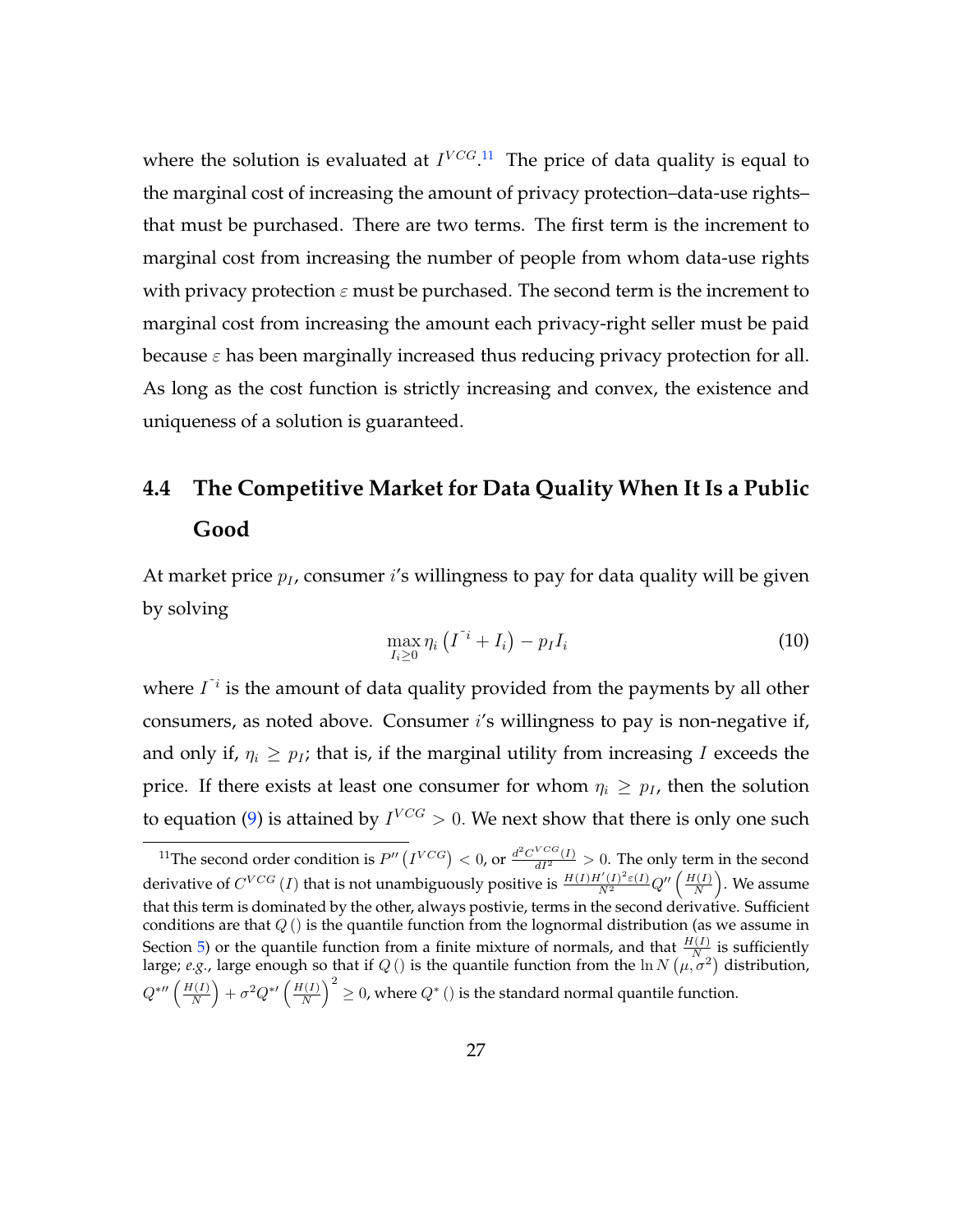where the solution is evaluated at $I^{VCG}$.[11] The price of data quality is equal to the marginal cost of increasing the amount of privacy protection–data-use rights–that must be purchased. There are two terms. The first term is the increment to marginal cost from increasing the number of people from whom data-use rights with privacy protection $\varepsilon$ must be purchased. The second term is the increment to marginal cost from increasing the amount each privacy-right seller must be paid because $\varepsilon$ has been marginally increased thus reducing privacy protection for all. As long as the cost function is strictly increasing and convex, the existence and uniqueness of a solution is guaranteed.

## 4.4 The Competitive Market for Data Quality When It Is a Public Good

At market price $p_I$, consumer $i$'s willingness to pay for data quality will be given by solving

$$\max_{I_i \geq 0} \eta_i \left(I^{\bar{~}i} + I_i\right) - p_I I_i \tag{10}$$

where $I^{\bar{~}i}$ is the amount of data quality provided from the payments by all other consumers, as noted above. Consumer $i$'s willingness to pay is non-negative if, and only if, $\eta_i \geq p_I$; that is, if the marginal utility from increasing $I$ exceeds the price. If there exists at least one consumer for whom $\eta_i \geq p_I$, then the solution to equation (9) is attained by $I^{VCG} > 0$. We next show that there is only one such

[11] The second order condition is $P''\left(I^{VCG}\right) < 0$, or $\frac{d^2 C^{VCG}(I)}{dI^2} > 0$. The only term in the second derivative of $C^{VCG}(I)$ that is not unambiguously positive is $\frac{H(I)H'(I)^2 \varepsilon(I)}{N^2} Q''\left(\frac{H(I)}{N}\right)$. We assume that this term is dominated by the other, always postivie, terms in the second derivative. Sufficient conditions are that $Q()$ is the quantile function from the lognormal distribution (as we assume in Section 5) or the quantile function from a finite mixture of normals, and that $\frac{H(I)}{N}$ is sufficiently large; *e.g.*, large enough so that if $Q()$ is the quantile function from the $\ln N\left(\mu, \sigma^2\right)$ distribution, $Q^{*\prime\prime}\left(\frac{H(I)}{N}\right) + \sigma^2 Q^{*\prime}\left(\frac{H(I)}{N}\right)^2 \geq 0$, where $Q^*()$ is the standard normal quantile function.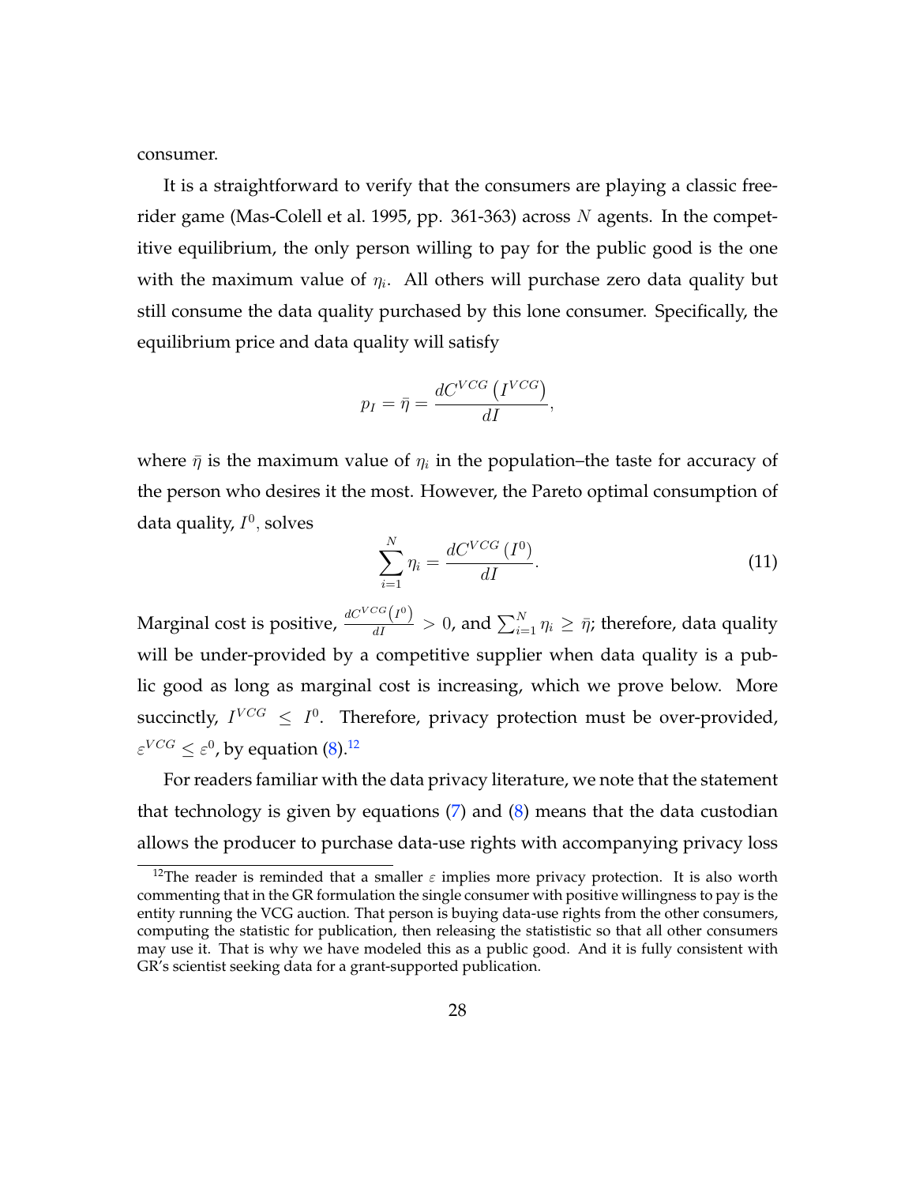consumer.

It is a straightforward to verify that the consumers are playing a classic free-rider game (Mas-Colell et al. 1995, pp. 361-363) across $N$ agents. In the competitive equilibrium, the only person willing to pay for the public good is the one with the maximum value of $\eta_i$. All others will purchase zero data quality but still consume the data quality purchased by this lone consumer. Specifically, the equilibrium price and data quality will satisfy

$$p_I = \bar{\eta} = \frac{dC^{VCG}\left(I^{VCG}\right)}{dI},$$

where $\bar{\eta}$ is the maximum value of $\eta_i$ in the population–the taste for accuracy of the person who desires it the most. However, the Pareto optimal consumption of data quality, $I^0$, solves

$$\sum_{i=1}^{N} \eta_i = \frac{dC^{VCG}\left(I^0\right)}{dI}. \tag{11}$$

Marginal cost is positive, $\frac{dC^{VCG}\left(I^0\right)}{dI} > 0$, and $\sum_{i=1}^{N} \eta_i \geq \bar{\eta}$; therefore, data quality will be under-provided by a competitive supplier when data quality is a public good as long as marginal cost is increasing, which we prove below. More succinctly, $I^{VCG} \leq I^0$. Therefore, privacy protection must be over-provided, $\varepsilon^{VCG} \leq \varepsilon^0$, by equation (8).[12]

For readers familiar with the data privacy literature, we note that the statement that technology is given by equations (7) and (8) means that the data custodian allows the producer to purchase data-use rights with accompanying privacy loss

[12] The reader is reminded that a smaller $\varepsilon$ implies more privacy protection. It is also worth commenting that in the GR formulation the single consumer with positive willingness to pay is the entity running the VCG auction. That person is buying data-use rights from the other consumers, computing the statistic for publication, then releasing the statististic so that all other consumers may use it. That is why we have modeled this as a public good. And it is fully consistent with GR's scientist seeking data for a grant-supported publication.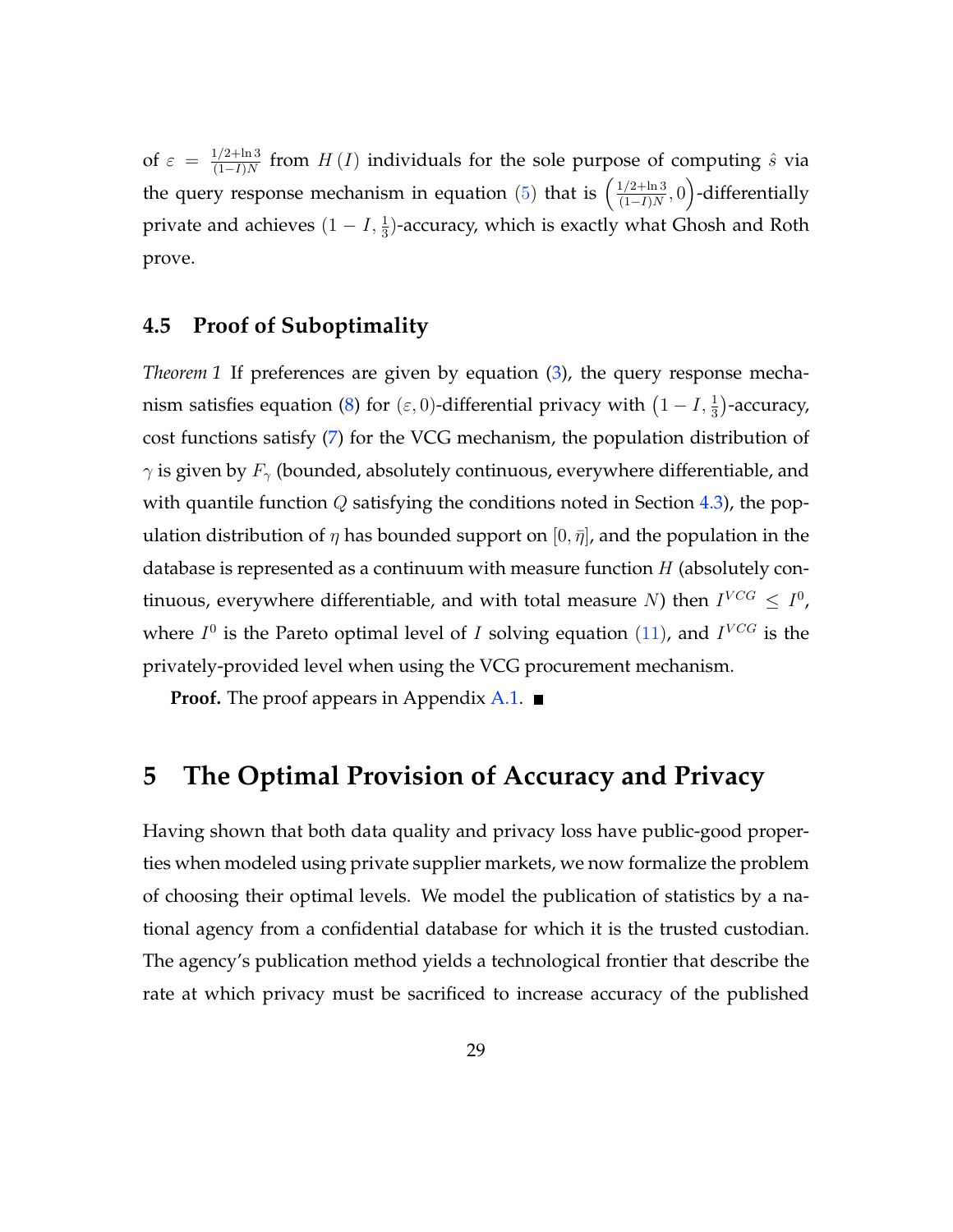of $\varepsilon = \frac{1/2+\ln 3}{(1-I)N}$ from $H(I)$ individuals for the sole purpose of computing $\hat{s}$ via the query response mechanism in equation (5) that is $\left(\frac{1/2+\ln 3}{(1-I)N}, 0\right)$-differentially private and achieves $(1-I, \frac{1}{3})$-accuracy, which is exactly what Ghosh and Roth prove.

### 4.5 Proof of Suboptimality

*Theorem 1* If preferences are given by equation (3), the query response mechanism satisfies equation (8) for $(\varepsilon, 0)$-differential privacy with $\left(1-I, \frac{1}{3}\right)$-accuracy, cost functions satisfy (7) for the VCG mechanism, the population distribution of $\gamma$ is given by $F_\gamma$ (bounded, absolutely continuous, everywhere differentiable, and with quantile function $Q$ satisfying the conditions noted in Section 4.3), the population distribution of $\eta$ has bounded support on $[0, \bar{\eta}]$, and the population in the database is represented as a continuum with measure function $H$ (absolutely continuous, everywhere differentiable, and with total measure $N$) then $I^{VCG} \leq I^0$, where $I^0$ is the Pareto optimal level of $I$ solving equation (11), and $I^{VCG}$ is the privately-provided level when using the VCG procurement mechanism.

**Proof.** The proof appears in Appendix A.1. ■

## 5 The Optimal Provision of Accuracy and Privacy

Having shown that both data quality and privacy loss have public-good properties when modeled using private supplier markets, we now formalize the problem of choosing their optimal levels. We model the publication of statistics by a national agency from a confidential database for which it is the trusted custodian. The agency's publication method yields a technological frontier that describe the rate at which privacy must be sacrificed to increase accuracy of the published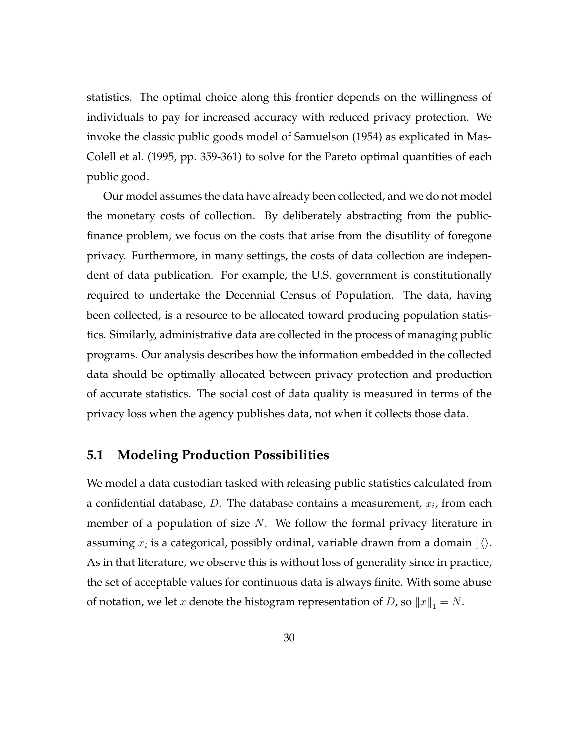statistics. The optimal choice along this frontier depends on the willingness of individuals to pay for increased accuracy with reduced privacy protection. We invoke the classic public goods model of Samuelson (1954) as explicated in Mas-Colell et al. (1995, pp. 359-361) to solve for the Pareto optimal quantities of each public good.

Our model assumes the data have already been collected, and we do not model the monetary costs of collection. By deliberately abstracting from the public-finance problem, we focus on the costs that arise from the disutility of foregone privacy. Furthermore, in many settings, the costs of data collection are independent of data publication. For example, the U.S. government is constitutionally required to undertake the Decennial Census of Population. The data, having been collected, is a resource to be allocated toward producing population statistics. Similarly, administrative data are collected in the process of managing public programs. Our analysis describes how the information embedded in the collected data should be optimally allocated between privacy protection and production of accurate statistics. The social cost of data quality is measured in terms of the privacy loss when the agency publishes data, not when it collects those data.

## 5.1 Modeling Production Possibilities

We model a data custodian tasked with releasing public statistics calculated from a confidential database, $D$. The database contains a measurement, $x_i$, from each member of a population of size $N$. We follow the formal privacy literature in assuming $x_i$ is a categorical, possibly ordinal, variable drawn from a domain $\rfloor\langle\rangle$. As in that literature, we observe this is without loss of generality since in practice, the set of acceptable values for continuous data is always finite. With some abuse of notation, we let $x$ denote the histogram representation of $D$, so $\|x\|_1 = N$.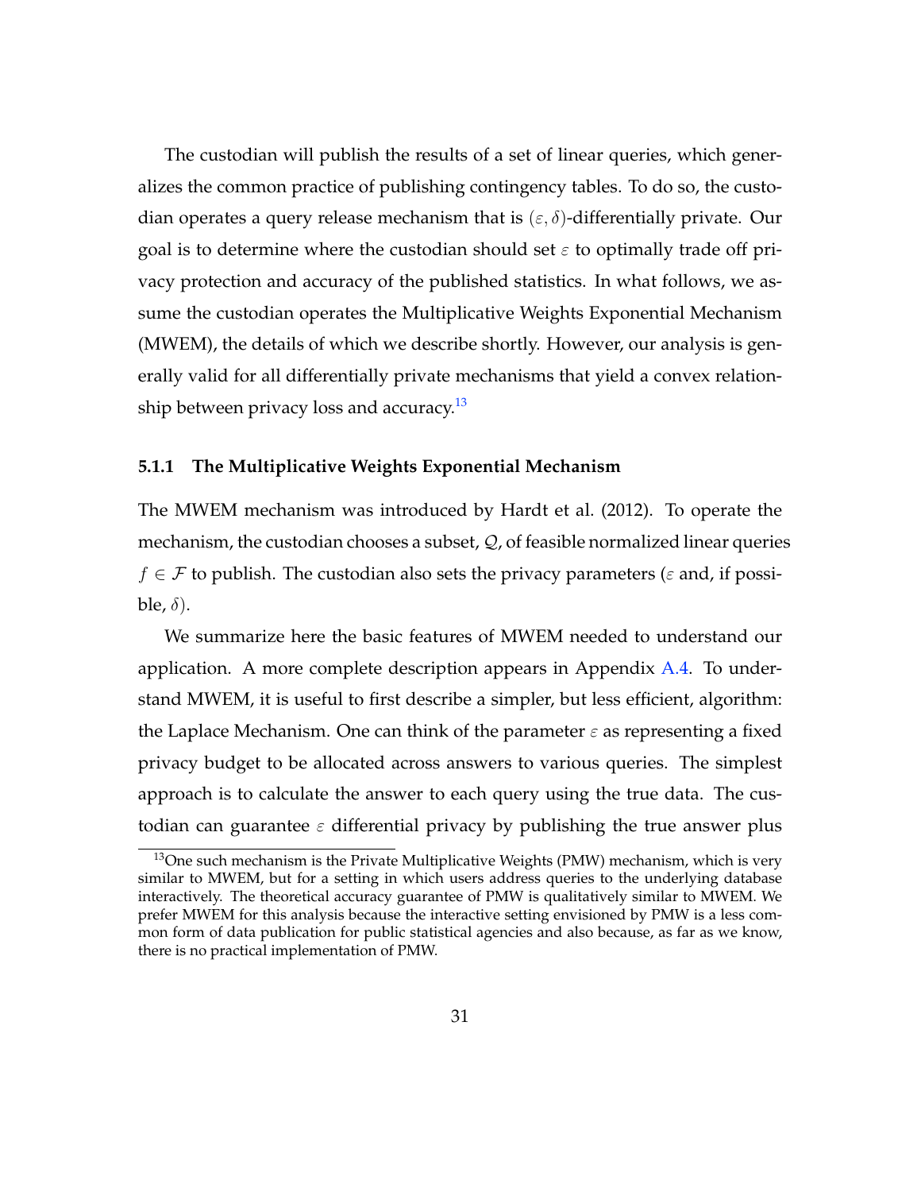The custodian will publish the results of a set of linear queries, which generalizes the common practice of publishing contingency tables. To do so, the custodian operates a query release mechanism that is $(\varepsilon, \delta)$-differentially private. Our goal is to determine where the custodian should set $\varepsilon$ to optimally trade off privacy protection and accuracy of the published statistics. In what follows, we assume the custodian operates the Multiplicative Weights Exponential Mechanism (MWEM), the details of which we describe shortly. However, our analysis is generally valid for all differentially private mechanisms that yield a convex relationship between privacy loss and accuracy.[13]

### 5.1.1 The Multiplicative Weights Exponential Mechanism

The MWEM mechanism was introduced by Hardt et al. (2012). To operate the mechanism, the custodian chooses a subset, $\mathcal{Q}$, of feasible normalized linear queries $f \in \mathcal{F}$ to publish. The custodian also sets the privacy parameters ($\varepsilon$ and, if possible, $\delta$).

We summarize here the basic features of MWEM needed to understand our application. A more complete description appears in Appendix A.4. To understand MWEM, it is useful to first describe a simpler, but less efficient, algorithm: the Laplace Mechanism. One can think of the parameter $\varepsilon$ as representing a fixed privacy budget to be allocated across answers to various queries. The simplest approach is to calculate the answer to each query using the true data. The custodian can guarantee $\varepsilon$ differential privacy by publishing the true answer plus

[13] One such mechanism is the Private Multiplicative Weights (PMW) mechanism, which is very similar to MWEM, but for a setting in which users address queries to the underlying database interactively. The theoretical accuracy guarantee of PMW is qualitatively similar to MWEM. We prefer MWEM for this analysis because the interactive setting envisioned by PMW is a less common form of data publication for public statistical agencies and also because, as far as we know, there is no practical implementation of PMW.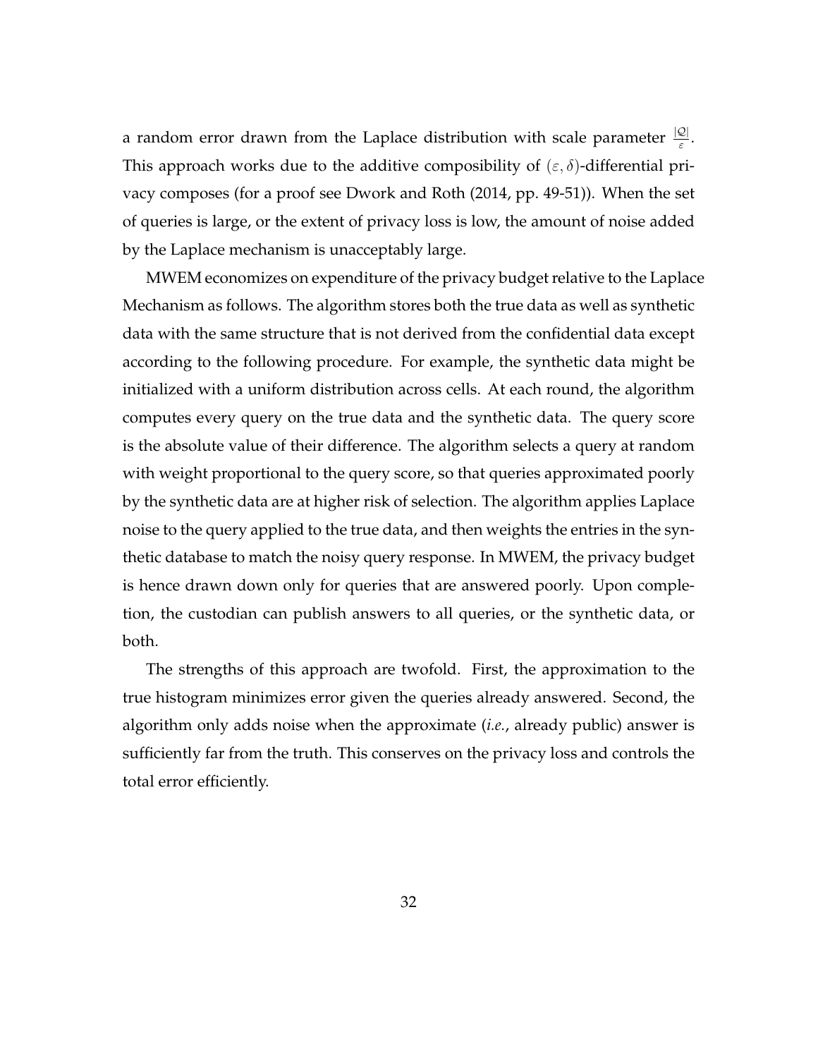a random error drawn from the Laplace distribution with scale parameter $\frac{|\mathcal{Q}|}{\varepsilon}$. This approach works due to the additive composibility of $(\varepsilon, \delta)$-differential privacy composes (for a proof see Dwork and Roth (2014, pp. 49-51)). When the set of queries is large, or the extent of privacy loss is low, the amount of noise added by the Laplace mechanism is unacceptably large.

MWEM economizes on expenditure of the privacy budget relative to the Laplace Mechanism as follows. The algorithm stores both the true data as well as synthetic data with the same structure that is not derived from the confidential data except according to the following procedure. For example, the synthetic data might be initialized with a uniform distribution across cells. At each round, the algorithm computes every query on the true data and the synthetic data. The query score is the absolute value of their difference. The algorithm selects a query at random with weight proportional to the query score, so that queries approximated poorly by the synthetic data are at higher risk of selection. The algorithm applies Laplace noise to the query applied to the true data, and then weights the entries in the synthetic database to match the noisy query response. In MWEM, the privacy budget is hence drawn down only for queries that are answered poorly. Upon completion, the custodian can publish answers to all queries, or the synthetic data, or both.

The strengths of this approach are twofold. First, the approximation to the true histogram minimizes error given the queries already answered. Second, the algorithm only adds noise when the approximate (*i.e.*, already public) answer is sufficiently far from the truth. This conserves on the privacy loss and controls the total error efficiently.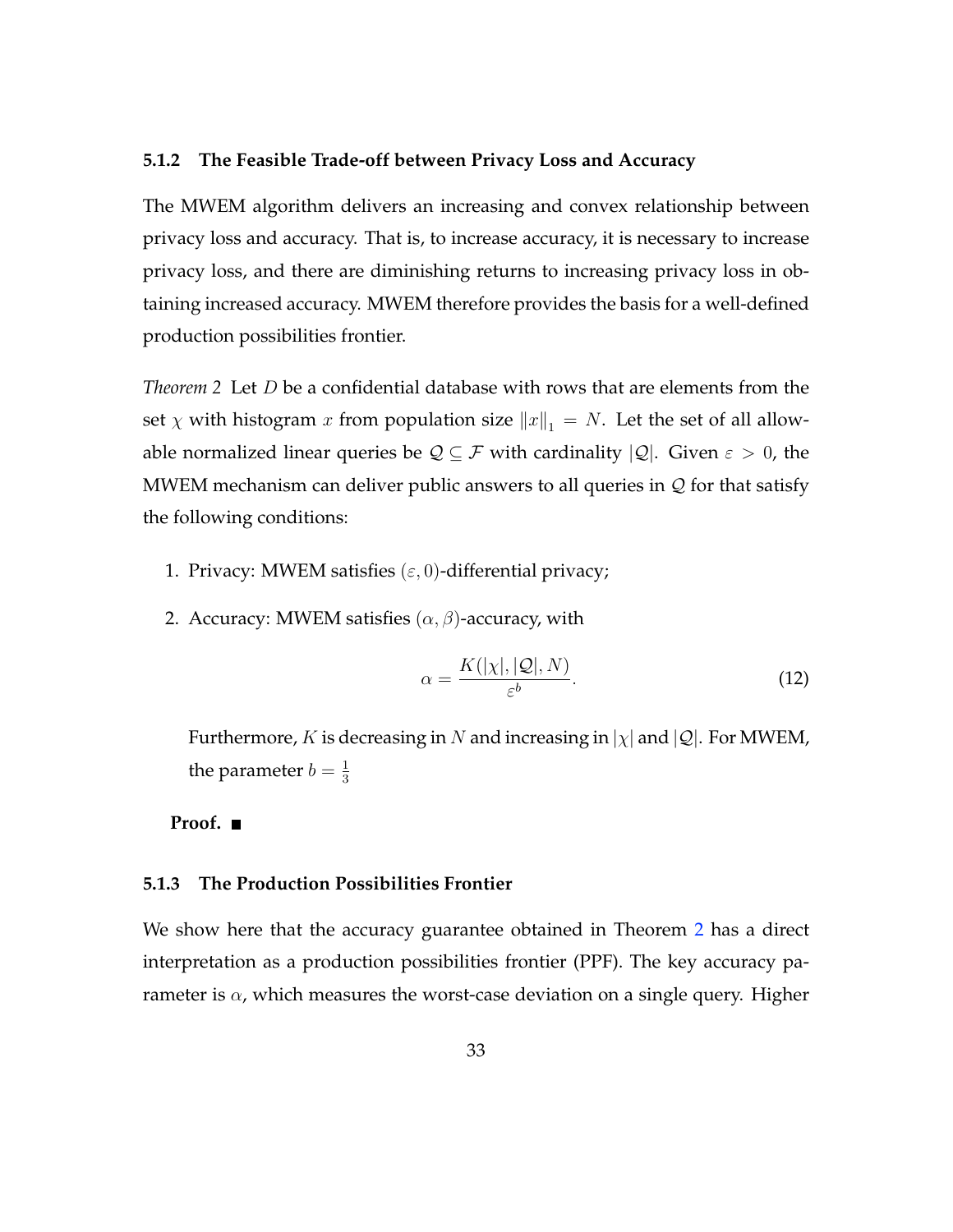#### 5.1.2 The Feasible Trade-off between Privacy Loss and Accuracy

The MWEM algorithm delivers an increasing and convex relationship between privacy loss and accuracy. That is, to increase accuracy, it is necessary to increase privacy loss, and there are diminishing returns to increasing privacy loss in obtaining increased accuracy. MWEM therefore provides the basis for a well-defined production possibilities frontier.

*Theorem 2* Let $D$ be a confidential database with rows that are elements from the set $\chi$ with histogram $x$ from population size $\|x\|_1 = N$. Let the set of all allowable normalized linear queries be $\mathcal{Q} \subseteq \mathcal{F}$ with cardinality $|\mathcal{Q}|$. Given $\varepsilon > 0$, the MWEM mechanism can deliver public answers to all queries in $\mathcal{Q}$ for that satisfy the following conditions:

1. Privacy: MWEM satisfies $(\varepsilon, 0)$-differential privacy;
2. Accuracy: MWEM satisfies $(\alpha, \beta)$-accuracy, with

$$\alpha = \frac{K(|\chi|, |\mathcal{Q}|, N)}{\varepsilon^b}. \tag{12}$$

   Furthermore, $K$ is decreasing in $N$ and increasing in $|\chi|$ and $|\mathcal{Q}|$. For MWEM, the parameter $b = \frac{1}{3}$

**Proof.** ■

#### 5.1.3 The Production Possibilities Frontier

We show here that the accuracy guarantee obtained in Theorem 2 has a direct interpretation as a production possibilities frontier (PPF). The key accuracy parameter is $\alpha$, which measures the worst-case deviation on a single query. Higher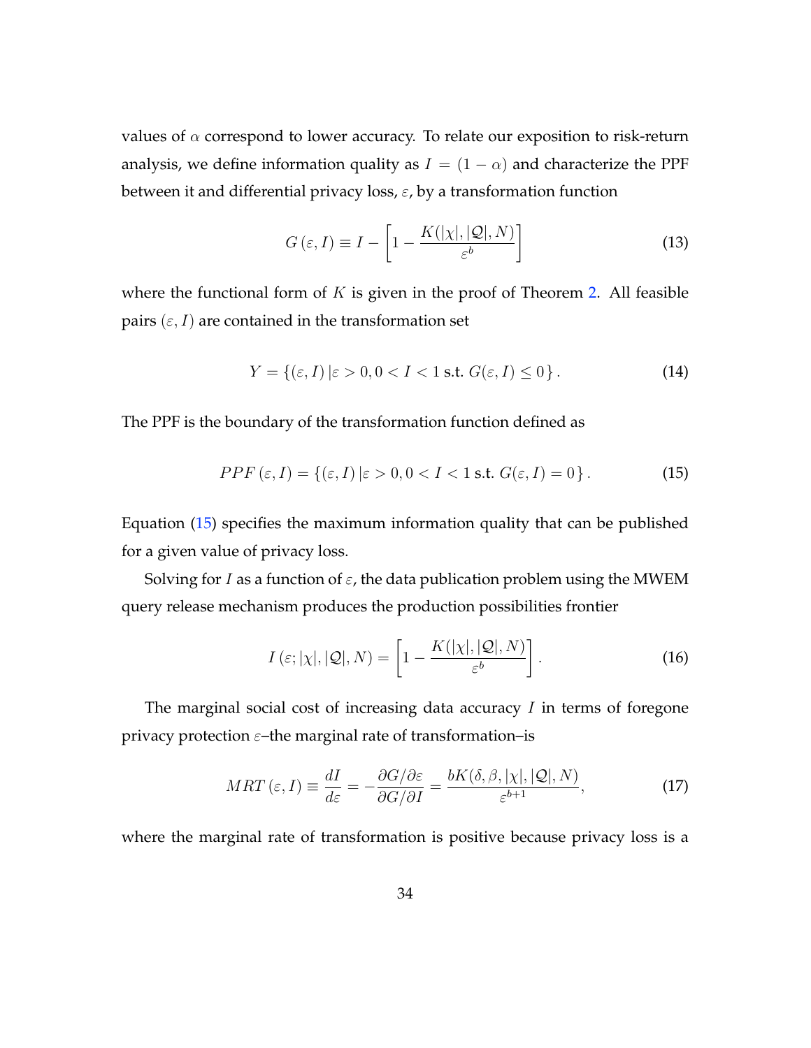values of $\alpha$ correspond to lower accuracy. To relate our exposition to risk-return analysis, we define information quality as $I = (1 - \alpha)$ and characterize the PPF between it and differential privacy loss, $\varepsilon$, by a transformation function

$$G(\varepsilon, I) \equiv I - \left[1 - \frac{K(|\chi|, |\mathcal{Q}|, N)}{\varepsilon^b}\right] \tag{13}$$

where the functional form of $K$ is given in the proof of Theorem 2. All feasible pairs $(\varepsilon, I)$ are contained in the transformation set

$$Y = \{(\varepsilon, I) \,|\, \varepsilon > 0, 0 < I < 1 \text{ s.t. } G(\varepsilon, I) \leq 0\}. \tag{14}$$

The PPF is the boundary of the transformation function defined as

$$PPF(\varepsilon, I) = \{(\varepsilon, I) \,|\, \varepsilon > 0, 0 < I < 1 \text{ s.t. } G(\varepsilon, I) = 0\}. \tag{15}$$

Equation (15) specifies the maximum information quality that can be published for a given value of privacy loss.

Solving for $I$ as a function of $\varepsilon$, the data publication problem using the MWEM query release mechanism produces the production possibilities frontier

$$I(\varepsilon; |\chi|, |\mathcal{Q}|, N) = \left[1 - \frac{K(|\chi|, |\mathcal{Q}|, N)}{\varepsilon^b}\right]. \tag{16}$$

The marginal social cost of increasing data accuracy $I$ in terms of foregone privacy protection $\varepsilon$–the marginal rate of transformation–is

$$MRT(\varepsilon, I) \equiv \frac{dI}{d\varepsilon} = -\frac{\partial G/\partial \varepsilon}{\partial G/\partial I} = \frac{bK(\delta, \beta, |\chi|, |\mathcal{Q}|, N)}{\varepsilon^{b+1}}, \tag{17}$$

where the marginal rate of transformation is positive because privacy loss is a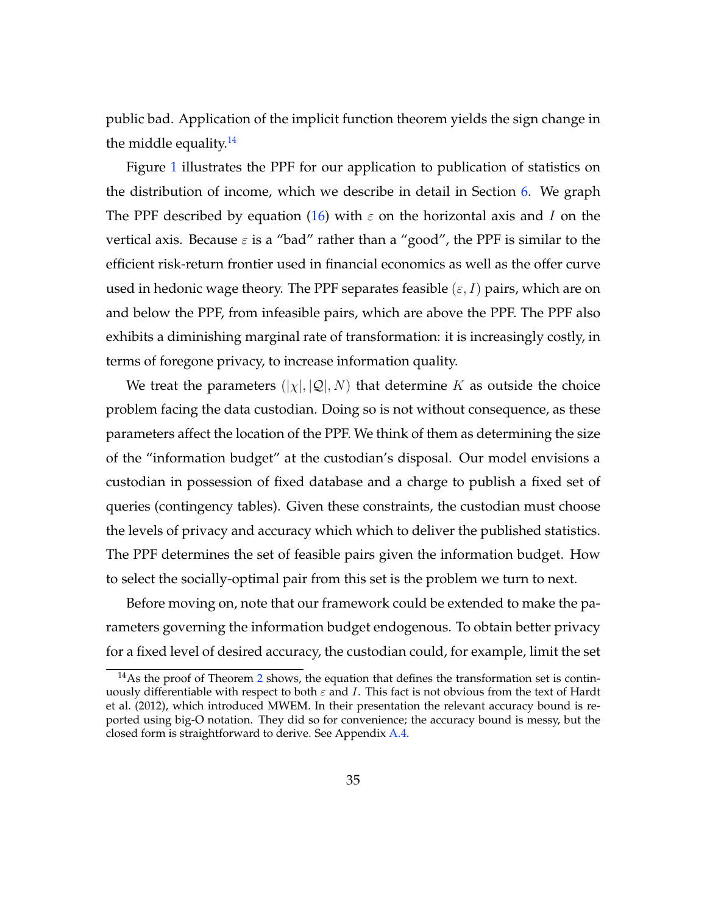public bad. Application of the implicit function theorem yields the sign change in the middle equality.[14]

Figure 1 illustrates the PPF for our application to publication of statistics on the distribution of income, which we describe in detail in Section 6. We graph The PPF described by equation (16) with $\varepsilon$ on the horizontal axis and $I$ on the vertical axis. Because $\varepsilon$ is a "bad" rather than a "good", the PPF is similar to the efficient risk-return frontier used in financial economics as well as the offer curve used in hedonic wage theory. The PPF separates feasible $(\varepsilon, I)$ pairs, which are on and below the PPF, from infeasible pairs, which are above the PPF. The PPF also exhibits a diminishing marginal rate of transformation: it is increasingly costly, in terms of foregone privacy, to increase information quality.

We treat the parameters $(|\chi|, |\mathcal{Q}|, N)$ that determine $K$ as outside the choice problem facing the data custodian. Doing so is not without consequence, as these parameters affect the location of the PPF. We think of them as determining the size of the "information budget" at the custodian's disposal. Our model envisions a custodian in possession of fixed database and a charge to publish a fixed set of queries (contingency tables). Given these constraints, the custodian must choose the levels of privacy and accuracy which which to deliver the published statistics. The PPF determines the set of feasible pairs given the information budget. How to select the socially-optimal pair from this set is the problem we turn to next.

Before moving on, note that our framework could be extended to make the parameters governing the information budget endogenous. To obtain better privacy for a fixed level of desired accuracy, the custodian could, for example, limit the set

[14] As the proof of Theorem 2 shows, the equation that defines the transformation set is continuously differentiable with respect to both $\varepsilon$ and $I$. This fact is not obvious from the text of Hardt et al. (2012), which introduced MWEM. In their presentation the relevant accuracy bound is reported using big-O notation. They did so for convenience; the accuracy bound is messy, but the closed form is straightforward to derive. See Appendix A.4.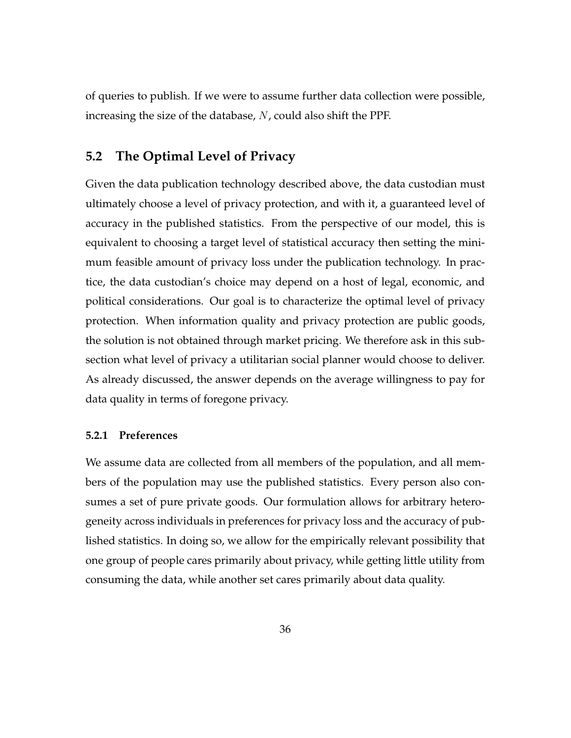of queries to publish. If we were to assume further data collection were possible, increasing the size of the database, $N$, could also shift the PPF.

## 5.2 The Optimal Level of Privacy

Given the data publication technology described above, the data custodian must ultimately choose a level of privacy protection, and with it, a guaranteed level of accuracy in the published statistics. From the perspective of our model, this is equivalent to choosing a target level of statistical accuracy then setting the minimum feasible amount of privacy loss under the publication technology. In practice, the data custodian's choice may depend on a host of legal, economic, and political considerations. Our goal is to characterize the optimal level of privacy protection. When information quality and privacy protection are public goods, the solution is not obtained through market pricing. We therefore ask in this subsection what level of privacy a utilitarian social planner would choose to deliver. As already discussed, the answer depends on the average willingness to pay for data quality in terms of foregone privacy.

### 5.2.1 Preferences

We assume data are collected from all members of the population, and all members of the population may use the published statistics. Every person also consumes a set of pure private goods. Our formulation allows for arbitrary heterogeneity across individuals in preferences for privacy loss and the accuracy of published statistics. In doing so, we allow for the empirically relevant possibility that one group of people cares primarily about privacy, while getting little utility from consuming the data, while another set cares primarily about data quality.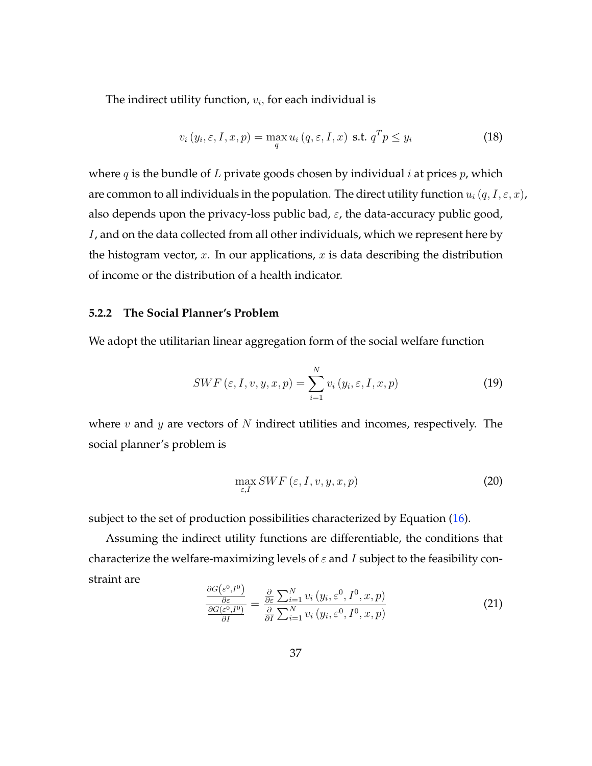The indirect utility function, $v_i$, for each individual is

$$v_i\left(y_i, \varepsilon, I, x, p\right) = \max_{q} u_i\left(q, \varepsilon, I, x\right) \text{ s.t. } q^T p \leq y_i \tag{18}$$

where $q$ is the bundle of $L$ private goods chosen by individual $i$ at prices $p$, which are common to all individuals in the population. The direct utility function $u_i\left(q, I, \varepsilon, x\right)$, also depends upon the privacy-loss public bad, $\varepsilon$, the data-accuracy public good, $I$, and on the data collected from all other individuals, which we represent here by the histogram vector, $x$. In our applications, $x$ is data describing the distribution of income or the distribution of a health indicator.

### 5.2.2 The Social Planner's Problem

We adopt the utilitarian linear aggregation form of the social welfare function

$$SWF\left(\varepsilon, I, v, y, x, p\right) = \sum_{i=1}^{N} v_i\left(y_i, \varepsilon, I, x, p\right) \tag{19}$$

where $v$ and $y$ are vectors of $N$ indirect utilities and incomes, respectively. The social planner's problem is

$$\max_{\varepsilon, I} SWF\left(\varepsilon, I, v, y, x, p\right) \tag{20}$$

subject to the set of production possibilities characterized by Equation (16).

Assuming the indirect utility functions are differentiable, the conditions that characterize the welfare-maximizing levels of $\varepsilon$ and $I$ subject to the feasibility constraint are

$$\frac{\frac{\partial G\left(\varepsilon^0, I^0\right)}{\partial \varepsilon}}{\frac{\partial G\left(\varepsilon^0, I^0\right)}{\partial I}} = \frac{\frac{\partial}{\partial \varepsilon} \sum_{i=1}^{N} v_i\left(y_i, \varepsilon^0, I^0, x, p\right)}{\frac{\partial}{\partial I} \sum_{i=1}^{N} v_i\left(y_i, \varepsilon^0, I^0, x, p\right)} \tag{21}$$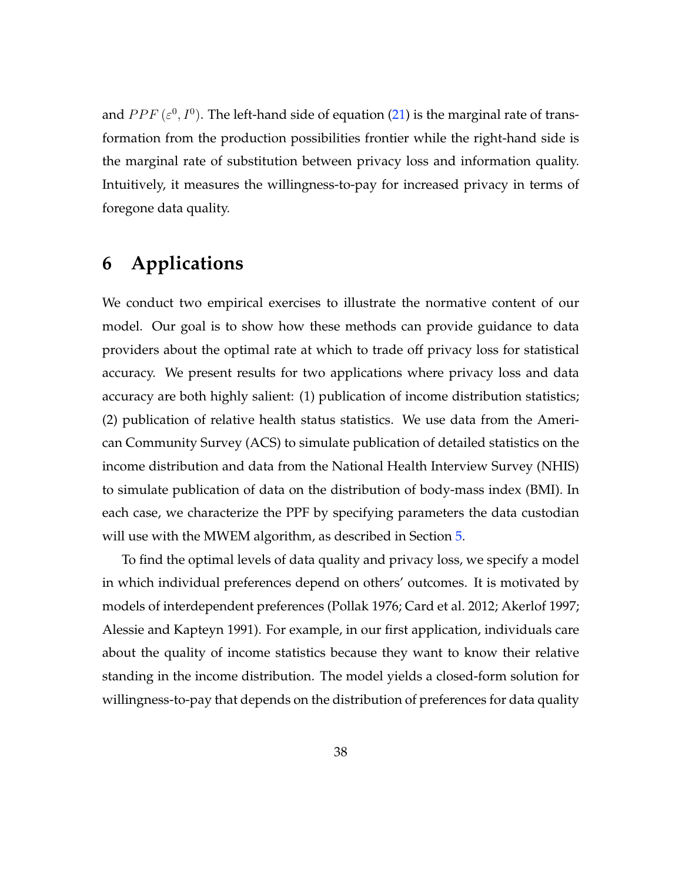and $PPF(\varepsilon^0, I^0)$. The left-hand side of equation (21) is the marginal rate of transformation from the production possibilities frontier while the right-hand side is the marginal rate of substitution between privacy loss and information quality. Intuitively, it measures the willingness-to-pay for increased privacy in terms of foregone data quality.

# 6 Applications

We conduct two empirical exercises to illustrate the normative content of our model. Our goal is to show how these methods can provide guidance to data providers about the optimal rate at which to trade off privacy loss for statistical accuracy. We present results for two applications where privacy loss and data accuracy are both highly salient: (1) publication of income distribution statistics; (2) publication of relative health status statistics. We use data from the American Community Survey (ACS) to simulate publication of detailed statistics on the income distribution and data from the National Health Interview Survey (NHIS) to simulate publication of data on the distribution of body-mass index (BMI). In each case, we characterize the PPF by specifying parameters the data custodian will use with the MWEM algorithm, as described in Section 5.

To find the optimal levels of data quality and privacy loss, we specify a model in which individual preferences depend on others' outcomes. It is motivated by models of interdependent preferences (Pollak 1976; Card et al. 2012; Akerlof 1997; Alessie and Kapteyn 1991). For example, in our first application, individuals care about the quality of income statistics because they want to know their relative standing in the income distribution. The model yields a closed-form solution for willingness-to-pay that depends on the distribution of preferences for data quality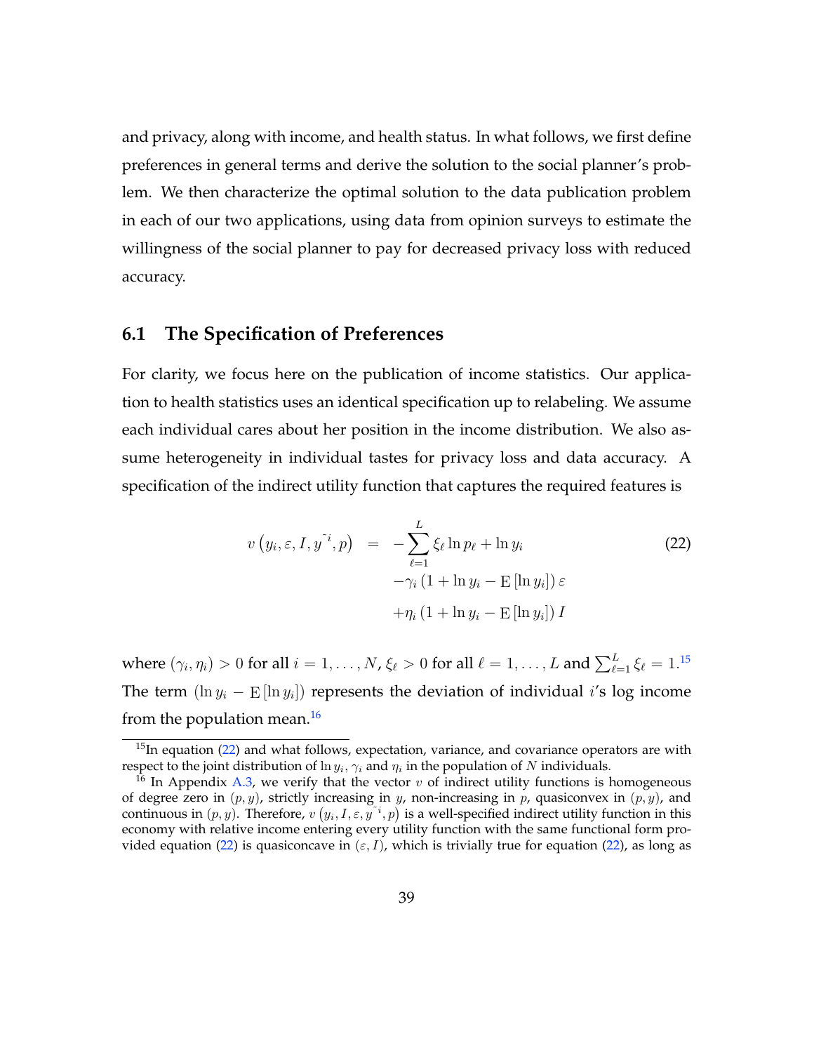and privacy, along with income, and health status. In what follows, we first define preferences in general terms and derive the solution to the social planner's problem. We then characterize the optimal solution to the data publication problem in each of our two applications, using data from opinion surveys to estimate the willingness of the social planner to pay for decreased privacy loss with reduced accuracy.

## 6.1 The Specification of Preferences

For clarity, we focus here on the publication of income statistics. Our application to health statistics uses an identical specification up to relabeling. We assume each individual cares about her position in the income distribution. We also assume heterogeneity in individual tastes for privacy loss and data accuracy. A specification of the indirect utility function that captures the required features is

$$
\begin{aligned}
v\left(y_i, \varepsilon, I, y^{\tilde{}i}, p\right) &= -\sum_{\ell=1}^{L} \xi_\ell \ln p_\ell + \ln y_i \\
&\quad -\gamma_i \left(1 + \ln y_i - \mathrm{E}\left[\ln y_i\right]\right) \varepsilon \\
&\quad +\eta_i \left(1 + \ln y_i - \mathrm{E}\left[\ln y_i\right]\right) I
\end{aligned}
\tag{22}
$$

where $(\gamma_i, \eta_i) > 0$ for all $i = 1, \ldots, N$, $\xi_\ell > 0$ for all $\ell = 1, \ldots, L$ and $\sum_{\ell=1}^{L} \xi_\ell = 1$.[15] The term $(\ln y_i - \mathrm{E}\left[\ln y_i\right])$ represents the deviation of individual $i$'s log income from the population mean.[16]

[15] In equation (22) and what follows, expectation, variance, and covariance operators are with respect to the joint distribution of $\ln y_i$, $\gamma_i$ and $\eta_i$ in the population of $N$ individuals.

[16] In Appendix A.3, we verify that the vector $v$ of indirect utility functions is homogeneous of degree zero in $(p, y)$, strictly increasing in $y$, non-increasing in $p$, quasiconvex in $(p, y)$, and continuous in $(p, y)$. Therefore, $v\left(y_i, I, \varepsilon, y^{\tilde{}i}, p\right)$ is a well-specified indirect utility function in this economy with relative income entering every utility function with the same functional form provided equation (22) is quasiconcave in $(\varepsilon, I)$, which is trivially true for equation (22), as long as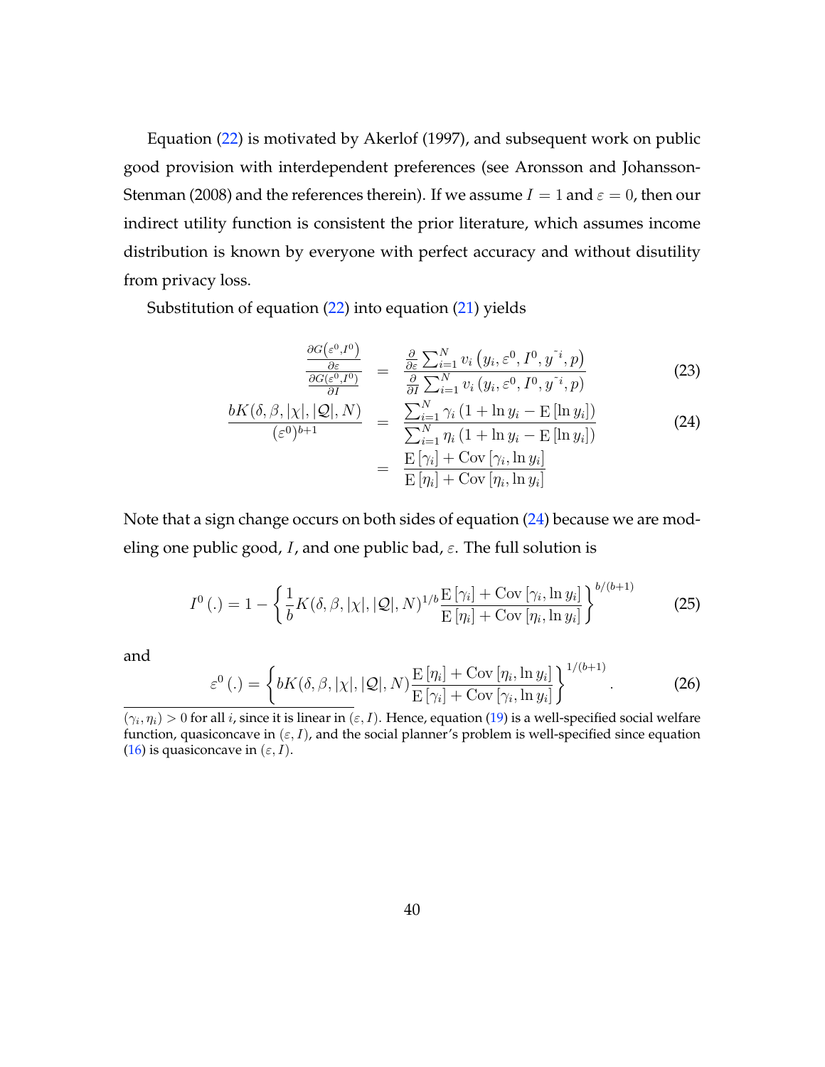Equation (22) is motivated by Akerlof (1997), and subsequent work on public good provision with interdependent preferences (see Aronsson and Johansson-Stenman (2008) and the references therein). If we assume $I = 1$ and $\varepsilon = 0$, then our indirect utility function is consistent the prior literature, which assumes income distribution is known by everyone with perfect accuracy and without disutility from privacy loss.

Substitution of equation (22) into equation (21) yields

$$
\begin{aligned}
\frac{\frac{\partial G\left(\varepsilon^0, I^0\right)}{\partial \varepsilon}}{\frac{\partial G\left(\varepsilon^0, I^0\right)}{\partial I}} &= \frac{\frac{\partial}{\partial \varepsilon} \sum_{i=1}^{N} v_i\left(y_i, \varepsilon^0, I^0, y^{\tilde{}i}, p\right)}{\frac{\partial}{\partial I} \sum_{i=1}^{N} v_i\left(y_i, \varepsilon^0, I^0, y^{\tilde{}i}, p\right)} && (23) \\
\frac{bK(\delta, \beta, |\chi|, |\mathcal{Q}|, N)}{\left(\varepsilon^0\right)^{b+1}} &= \frac{\sum_{i=1}^{N} \gamma_i \left(1 + \ln y_i - \mathrm{E}\left[\ln y_i\right]\right)}{\sum_{i=1}^{N} \eta_i \left(1 + \ln y_i - \mathrm{E}\left[\ln y_i\right]\right)} && (24) \\
&= \frac{\mathrm{E}\left[\gamma_i\right] + \mathrm{Cov}\left[\gamma_i, \ln y_i\right]}{\mathrm{E}\left[\eta_i\right] + \mathrm{Cov}\left[\eta_i, \ln y_i\right]}
\end{aligned}
$$

Note that a sign change occurs on both sides of equation (24) because we are modeling one public good, $I$, and one public bad, $\varepsilon$. The full solution is

$$
I^0\left(.\right) = 1 - \left\{ \frac{1}{b} K(\delta, \beta, |\chi|, |\mathcal{Q}|, N)^{1/b} \frac{\mathrm{E}\left[\gamma_i\right] + \mathrm{Cov}\left[\gamma_i, \ln y_i\right]}{\mathrm{E}\left[\eta_i\right] + \mathrm{Cov}\left[\eta_i, \ln y_i\right]} \right\}^{b/(b+1)} \tag{25}
$$

and

$$
\varepsilon^0\left(.\right) = \left\{ bK(\delta, \beta, |\chi|, |\mathcal{Q}|, N) \frac{\mathrm{E}\left[\eta_i\right] + \mathrm{Cov}\left[\eta_i, \ln y_i\right]}{\mathrm{E}\left[\gamma_i\right] + \mathrm{Cov}\left[\gamma_i, \ln y_i\right]} \right\}^{1/(b+1)}. \tag{26}
$$

---

$(\gamma_i, \eta_i) > 0$ for all $i$, since it is linear in $(\varepsilon, I)$. Hence, equation (19) is a well-specified social welfare function, quasiconcave in $(\varepsilon, I)$, and the social planner's problem is well-specified since equation (16) is quasiconcave in $(\varepsilon, I)$.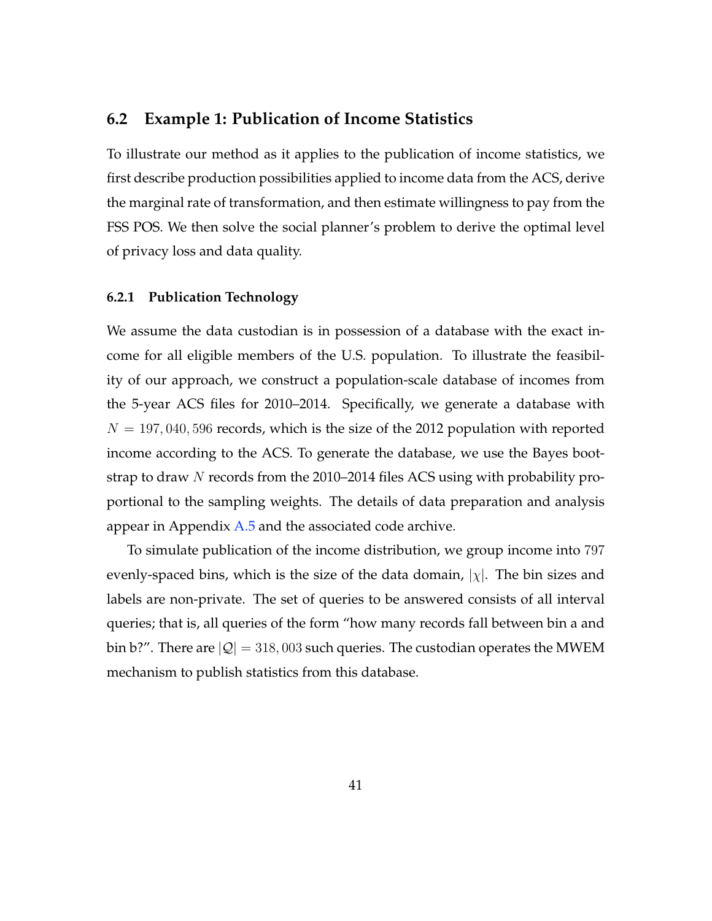## 6.2 Example 1: Publication of Income Statistics

To illustrate our method as it applies to the publication of income statistics, we first describe production possibilities applied to income data from the ACS, derive the marginal rate of transformation, and then estimate willingness to pay from the FSS POS. We then solve the social planner's problem to derive the optimal level of privacy loss and data quality.

### 6.2.1 Publication Technology

We assume the data custodian is in possession of a database with the exact income for all eligible members of the U.S. population. To illustrate the feasibility of our approach, we construct a population-scale database of incomes from the 5-year ACS files for 2010–2014. Specifically, we generate a database with $N = 197,040,596$ records, which is the size of the 2012 population with reported income according to the ACS. To generate the database, we use the Bayes bootstrap to draw $N$ records from the 2010–2014 files ACS using with probability proportional to the sampling weights. The details of data preparation and analysis appear in Appendix A.5 and the associated code archive.

To simulate publication of the income distribution, we group income into $797$ evenly-spaced bins, which is the size of the data domain, $|\chi|$. The bin sizes and labels are non-private. The set of queries to be answered consists of all interval queries; that is, all queries of the form "how many records fall between bin a and bin b?". There are $|\mathcal{Q}| = 318,003$ such queries. The custodian operates the MWEM mechanism to publish statistics from this database.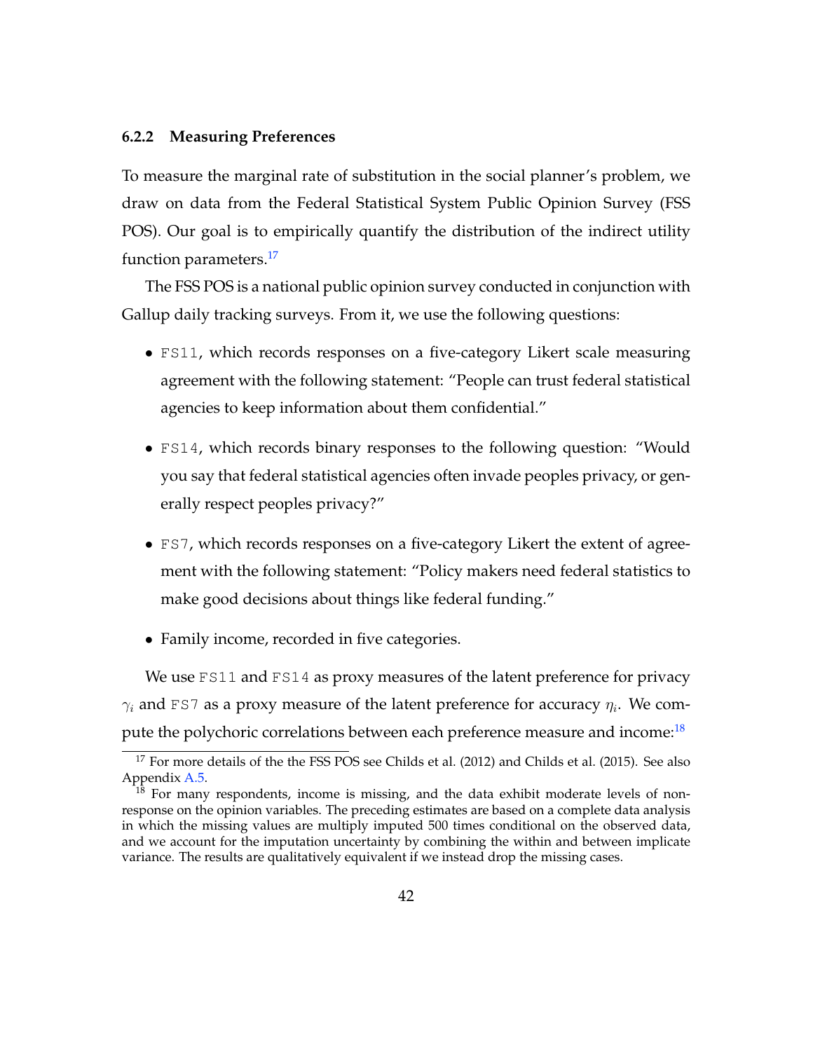### 6.2.2 Measuring Preferences

To measure the marginal rate of substitution in the social planner's problem, we draw on data from the Federal Statistical System Public Opinion Survey (FSS POS). Our goal is to empirically quantify the distribution of the indirect utility function parameters.[17]

The FSS POS is a national public opinion survey conducted in conjunction with Gallup daily tracking surveys. From it, we use the following questions:

- `FS11`, which records responses on a five-category Likert scale measuring agreement with the following statement: "People can trust federal statistical agencies to keep information about them confidential."
- `FS14`, which records binary responses to the following question: "Would you say that federal statistical agencies often invade peoples privacy, or generally respect peoples privacy?"
- `FS7`, which records responses on a five-category Likert the extent of agreement with the following statement: "Policy makers need federal statistics to make good decisions about things like federal funding."
- Family income, recorded in five categories.

We use `FS11` and `FS14` as proxy measures of the latent preference for privacy $\gamma_i$ and `FS7` as a proxy measure of the latent preference for accuracy $\eta_i$. We compute the polychoric correlations between each preference measure and income:[18]

[17] For more details of the the FSS POS see Childs et al. (2012) and Childs et al. (2015). See also Appendix A.5.

[18] For many respondents, income is missing, and the data exhibit moderate levels of non-response on the opinion variables. The preceding estimates are based on a complete data analysis in which the missing values are multiply imputed 500 times conditional on the observed data, and we account for the imputation uncertainty by combining the within and between implicate variance. The results are qualitatively equivalent if we instead drop the missing cases.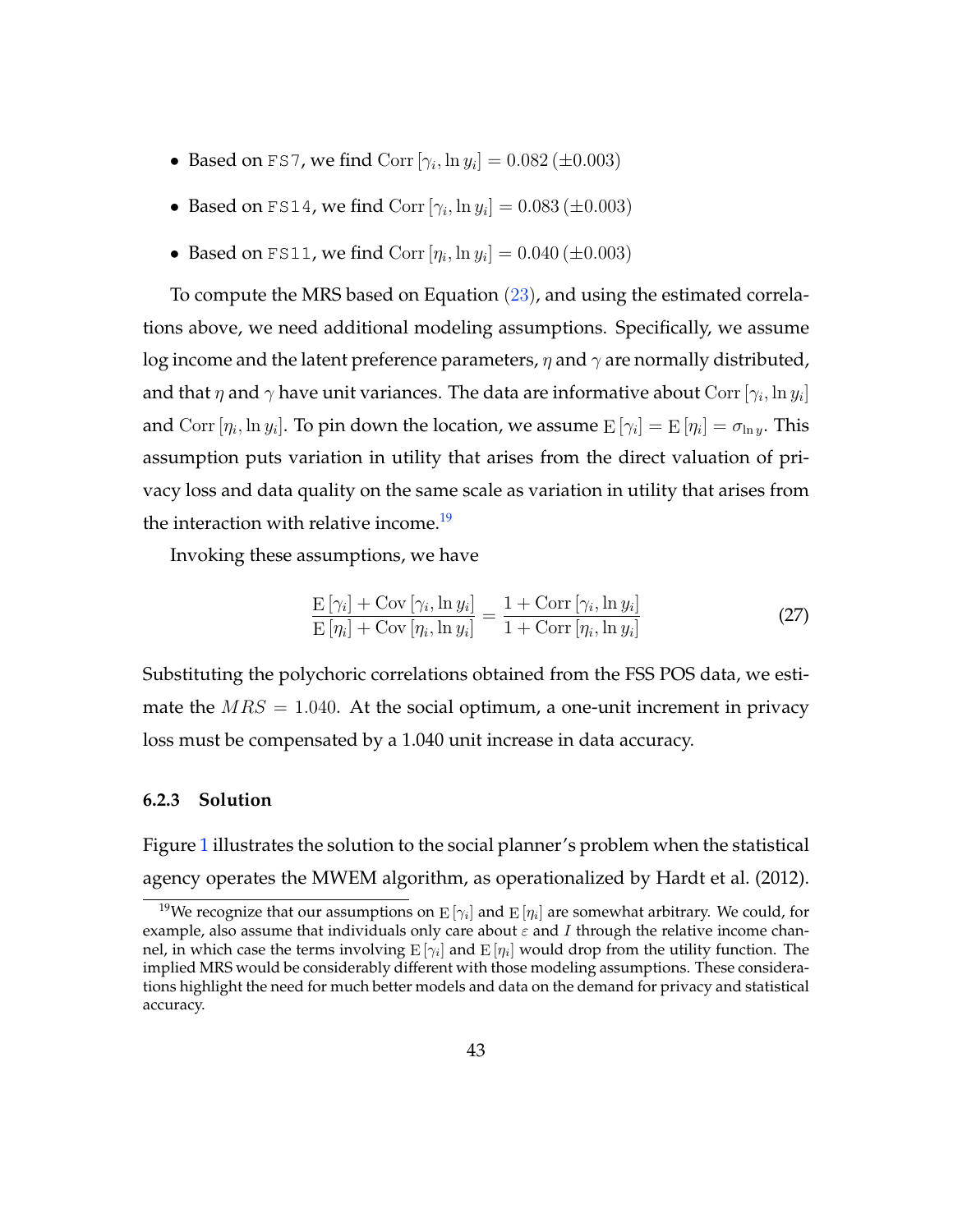- Based on `FS7`, we find $\operatorname{Corr}[\gamma_i, \ln y_i] = 0.082\ (\pm 0.003)$
- Based on `FS14`, we find $\operatorname{Corr}[\gamma_i, \ln y_i] = 0.083\ (\pm 0.003)$
- Based on `FS11`, we find $\operatorname{Corr}[\eta_i, \ln y_i] = 0.040\ (\pm 0.003)$

To compute the MRS based on Equation (23), and using the estimated correlations above, we need additional modeling assumptions. Specifically, we assume log income and the latent preference parameters, $\eta$ and $\gamma$ are normally distributed, and that $\eta$ and $\gamma$ have unit variances. The data are informative about $\operatorname{Corr}[\gamma_i, \ln y_i]$ and $\operatorname{Corr}[\eta_i, \ln y_i]$. To pin down the location, we assume $\operatorname{E}[\gamma_i] = \operatorname{E}[\eta_i] = \sigma_{\ln y}$. This assumption puts variation in utility that arises from the direct valuation of privacy loss and data quality on the same scale as variation in utility that arises from the interaction with relative income.[19]

Invoking these assumptions, we have

$$\frac{\operatorname{E}[\gamma_i] + \operatorname{Cov}[\gamma_i, \ln y_i]}{\operatorname{E}[\eta_i] + \operatorname{Cov}[\eta_i, \ln y_i]} = \frac{1 + \operatorname{Corr}[\gamma_i, \ln y_i]}{1 + \operatorname{Corr}[\eta_i, \ln y_i]} \tag{27}$$

Substituting the polychoric correlations obtained from the FSS POS data, we estimate the $MRS = 1.040$. At the social optimum, a one-unit increment in privacy loss must be compensated by a 1.040 unit increase in data accuracy.

### 6.2.3 Solution

Figure 1 illustrates the solution to the social planner's problem when the statistical agency operates the MWEM algorithm, as operationalized by Hardt et al. (2012).

[19] We recognize that our assumptions on $\operatorname{E}[\gamma_i]$ and $\operatorname{E}[\eta_i]$ are somewhat arbitrary. We could, for example, also assume that individuals only care about $\varepsilon$ and $I$ through the relative income channel, in which case the terms involving $\operatorname{E}[\gamma_i]$ and $\operatorname{E}[\eta_i]$ would drop from the utility function. The implied MRS would be considerably different with those modeling assumptions. These considerations highlight the need for much better models and data on the demand for privacy and statistical accuracy.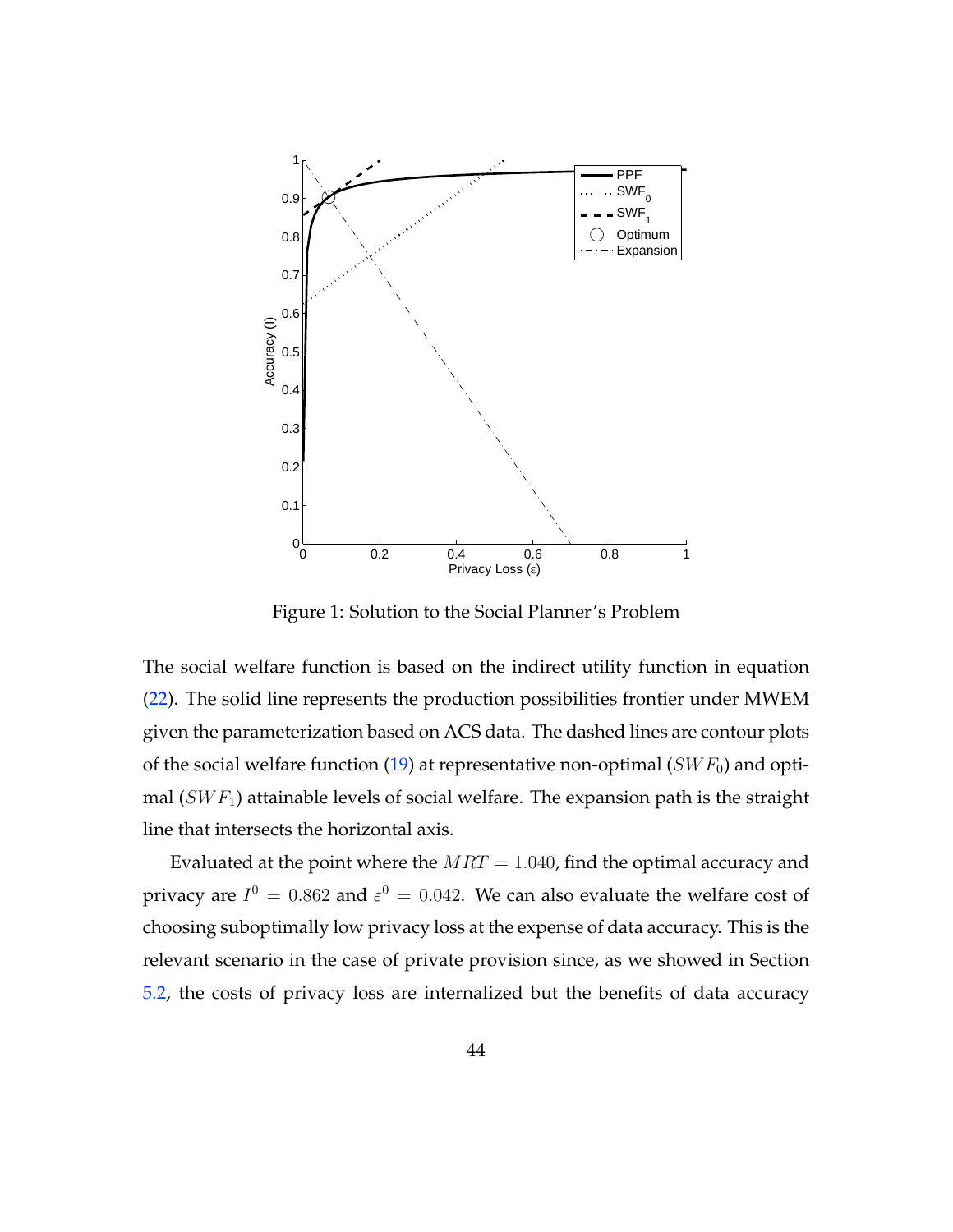Figure 1: Solution to the Social Planner's Problem

The social welfare function is based on the indirect utility function in equation (22). The solid line represents the production possibilities frontier under MWEM given the parameterization based on ACS data. The dashed lines are contour plots of the social welfare function (19) at representative non-optimal ($SWF_0$) and optimal ($SWF_1$) attainable levels of social welfare. The expansion path is the straight line that intersects the horizontal axis.

Evaluated at the point where the $MRT = 1.040$, find the optimal accuracy and privacy are $I^0 = 0.862$ and $\varepsilon^0 = 0.042$. We can also evaluate the welfare cost of choosing suboptimally low privacy loss at the expense of data accuracy. This is the relevant scenario in the case of private provision since, as we showed in Section 5.2, the costs of privacy loss are internalized but the benefits of data accuracy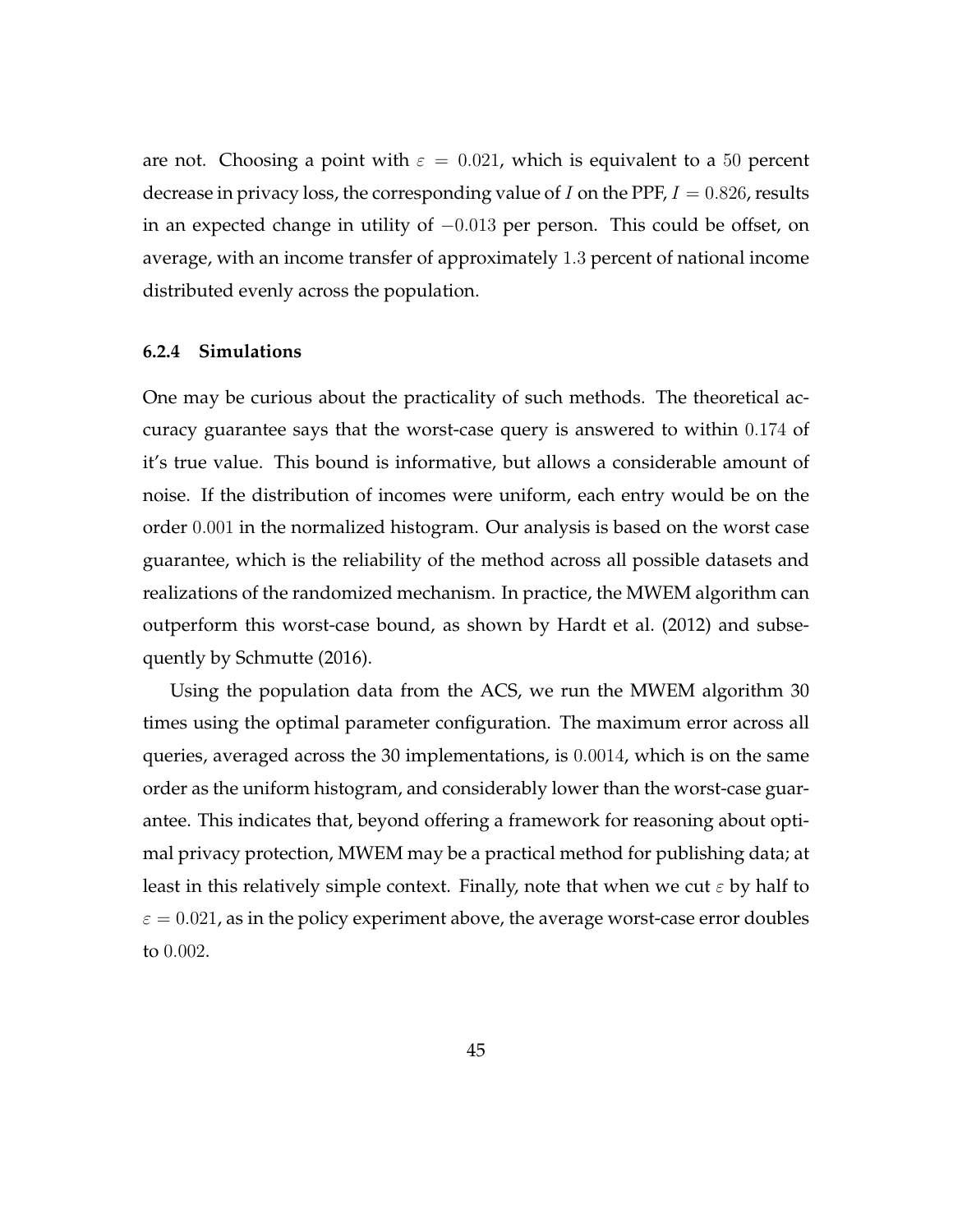are not. Choosing a point with $\varepsilon = 0.021$, which is equivalent to a $50$ percent decrease in privacy loss, the corresponding value of $I$ on the PPF, $I = 0.826$, results in an expected change in utility of $-0.013$ per person. This could be offset, on average, with an income transfer of approximately $1.3$ percent of national income distributed evenly across the population.

#### 6.2.4 Simulations

One may be curious about the practicality of such methods. The theoretical accuracy guarantee says that the worst-case query is answered to within $0.174$ of it's true value. This bound is informative, but allows a considerable amount of noise. If the distribution of incomes were uniform, each entry would be on the order $0.001$ in the normalized histogram. Our analysis is based on the worst case guarantee, which is the reliability of the method across all possible datasets and realizations of the randomized mechanism. In practice, the MWEM algorithm can outperform this worst-case bound, as shown by Hardt et al. (2012) and subsequently by Schmutte (2016).

Using the population data from the ACS, we run the MWEM algorithm $30$ times using the optimal parameter configuration. The maximum error across all queries, averaged across the 30 implementations, is $0.0014$, which is on the same order as the uniform histogram, and considerably lower than the worst-case guarantee. This indicates that, beyond offering a framework for reasoning about optimal privacy protection, MWEM may be a practical method for publishing data; at least in this relatively simple context. Finally, note that when we cut $\varepsilon$ by half to $\varepsilon = 0.021$, as in the policy experiment above, the average worst-case error doubles to $0.002$.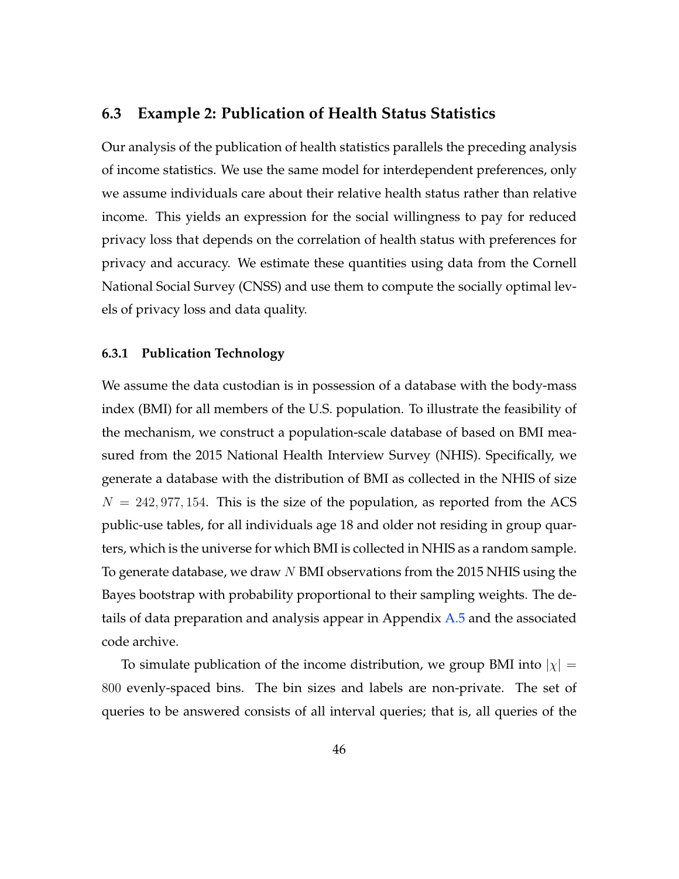## 6.3 Example 2: Publication of Health Status Statistics

Our analysis of the publication of health statistics parallels the preceding analysis of income statistics. We use the same model for interdependent preferences, only we assume individuals care about their relative health status rather than relative income. This yields an expression for the social willingness to pay for reduced privacy loss that depends on the correlation of health status with preferences for privacy and accuracy. We estimate these quantities using data from the Cornell National Social Survey (CNSS) and use them to compute the socially optimal levels of privacy loss and data quality.

### 6.3.1 Publication Technology

We assume the data custodian is in possession of a database with the body-mass index (BMI) for all members of the U.S. population. To illustrate the feasibility of the mechanism, we construct a population-scale database of based on BMI measured from the 2015 National Health Interview Survey (NHIS). Specifically, we generate a database with the distribution of BMI as collected in the NHIS of size $N = 242,977,154$. This is the size of the population, as reported from the ACS public-use tables, for all individuals age 18 and older not residing in group quarters, which is the universe for which BMI is collected in NHIS as a random sample. To generate database, we draw $N$ BMI observations from the 2015 NHIS using the Bayes bootstrap with probability proportional to their sampling weights. The details of data preparation and analysis appear in Appendix A.5 and the associated code archive.

To simulate publication of the income distribution, we group BMI into $|\chi| = 800$ evenly-spaced bins. The bin sizes and labels are non-private. The set of queries to be answered consists of all interval queries; that is, all queries of the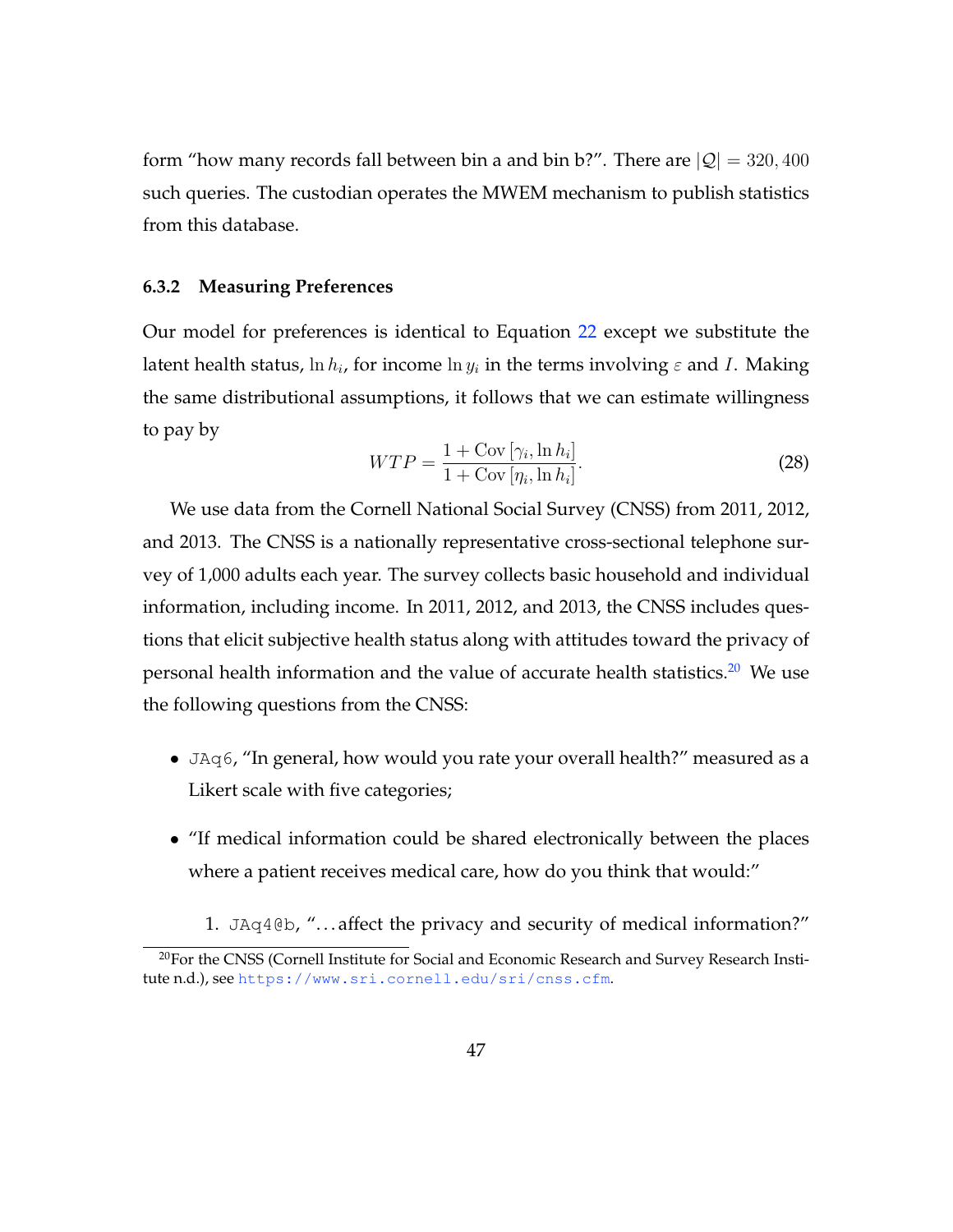form "how many records fall between bin a and bin b?". There are $|\mathcal{Q}| = 320,400$ such queries. The custodian operates the MWEM mechanism to publish statistics from this database.

### 6.3.2 Measuring Preferences

Our model for preferences is identical to Equation 22 except we substitute the latent health status, $\ln h_i$, for income $\ln y_i$ in the terms involving $\varepsilon$ and $I$. Making the same distributional assumptions, it follows that we can estimate willingness to pay by

$$WTP = \frac{1 + \text{Cov}\left[\gamma_i, \ln h_i\right]}{1 + \text{Cov}\left[\eta_i, \ln h_i\right]}. \tag{28}$$

We use data from the Cornell National Social Survey (CNSS) from 2011, 2012, and 2013. The CNSS is a nationally representative cross-sectional telephone survey of 1,000 adults each year. The survey collects basic household and individual information, including income. In 2011, 2012, and 2013, the CNSS includes questions that elicit subjective health status along with attitudes toward the privacy of personal health information and the value of accurate health statistics.[20] We use the following questions from the CNSS:

- `JAq6`, "In general, how would you rate your overall health?" measured as a Likert scale with five categories;
- "If medical information could be shared electronically between the places where a patient receives medical care, how do you think that would:"
    1. `JAq4@b`, "…affect the privacy and security of medical information?"

[20] For the CNSS (Cornell Institute for Social and Economic Research and Survey Research Institute n.d.), see https://www.sri.cornell.edu/sri/cnss.cfm.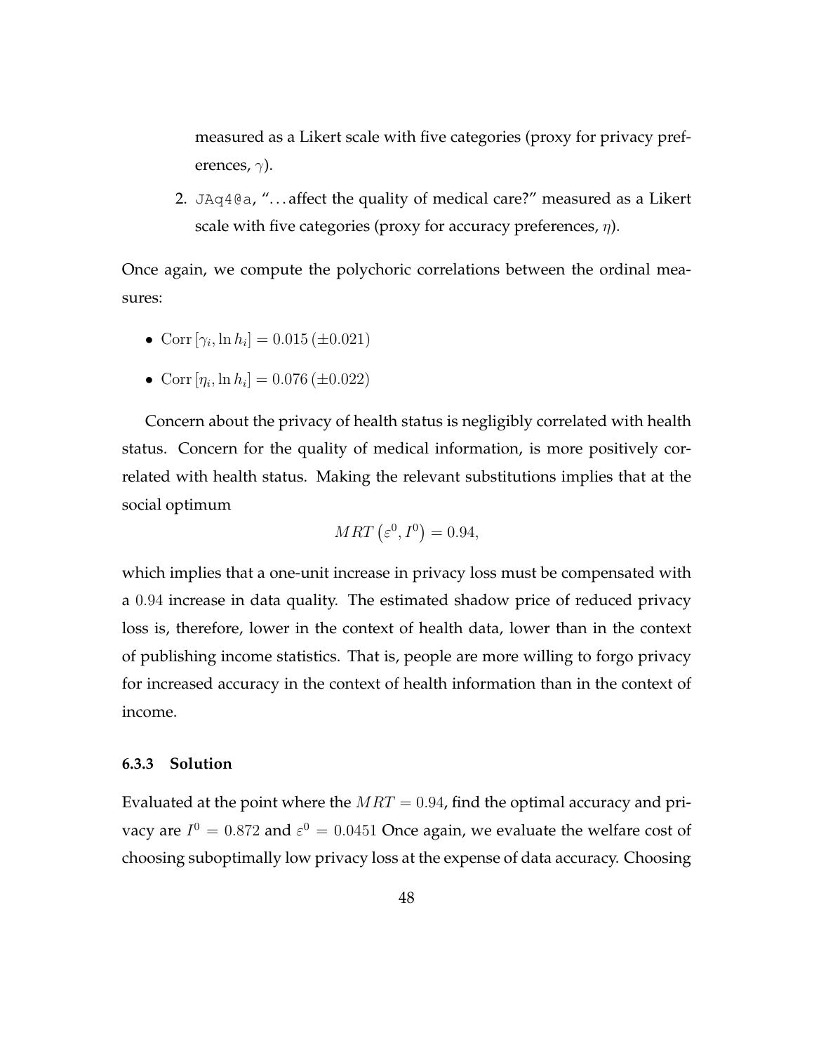measured as a Likert scale with five categories (proxy for privacy preferences, $\gamma$).

2. `JAq4@a`, "...affect the quality of medical care?" measured as a Likert scale with five categories (proxy for accuracy preferences, $\eta$).

Once again, we compute the polychoric correlations between the ordinal measures:

- $\text{Corr}\left[\gamma_i, \ln h_i\right] = 0.015\,(\pm 0.021)$
- $\text{Corr}\left[\eta_i, \ln h_i\right] = 0.076\,(\pm 0.022)$

Concern about the privacy of health status is negligibly correlated with health status. Concern for the quality of medical information, is more positively correlated with health status. Making the relevant substitutions implies that at the social optimum

$$MRT\left(\varepsilon^0, I^0\right) = 0.94,$$

which implies that a one-unit increase in privacy loss must be compensated with a $0.94$ increase in data quality. The estimated shadow price of reduced privacy loss is, therefore, lower in the context of health data, lower than in the context of publishing income statistics. That is, people are more willing to forgo privacy for increased accuracy in the context of health information than in the context of income.

### 6.3.3 Solution

Evaluated at the point where the $MRT = 0.94$, find the optimal accuracy and privacy are $I^0 = 0.872$ and $\varepsilon^0 = 0.0451$ Once again, we evaluate the welfare cost of choosing suboptimally low privacy loss at the expense of data accuracy. Choosing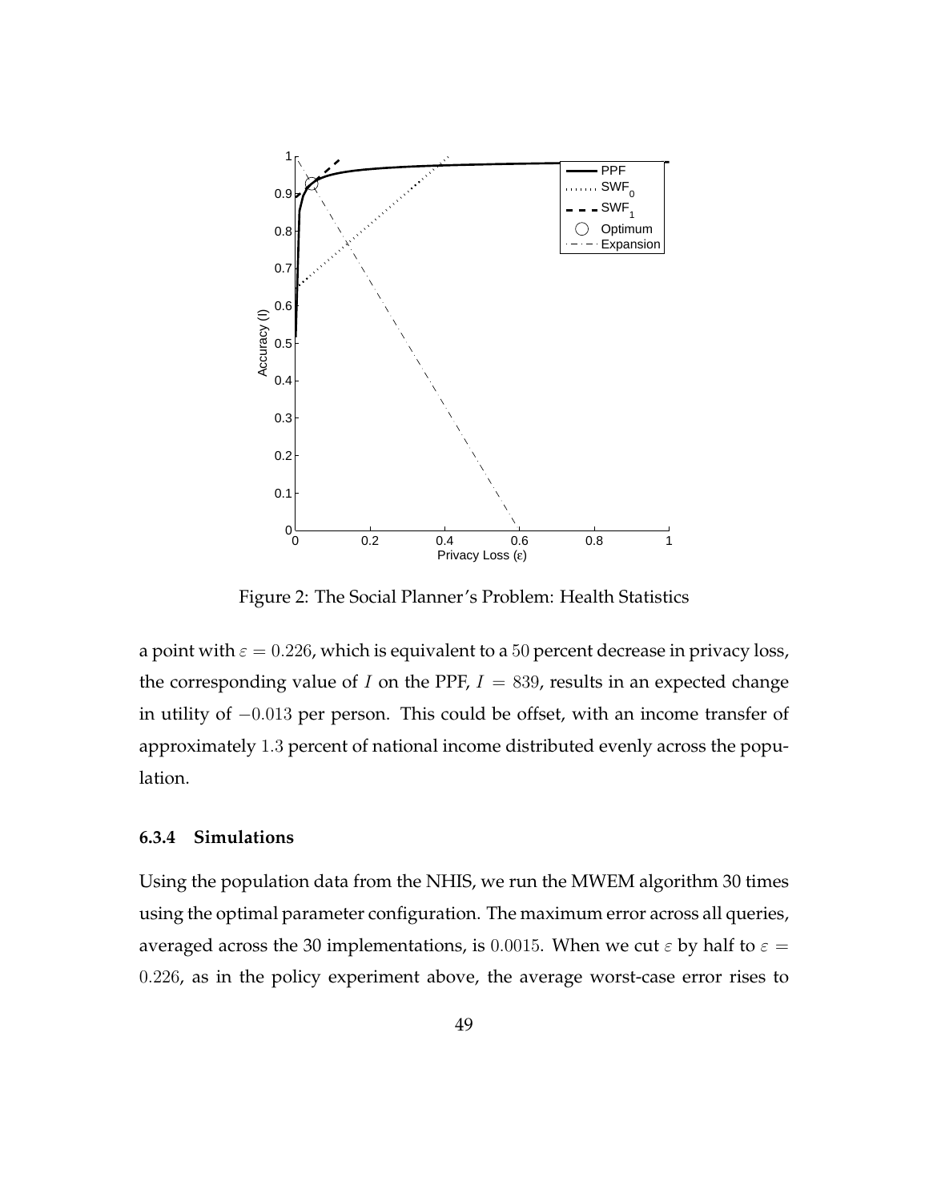Figure 2: The Social Planner's Problem: Health Statistics

a point with $\varepsilon = 0.226$, which is equivalent to a $50$ percent decrease in privacy loss, the corresponding value of $I$ on the PPF, $I = 839$, results in an expected change in utility of $-0.013$ per person. This could be offset, with an income transfer of approximately $1.3$ percent of national income distributed evenly across the population.

### 6.3.4 Simulations

Using the population data from the NHIS, we run the MWEM algorithm 30 times using the optimal parameter configuration. The maximum error across all queries, averaged across the 30 implementations, is $0.0015$. When we cut $\varepsilon$ by half to $\varepsilon = 0.226$, as in the policy experiment above, the average worst-case error rises to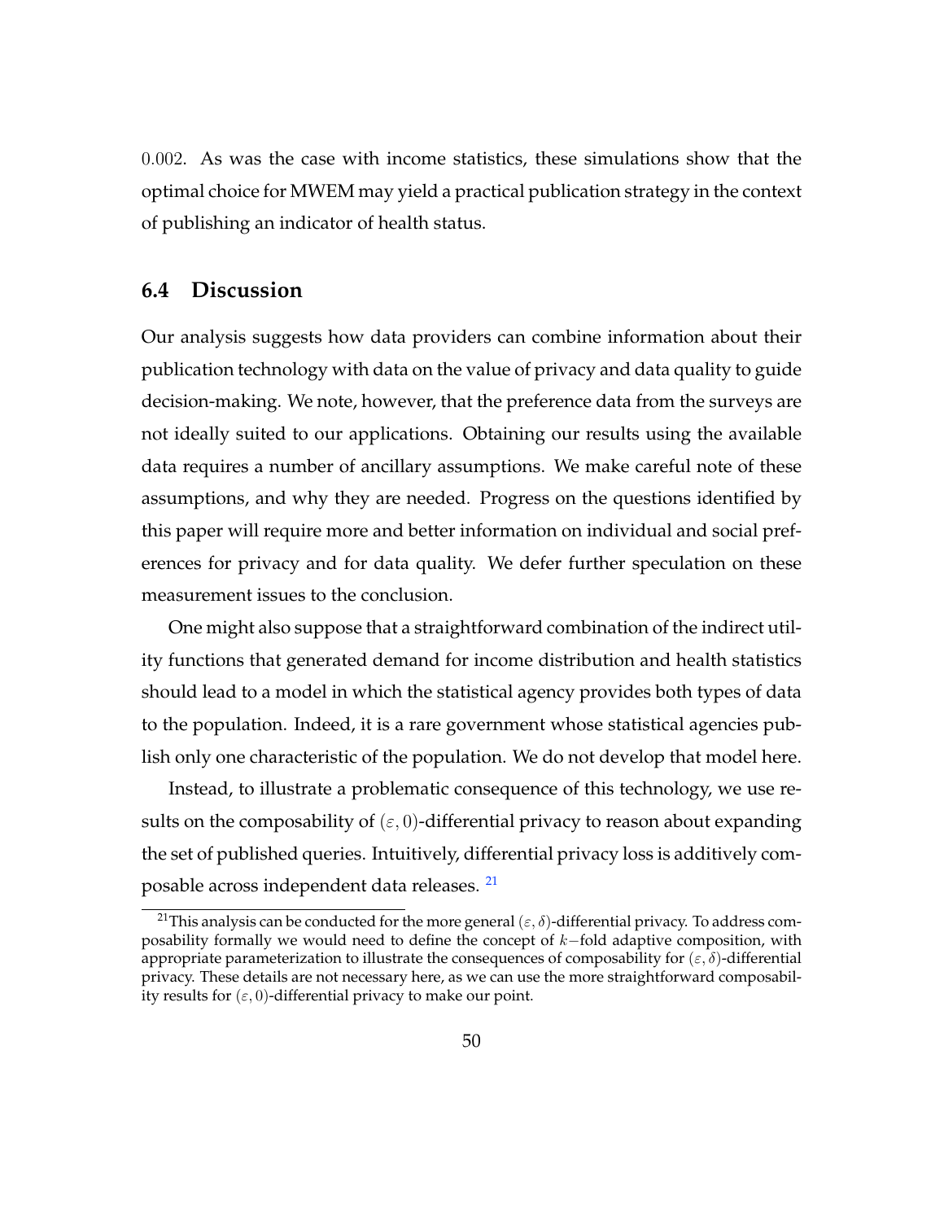0.002. As was the case with income statistics, these simulations show that the optimal choice for MWEM may yield a practical publication strategy in the context of publishing an indicator of health status.

## 6.4 Discussion

Our analysis suggests how data providers can combine information about their publication technology with data on the value of privacy and data quality to guide decision-making. We note, however, that the preference data from the surveys are not ideally suited to our applications. Obtaining our results using the available data requires a number of ancillary assumptions. We make careful note of these assumptions, and why they are needed. Progress on the questions identified by this paper will require more and better information on individual and social preferences for privacy and for data quality. We defer further speculation on these measurement issues to the conclusion.

One might also suppose that a straightforward combination of the indirect utility functions that generated demand for income distribution and health statistics should lead to a model in which the statistical agency provides both types of data to the population. Indeed, it is a rare government whose statistical agencies publish only one characteristic of the population. We do not develop that model here.

Instead, to illustrate a problematic consequence of this technology, we use results on the composability of $(\varepsilon, 0)$-differential privacy to reason about expanding the set of published queries. Intuitively, differential privacy loss is additively composable across independent data releases. [21]

[21] This analysis can be conducted for the more general $(\varepsilon, \delta)$-differential privacy. To address composability formally we would need to define the concept of $k-$fold adaptive composition, with appropriate parameterization to illustrate the consequences of composability for $(\varepsilon, \delta)$-differential privacy. These details are not necessary here, as we can use the more straightforward composability results for $(\varepsilon, 0)$-differential privacy to make our point.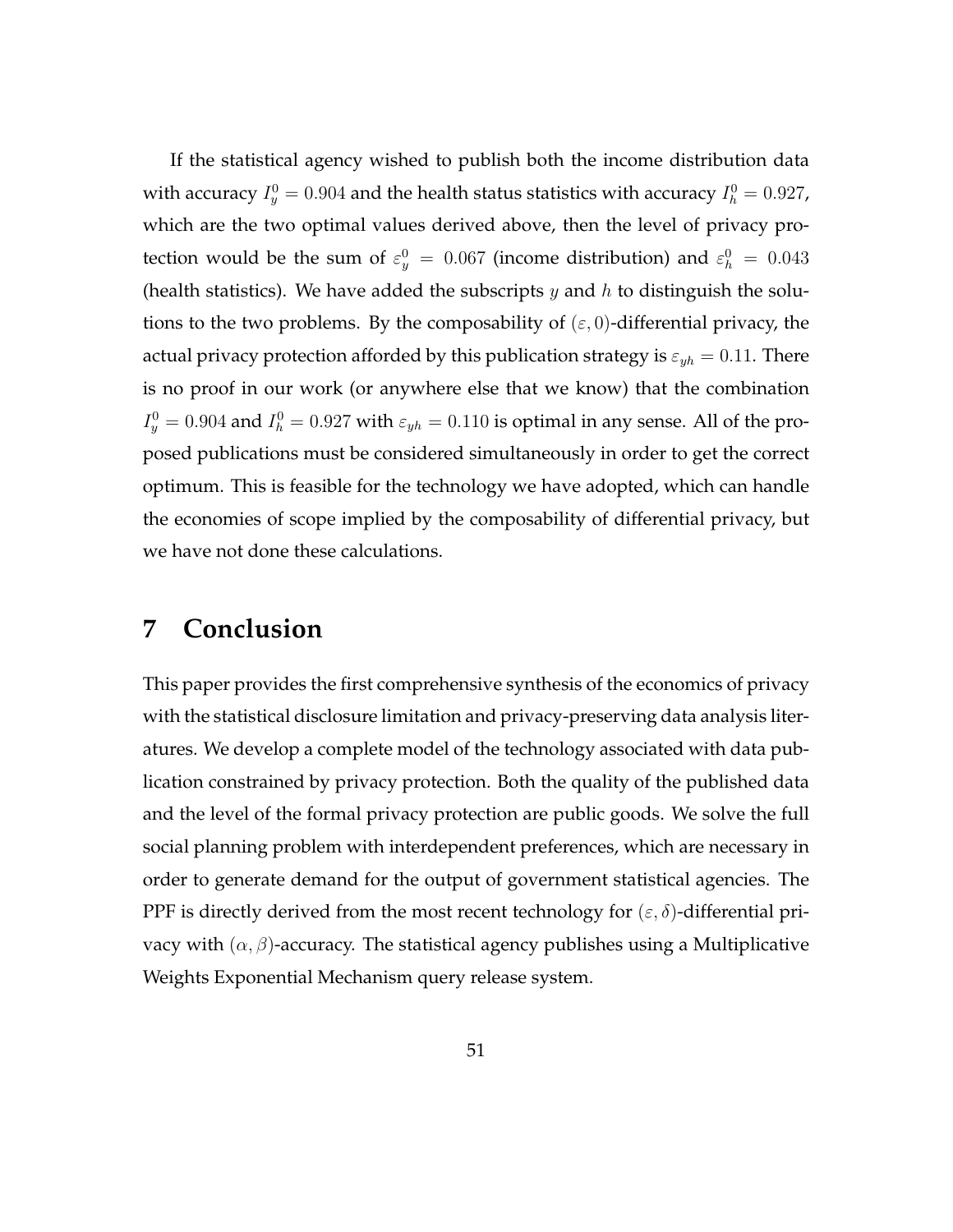If the statistical agency wished to publish both the income distribution data with accuracy $I_y^0 = 0.904$ and the health status statistics with accuracy $I_h^0 = 0.927$, which are the two optimal values derived above, then the level of privacy protection would be the sum of $\varepsilon_y^0 = 0.067$ (income distribution) and $\varepsilon_h^0 = 0.043$ (health statistics). We have added the subscripts $y$ and $h$ to distinguish the solutions to the two problems. By the composability of $(\varepsilon, 0)$-differential privacy, the actual privacy protection afforded by this publication strategy is $\varepsilon_{yh} = 0.11$. There is no proof in our work (or anywhere else that we know) that the combination $I_y^0 = 0.904$ and $I_h^0 = 0.927$ with $\varepsilon_{yh} = 0.110$ is optimal in any sense. All of the proposed publications must be considered simultaneously in order to get the correct optimum. This is feasible for the technology we have adopted, which can handle the economies of scope implied by the composability of differential privacy, but we have not done these calculations.

# 7 Conclusion

This paper provides the first comprehensive synthesis of the economics of privacy with the statistical disclosure limitation and privacy-preserving data analysis literatures. We develop a complete model of the technology associated with data publication constrained by privacy protection. Both the quality of the published data and the level of the formal privacy protection are public goods. We solve the full social planning problem with interdependent preferences, which are necessary in order to generate demand for the output of government statistical agencies. The PPF is directly derived from the most recent technology for $(\varepsilon, \delta)$-differential privacy with $(\alpha, \beta)$-accuracy. The statistical agency publishes using a Multiplicative Weights Exponential Mechanism query release system.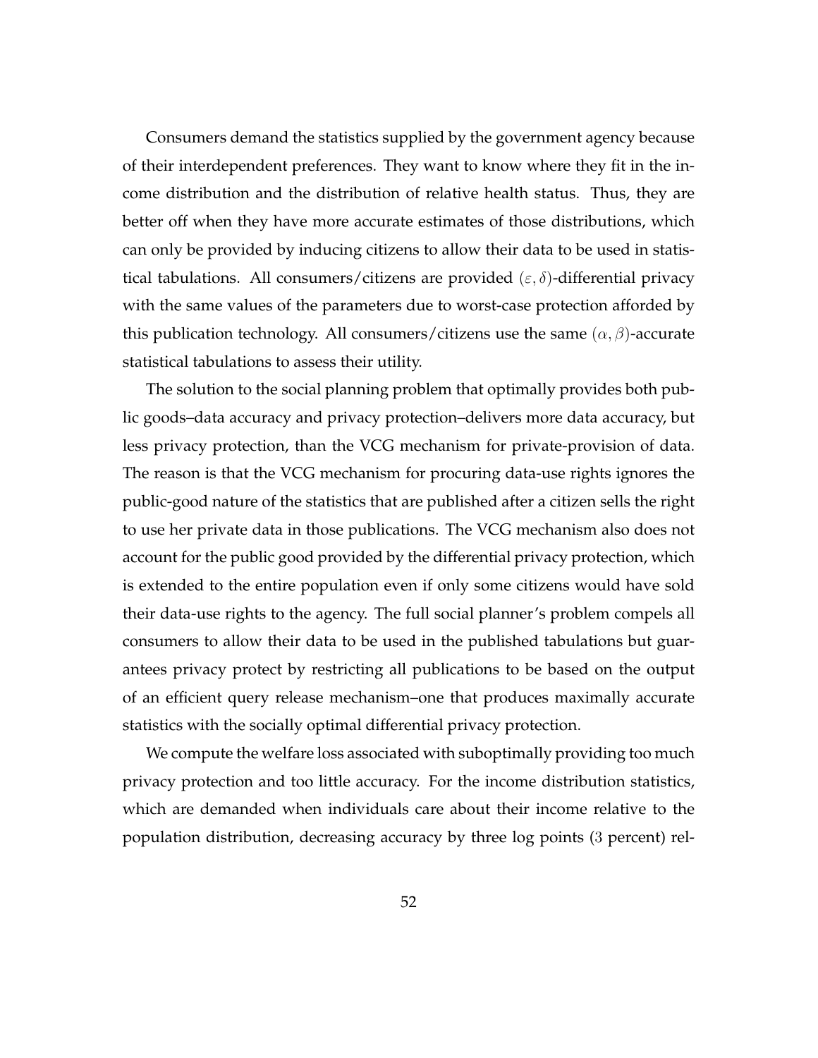Consumers demand the statistics supplied by the government agency because of their interdependent preferences. They want to know where they fit in the income distribution and the distribution of relative health status. Thus, they are better off when they have more accurate estimates of those distributions, which can only be provided by inducing citizens to allow their data to be used in statistical tabulations. All consumers/citizens are provided $(\varepsilon, \delta)$-differential privacy with the same values of the parameters due to worst-case protection afforded by this publication technology. All consumers/citizens use the same $(\alpha, \beta)$-accurate statistical tabulations to assess their utility.

The solution to the social planning problem that optimally provides both public goods–data accuracy and privacy protection–delivers more data accuracy, but less privacy protection, than the VCG mechanism for private-provision of data. The reason is that the VCG mechanism for procuring data-use rights ignores the public-good nature of the statistics that are published after a citizen sells the right to use her private data in those publications. The VCG mechanism also does not account for the public good provided by the differential privacy protection, which is extended to the entire population even if only some citizens would have sold their data-use rights to the agency. The full social planner's problem compels all consumers to allow their data to be used in the published tabulations but guarantees privacy protect by restricting all publications to be based on the output of an efficient query release mechanism–one that produces maximally accurate statistics with the socially optimal differential privacy protection.

We compute the welfare loss associated with suboptimally providing too much privacy protection and too little accuracy. For the income distribution statistics, which are demanded when individuals care about their income relative to the population distribution, decreasing accuracy by three log points (3 percent) rel-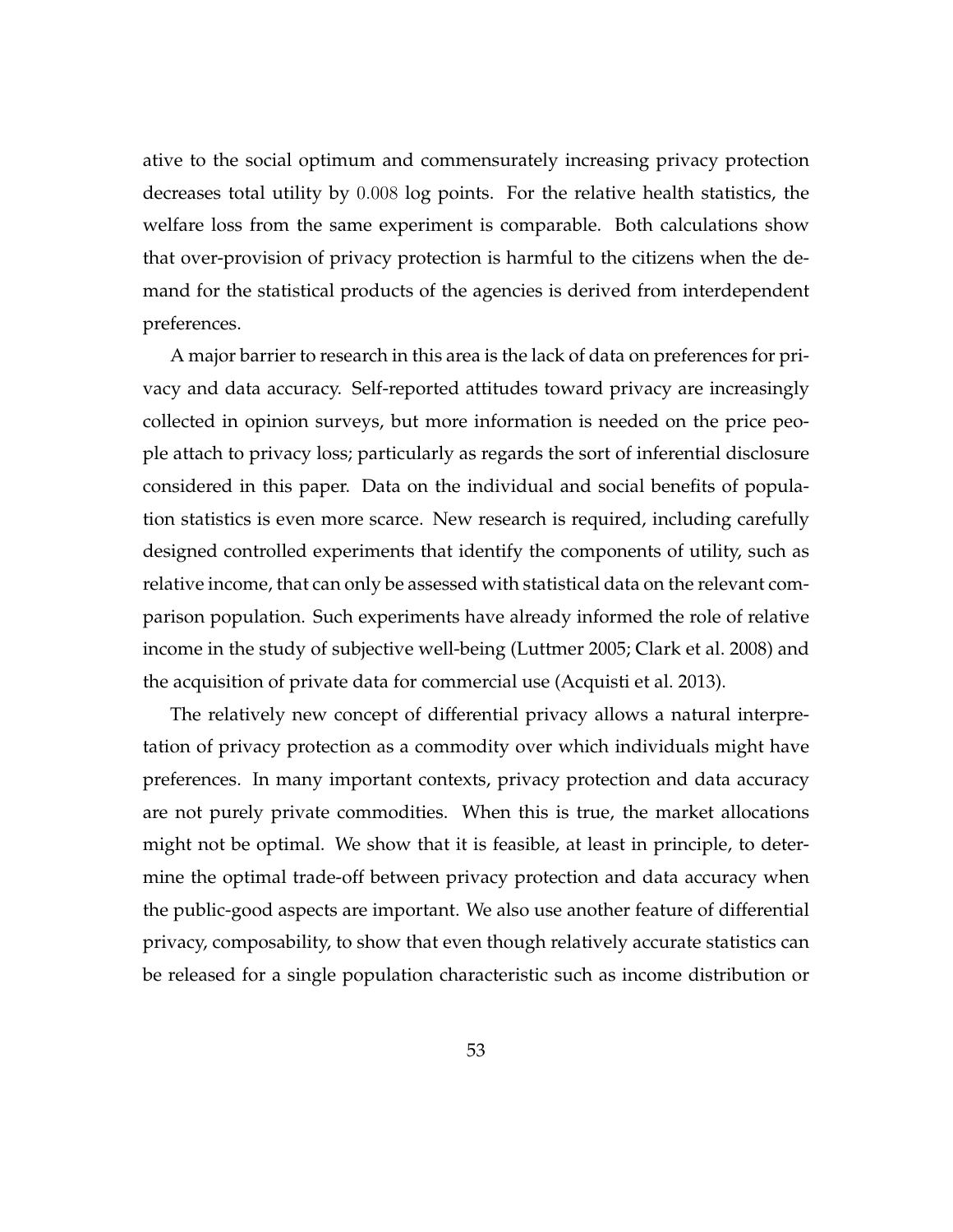ative to the social optimum and commensurately increasing privacy protection decreases total utility by $0.008$ log points. For the relative health statistics, the welfare loss from the same experiment is comparable. Both calculations show that over-provision of privacy protection is harmful to the citizens when the demand for the statistical products of the agencies is derived from interdependent preferences.

A major barrier to research in this area is the lack of data on preferences for privacy and data accuracy. Self-reported attitudes toward privacy are increasingly collected in opinion surveys, but more information is needed on the price people attach to privacy loss; particularly as regards the sort of inferential disclosure considered in this paper. Data on the individual and social benefits of population statistics is even more scarce. New research is required, including carefully designed controlled experiments that identify the components of utility, such as relative income, that can only be assessed with statistical data on the relevant comparison population. Such experiments have already informed the role of relative income in the study of subjective well-being (Luttmer 2005; Clark et al. 2008) and the acquisition of private data for commercial use (Acquisti et al. 2013).

The relatively new concept of differential privacy allows a natural interpretation of privacy protection as a commodity over which individuals might have preferences. In many important contexts, privacy protection and data accuracy are not purely private commodities. When this is true, the market allocations might not be optimal. We show that it is feasible, at least in principle, to determine the optimal trade-off between privacy protection and data accuracy when the public-good aspects are important. We also use another feature of differential privacy, composability, to show that even though relatively accurate statistics can be released for a single population characteristic such as income distribution or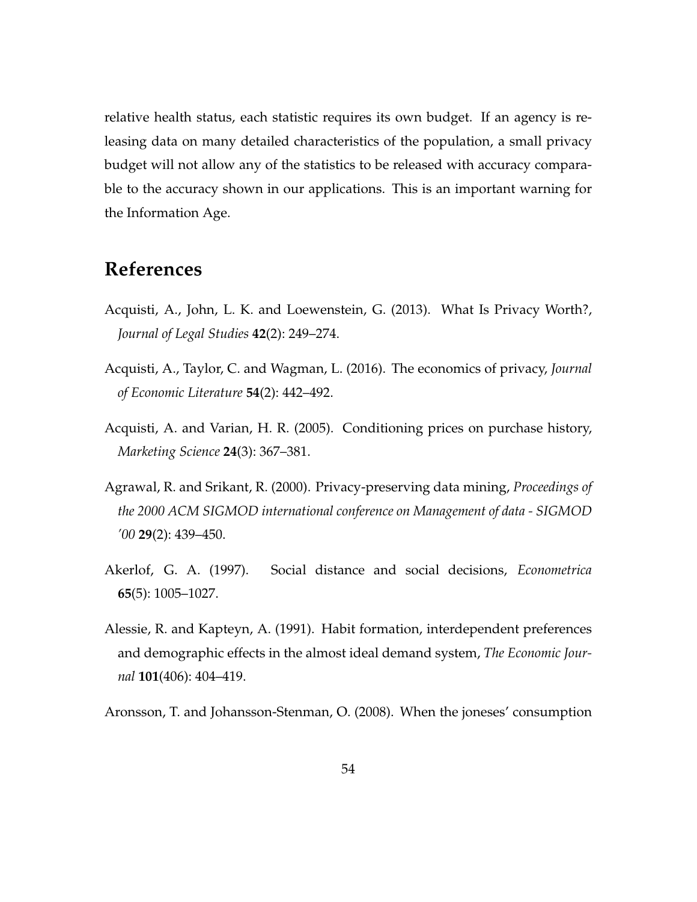relative health status, each statistic requires its own budget. If an agency is releasing data on many detailed characteristics of the population, a small privacy budget will not allow any of the statistics to be released with accuracy comparable to the accuracy shown in our applications. This is an important warning for the Information Age.

## References

Acquisti, A., John, L. K. and Loewenstein, G. (2013). What Is Privacy Worth?, *Journal of Legal Studies* **42**(2): 249–274.

Acquisti, A., Taylor, C. and Wagman, L. (2016). The economics of privacy, *Journal of Economic Literature* **54**(2): 442–492.

Acquisti, A. and Varian, H. R. (2005). Conditioning prices on purchase history, *Marketing Science* **24**(3): 367–381.

Agrawal, R. and Srikant, R. (2000). Privacy-preserving data mining, *Proceedings of the 2000 ACM SIGMOD international conference on Management of data - SIGMOD '00* **29**(2): 439–450.

Akerlof, G. A. (1997). Social distance and social decisions, *Econometrica* **65**(5): 1005–1027.

Alessie, R. and Kapteyn, A. (1991). Habit formation, interdependent preferences and demographic effects in the almost ideal demand system, *The Economic Journal* **101**(406): 404–419.

Aronsson, T. and Johansson-Stenman, O. (2008). When the joneses' consumption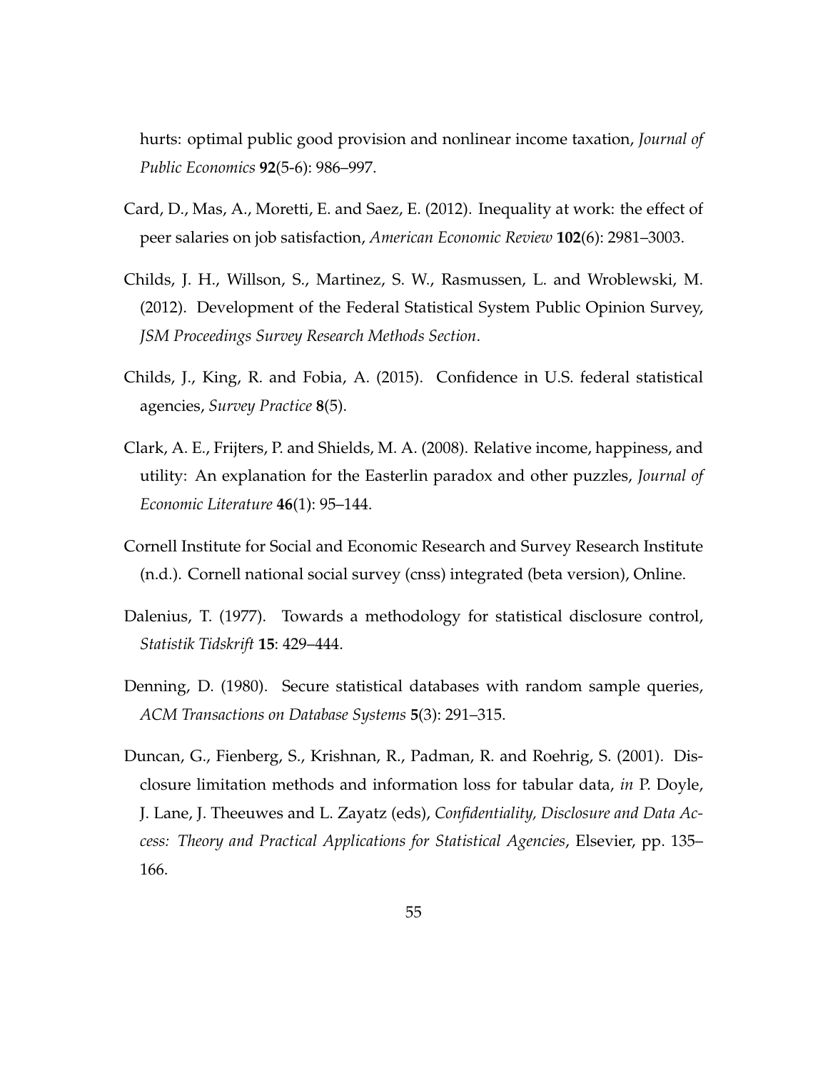hurts: optimal public good provision and nonlinear income taxation, *Journal of Public Economics* **92**(5-6): 986–997.

Card, D., Mas, A., Moretti, E. and Saez, E. (2012). Inequality at work: the effect of peer salaries on job satisfaction, *American Economic Review* **102**(6): 2981–3003.

Childs, J. H., Willson, S., Martinez, S. W., Rasmussen, L. and Wroblewski, M. (2012). Development of the Federal Statistical System Public Opinion Survey, *JSM Proceedings Survey Research Methods Section*.

Childs, J., King, R. and Fobia, A. (2015). Confidence in U.S. federal statistical agencies, *Survey Practice* **8**(5).

Clark, A. E., Frijters, P. and Shields, M. A. (2008). Relative income, happiness, and utility: An explanation for the Easterlin paradox and other puzzles, *Journal of Economic Literature* **46**(1): 95–144.

Cornell Institute for Social and Economic Research and Survey Research Institute (n.d.). Cornell national social survey (cnss) integrated (beta version), Online.

Dalenius, T. (1977). Towards a methodology for statistical disclosure control, *Statistik Tidskrift* **15**: 429–444.

Denning, D. (1980). Secure statistical databases with random sample queries, *ACM Transactions on Database Systems* **5**(3): 291–315.

Duncan, G., Fienberg, S., Krishnan, R., Padman, R. and Roehrig, S. (2001). Disclosure limitation methods and information loss for tabular data, *in* P. Doyle, J. Lane, J. Theeuwes and L. Zayatz (eds), *Confidentiality, Disclosure and Data Access: Theory and Practical Applications for Statistical Agencies*, Elsevier, pp. 135–166.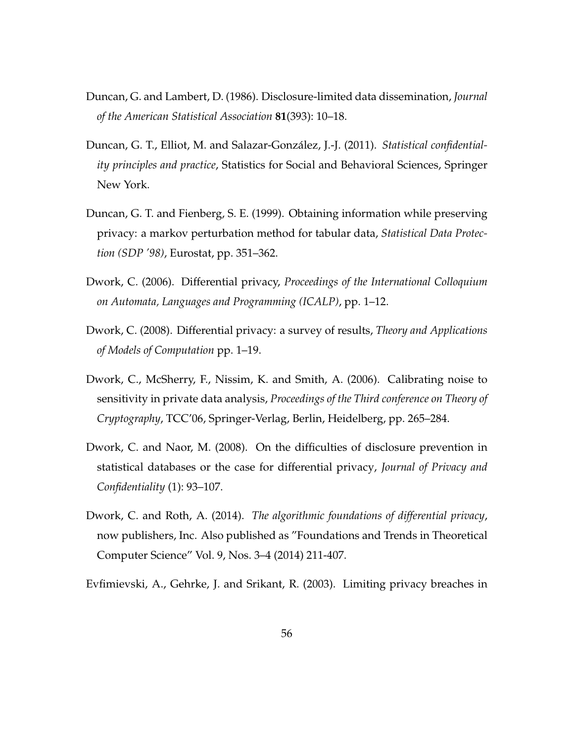Duncan, G. and Lambert, D. (1986). Disclosure-limited data dissemination, *Journal of the American Statistical Association* **81**(393): 10–18.

Duncan, G. T., Elliot, M. and Salazar-González, J.-J. (2011). *Statistical confidentiality principles and practice*, Statistics for Social and Behavioral Sciences, Springer New York.

Duncan, G. T. and Fienberg, S. E. (1999). Obtaining information while preserving privacy: a markov perturbation method for tabular data, *Statistical Data Protection (SDP '98)*, Eurostat, pp. 351–362.

Dwork, C. (2006). Differential privacy, *Proceedings of the International Colloquium on Automata, Languages and Programming (ICALP)*, pp. 1–12.

Dwork, C. (2008). Differential privacy: a survey of results, *Theory and Applications of Models of Computation* pp. 1–19.

Dwork, C., McSherry, F., Nissim, K. and Smith, A. (2006). Calibrating noise to sensitivity in private data analysis, *Proceedings of the Third conference on Theory of Cryptography*, TCC'06, Springer-Verlag, Berlin, Heidelberg, pp. 265–284.

Dwork, C. and Naor, M. (2008). On the difficulties of disclosure prevention in statistical databases or the case for differential privacy, *Journal of Privacy and Confidentiality* (1): 93–107.

Dwork, C. and Roth, A. (2014). *The algorithmic foundations of differential privacy*, now publishers, Inc. Also published as "Foundations and Trends in Theoretical Computer Science" Vol. 9, Nos. 3–4 (2014) 211-407.

Evfimievski, A., Gehrke, J. and Srikant, R. (2003). Limiting privacy breaches in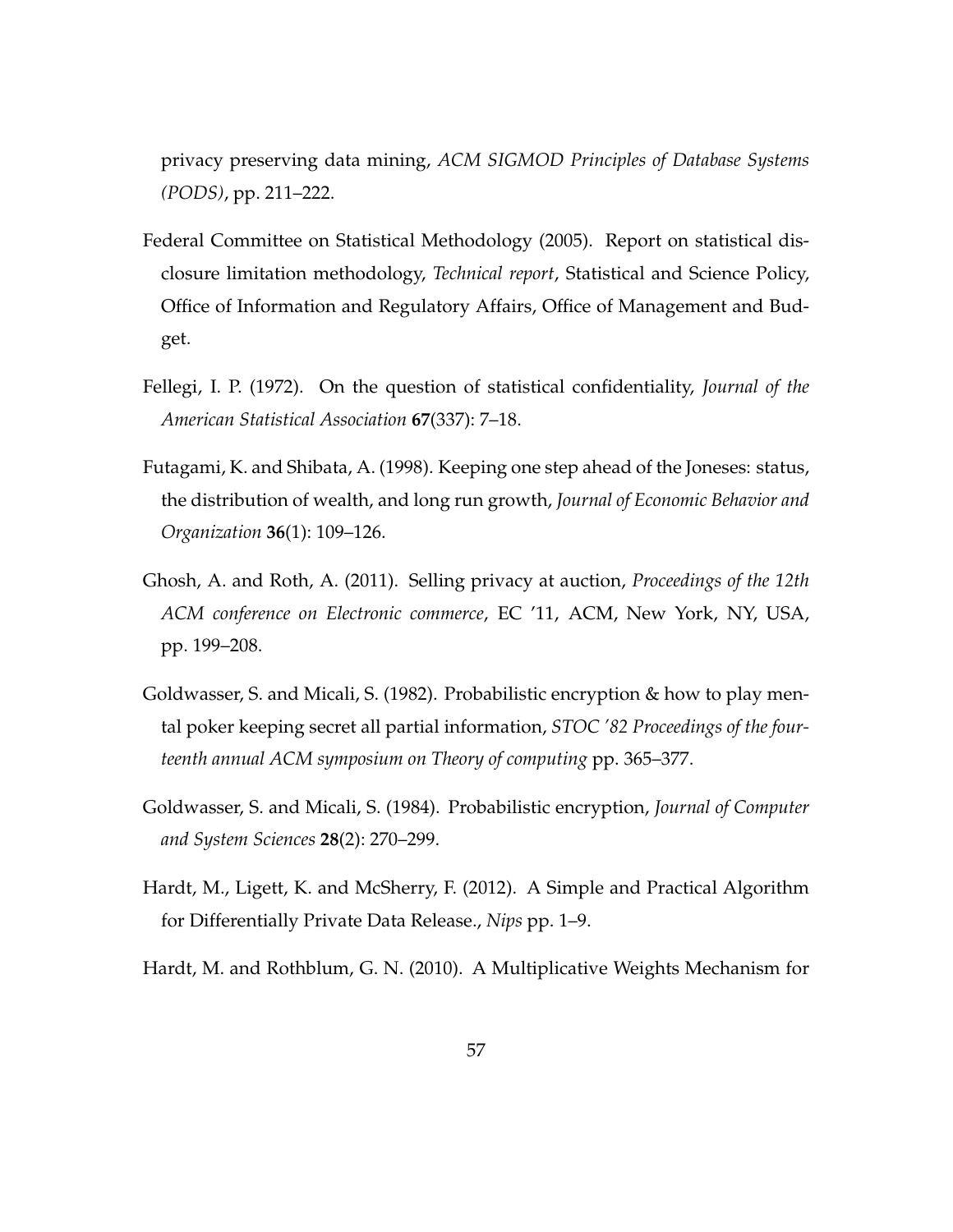privacy preserving data mining, *ACM SIGMOD Principles of Database Systems (PODS)*, pp. 211–222.

Federal Committee on Statistical Methodology (2005). Report on statistical disclosure limitation methodology, *Technical report*, Statistical and Science Policy, Office of Information and Regulatory Affairs, Office of Management and Budget.

Fellegi, I. P. (1972). On the question of statistical confidentiality, *Journal of the American Statistical Association* **67**(337): 7–18.

Futagami, K. and Shibata, A. (1998). Keeping one step ahead of the Joneses: status, the distribution of wealth, and long run growth, *Journal of Economic Behavior and Organization* **36**(1): 109–126.

Ghosh, A. and Roth, A. (2011). Selling privacy at auction, *Proceedings of the 12th ACM conference on Electronic commerce*, EC '11, ACM, New York, NY, USA, pp. 199–208.

Goldwasser, S. and Micali, S. (1982). Probabilistic encryption & how to play mental poker keeping secret all partial information, *STOC '82 Proceedings of the fourteenth annual ACM symposium on Theory of computing* pp. 365–377.

Goldwasser, S. and Micali, S. (1984). Probabilistic encryption, *Journal of Computer and System Sciences* **28**(2): 270–299.

Hardt, M., Ligett, K. and McSherry, F. (2012). A Simple and Practical Algorithm for Differentially Private Data Release., *Nips* pp. 1–9.

Hardt, M. and Rothblum, G. N. (2010). A Multiplicative Weights Mechanism for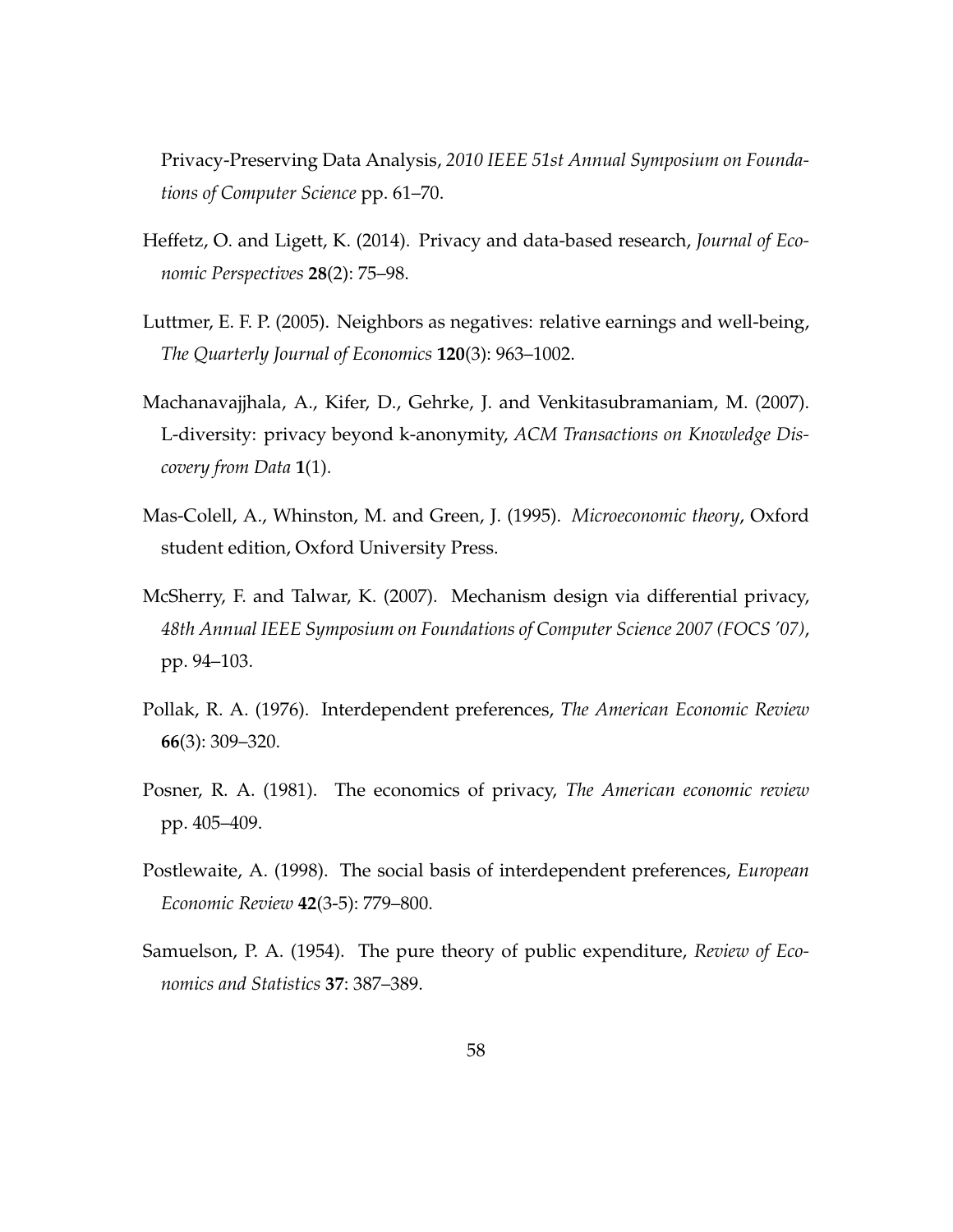Privacy-Preserving Data Analysis, *2010 IEEE 51st Annual Symposium on Foundations of Computer Science* pp. 61–70.

Heffetz, O. and Ligett, K. (2014). Privacy and data-based research, *Journal of Economic Perspectives* **28**(2): 75–98.

Luttmer, E. F. P. (2005). Neighbors as negatives: relative earnings and well-being, *The Quarterly Journal of Economics* **120**(3): 963–1002.

Machanavajjhala, A., Kifer, D., Gehrke, J. and Venkitasubramaniam, M. (2007). L-diversity: privacy beyond k-anonymity, *ACM Transactions on Knowledge Discovery from Data* **1**(1).

Mas-Colell, A., Whinston, M. and Green, J. (1995). *Microeconomic theory*, Oxford student edition, Oxford University Press.

McSherry, F. and Talwar, K. (2007). Mechanism design via differential privacy, *48th Annual IEEE Symposium on Foundations of Computer Science 2007 (FOCS '07)*, pp. 94–103.

Pollak, R. A. (1976). Interdependent preferences, *The American Economic Review* **66**(3): 309–320.

Posner, R. A. (1981). The economics of privacy, *The American economic review* pp. 405–409.

Postlewaite, A. (1998). The social basis of interdependent preferences, *European Economic Review* **42**(3-5): 779–800.

Samuelson, P. A. (1954). The pure theory of public expenditure, *Review of Economics and Statistics* **37**: 387–389.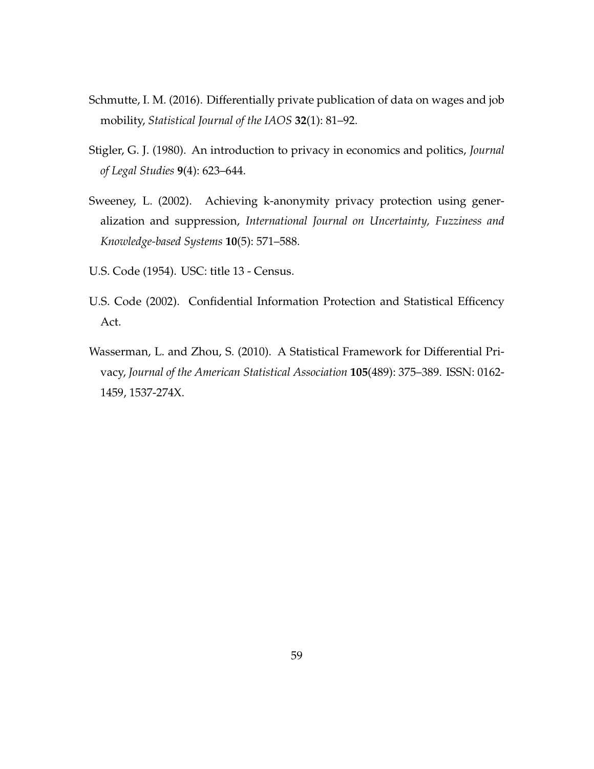Schmutte, I. M. (2016). Differentially private publication of data on wages and job mobility, *Statistical Journal of the IAOS* **32**(1): 81–92.

Stigler, G. J. (1980). An introduction to privacy in economics and politics, *Journal of Legal Studies* **9**(4): 623–644.

Sweeney, L. (2002). Achieving k-anonymity privacy protection using generalization and suppression, *International Journal on Uncertainty, Fuzziness and Knowledge-based Systems* **10**(5): 571–588.

U.S. Code (1954). USC: title 13 - Census.

U.S. Code (2002). Confidential Information Protection and Statistical Efficency Act.

Wasserman, L. and Zhou, S. (2010). A Statistical Framework for Differential Privacy, *Journal of the American Statistical Association* **105**(489): 375–389. ISSN: 0162-1459, 1537-274X.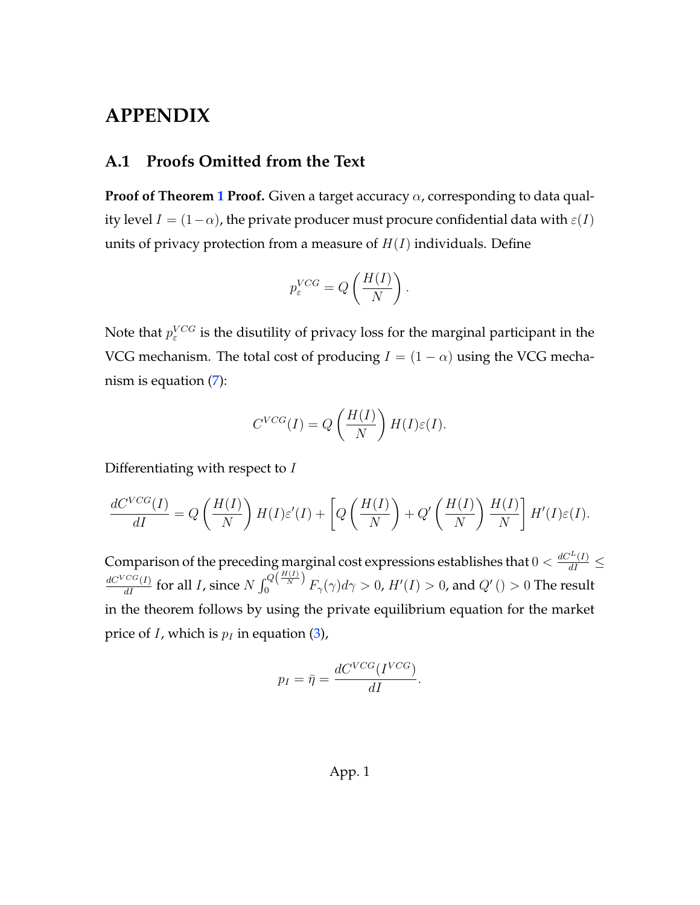# APPENDIX

## A.1 Proofs Omitted from the Text

**Proof of Theorem 1 Proof.** Given a target accuracy $\alpha$, corresponding to data quality level $I = (1-\alpha)$, the private producer must procure confidential data with $\varepsilon(I)$ units of privacy protection from a measure of $H(I)$ individuals. Define

$$p_{\varepsilon}^{VCG} = Q\left(\frac{H(I)}{N}\right).$$

Note that $p_{\varepsilon}^{VCG}$ is the disutility of privacy loss for the marginal participant in the VCG mechanism. The total cost of producing $I = (1-\alpha)$ using the VCG mechanism is equation (7):

$$C^{VCG}(I) = Q\left(\frac{H(I)}{N}\right) H(I)\varepsilon(I).$$

Differentiating with respect to $I$

$$\frac{dC^{VCG}(I)}{dI} = Q\left(\frac{H(I)}{N}\right) H(I)\varepsilon'(I) + \left[Q\left(\frac{H(I)}{N}\right) + Q'\left(\frac{H(I)}{N}\right)\frac{H(I)}{N}\right] H'(I)\varepsilon(I).$$

Comparison of the preceding marginal cost expressions establishes that $0 < \frac{dC^{L}(I)}{dI} \leq \frac{dC^{VCG}(I)}{dI}$ for all $I$, since $N\int_0^{Q\left(\frac{H(I)}{N}\right)} F_{\gamma}(\gamma)d\gamma > 0$, $H'(I) > 0$, and $Q'() > 0$ The result in the theorem follows by using the private equilibrium equation for the market price of $I$, which is $p_I$ in equation (3),

$$p_I = \bar{\eta} = \frac{dC^{VCG}(I^{VCG})}{dI}.$$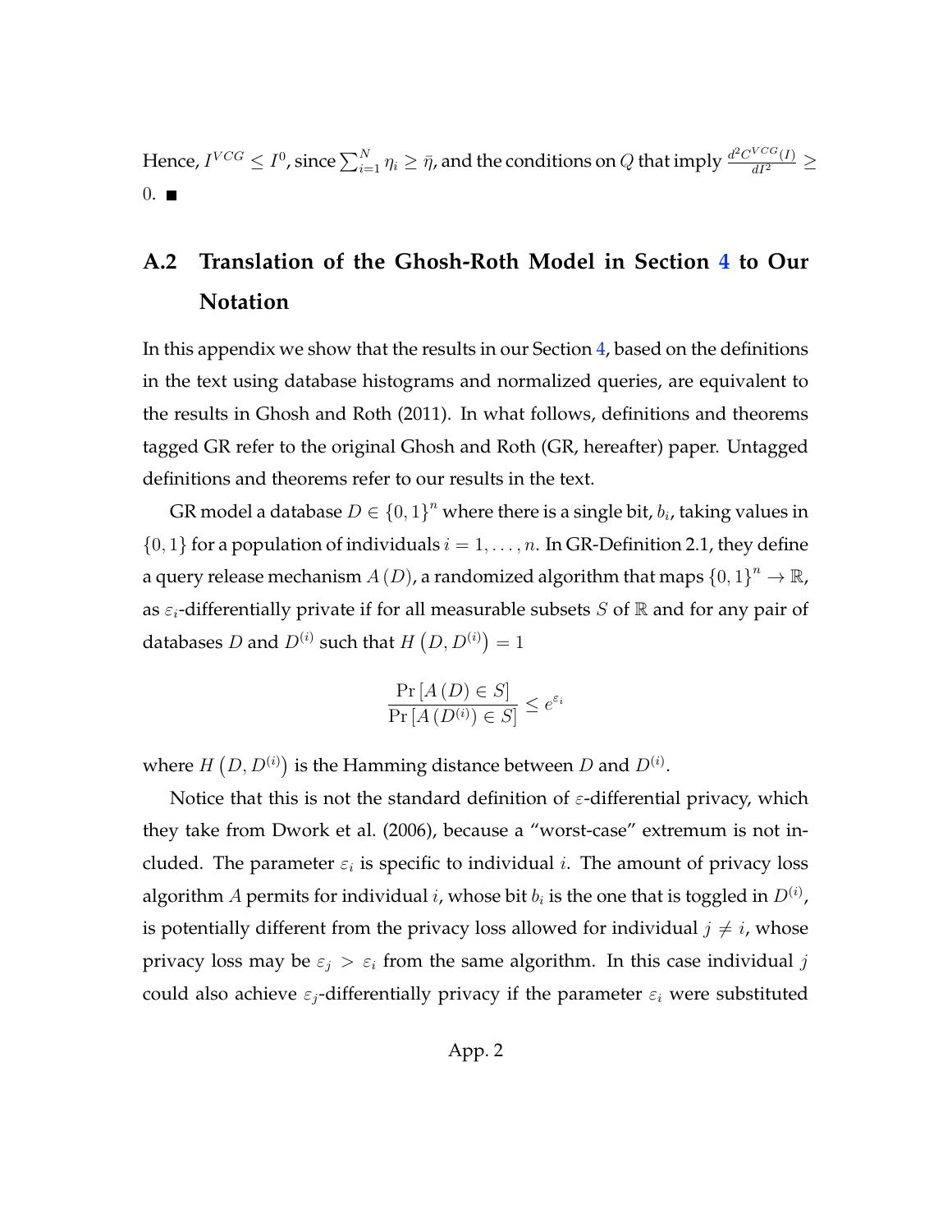Hence, $I^{VCG} \leq I^0$, since $\sum_{i=1}^{N} \eta_i \geq \bar{\eta}$, and the conditions on $Q$ that imply $\frac{d^2 C^{VCG}(I)}{dI^2} \geq 0$. ■

## A.2 Translation of the Ghosh-Roth Model in Section 4 to Our Notation

In this appendix we show that the results in our Section 4, based on the definitions in the text using database histograms and normalized queries, are equivalent to the results in Ghosh and Roth (2011). In what follows, definitions and theorems tagged GR refer to the original Ghosh and Roth (GR, hereafter) paper. Untagged definitions and theorems refer to our results in the text.

GR model a database $D \in \{0, 1\}^n$ where there is a single bit, $b_i$, taking values in $\{0, 1\}$ for a population of individuals $i = 1, \ldots, n$. In GR-Definition 2.1, they define a query release mechanism $A(D)$, a randomized algorithm that maps $\{0, 1\}^n \to \mathbb{R}$, as $\varepsilon_i$-differentially private if for all measurable subsets $S$ of $\mathbb{R}$ and for any pair of databases $D$ and $D^{(i)}$ such that $H\left(D, D^{(i)}\right) = 1$

$$\frac{\Pr\left[A(D) \in S\right]}{\Pr\left[A\left(D^{(i)}\right) \in S\right]} \leq e^{\varepsilon_i}$$

where $H\left(D, D^{(i)}\right)$ is the Hamming distance between $D$ and $D^{(i)}$.

Notice that this is not the standard definition of $\varepsilon$-differential privacy, which they take from Dwork et al. (2006), because a "worst-case" extremum is not included. The parameter $\varepsilon_i$ is specific to individual $i$. The amount of privacy loss algorithm $A$ permits for individual $i$, whose bit $b_i$ is the one that is toggled in $D^{(i)}$, is potentially different from the privacy loss allowed for individual $j \neq i$, whose privacy loss may be $\varepsilon_j > \varepsilon_i$ from the same algorithm. In this case individual $j$ could also achieve $\varepsilon_j$-differentially privacy if the parameter $\varepsilon_i$ were substituted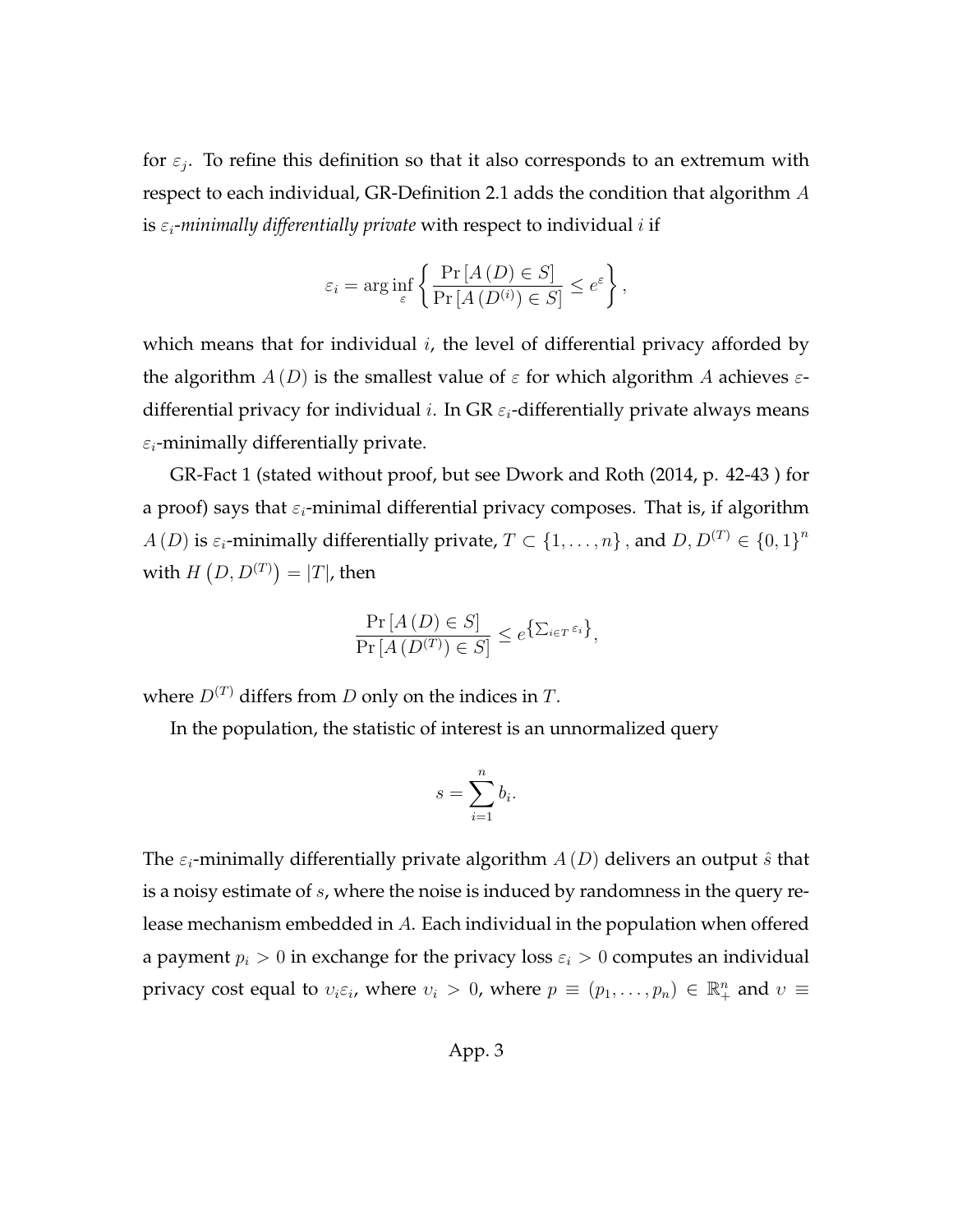for $\varepsilon_j$. To refine this definition so that it also corresponds to an extremum with respect to each individual, GR-Definition 2.1 adds the condition that algorithm $A$ is $\varepsilon_i$-*minimally differentially private* with respect to individual $i$ if

$$\varepsilon_i = \arg\inf_{\varepsilon} \left\{ \frac{\Pr\left[A\left(D\right) \in S\right]}{\Pr\left[A\left(D^{(i)}\right) \in S\right]} \leq e^{\varepsilon} \right\},$$

which means that for individual $i$, the level of differential privacy afforded by the algorithm $A(D)$ is the smallest value of $\varepsilon$ for which algorithm $A$ achieves $\varepsilon$-differential privacy for individual $i$. In GR $\varepsilon_i$-differentially private always means $\varepsilon_i$-minimally differentially private.

GR-Fact 1 (stated without proof, but see Dwork and Roth (2014, p. 42-43 ) for a proof) says that $\varepsilon_i$-minimal differential privacy composes. That is, if algorithm $A(D)$ is $\varepsilon_i$-minimally differentially private, $T \subset \{1, \ldots, n\}$, and $D, D^{(T)} \in \{0,1\}^n$ with $H\left(D, D^{(T)}\right) = |T|$, then

$$\frac{\Pr\left[A\left(D\right) \in S\right]}{\Pr\left[A\left(D^{(T)}\right) \in S\right]} \leq e^{\left\{\sum_{i \in T} \varepsilon_i\right\}},$$

where $D^{(T)}$ differs from $D$ only on the indices in $T$.

In the population, the statistic of interest is an unnormalized query

$$s = \sum_{i=1}^{n} b_i.$$

The $\varepsilon_i$-minimally differentially private algorithm $A(D)$ delivers an output $\hat{s}$ that is a noisy estimate of $s$, where the noise is induced by randomness in the query release mechanism embedded in $A$. Each individual in the population when offered a payment $p_i > 0$ in exchange for the privacy loss $\varepsilon_i > 0$ computes an individual privacy cost equal to $\upsilon_i \varepsilon_i$, where $\upsilon_i > 0$, where $p \equiv (p_1, \ldots, p_n) \in \mathbb{R}_+^n$ and $\upsilon \equiv$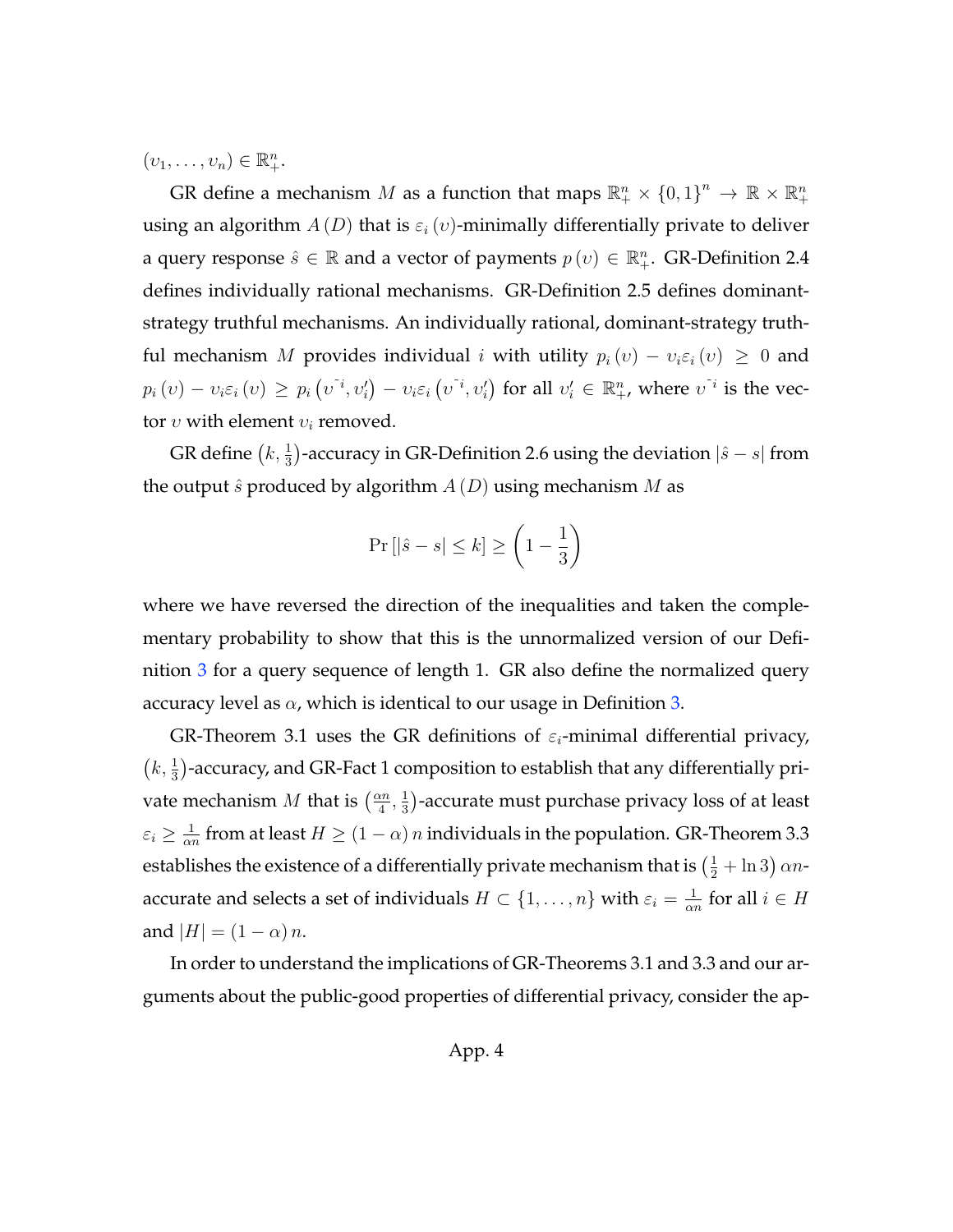$(v_1, \ldots, v_n) \in \mathbb{R}_+^n$.

GR define a mechanism $M$ as a function that maps $\mathbb{R}_+^n \times \{0,1\}^n \to \mathbb{R} \times \mathbb{R}_+^n$ using an algorithm $A(D)$ that is $\varepsilon_i(v)$-minimally differentially private to deliver a query response $\hat{s} \in \mathbb{R}$ and a vector of payments $p(v) \in \mathbb{R}_+^n$. GR-Definition 2.4 defines individually rational mechanisms. GR-Definition 2.5 defines dominant-strategy truthful mechanisms. An individually rational, dominant-strategy truthful mechanism $M$ provides individual $i$ with utility $p_i(v) - v_i \varepsilon_i(v) \geq 0$ and $p_i(v) - v_i \varepsilon_i(v) \geq p_i(v^{\bar{}i}, v_i') - v_i \varepsilon_i(v^{\bar{}i}, v_i')$ for all $v_i' \in \mathbb{R}_+^n$, where $v^{\bar{}i}$ is the vector $v$ with element $v_i$ removed.

GR define $\left(k, \frac{1}{3}\right)$-accuracy in GR-Definition 2.6 using the deviation $|\hat{s} - s|$ from the output $\hat{s}$ produced by algorithm $A(D)$ using mechanism $M$ as

$$\Pr\left[|\hat{s} - s| \leq k\right] \geq \left(1 - \frac{1}{3}\right)$$

where we have reversed the direction of the inequalities and taken the complementary probability to show that this is the unnormalized version of our Definition 3 for a query sequence of length 1. GR also define the normalized query accuracy level as $\alpha$, which is identical to our usage in Definition 3.

GR-Theorem 3.1 uses the GR definitions of $\varepsilon_i$-minimal differential privacy, $\left(k, \frac{1}{3}\right)$-accuracy, and GR-Fact 1 composition to establish that any differentially private mechanism $M$ that is $\left(\frac{\alpha n}{4}, \frac{1}{3}\right)$-accurate must purchase privacy loss of at least $\varepsilon_i \geq \frac{1}{\alpha n}$ from at least $H \geq (1-\alpha)n$ individuals in the population. GR-Theorem 3.3 establishes the existence of a differentially private mechanism that is $\left(\frac{1}{2} + \ln 3\right)\alpha n$-accurate and selects a set of individuals $H \subset \{1, \ldots, n\}$ with $\varepsilon_i = \frac{1}{\alpha n}$ for all $i \in H$ and $|H| = (1-\alpha)n$.

In order to understand the implications of GR-Theorems 3.1 and 3.3 and our arguments about the public-good properties of differential privacy, consider the ap-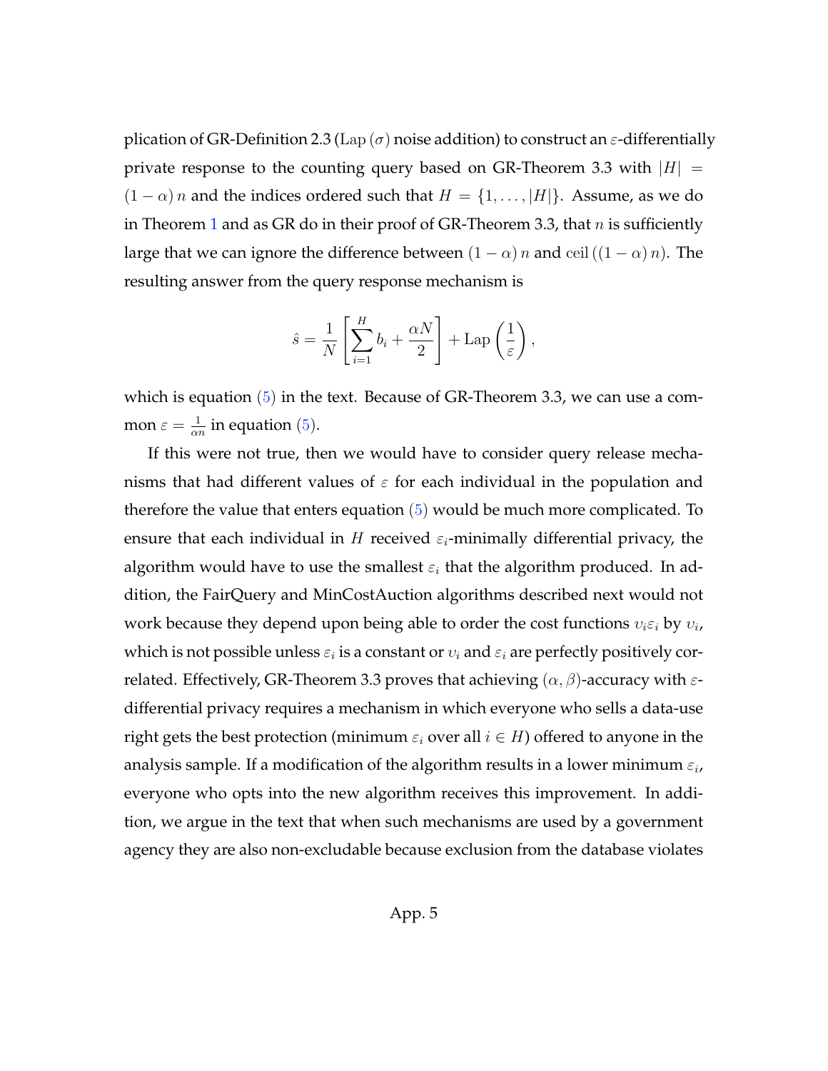plication of GR-Definition 2.3 ($\text{Lap}(\sigma)$ noise addition) to construct an $\varepsilon$-differentially private response to the counting query based on GR-Theorem 3.3 with $|H| = (1-\alpha)\, n$ and the indices ordered such that $H = \{1, \ldots, |H|\}$. Assume, as we do in Theorem 1 and as GR do in their proof of GR-Theorem 3.3, that $n$ is sufficiently large that we can ignore the difference between $(1-\alpha)\, n$ and $\text{ceil}\left((1-\alpha)\, n\right)$. The resulting answer from the query response mechanism is

$$\hat{s} = \frac{1}{N}\left[\sum_{i=1}^{H} b_i + \frac{\alpha N}{2}\right] + \text{Lap}\left(\frac{1}{\varepsilon}\right),$$

which is equation (5) in the text. Because of GR-Theorem 3.3, we can use a common $\varepsilon = \frac{1}{\alpha n}$ in equation (5).

If this were not true, then we would have to consider query release mechanisms that had different values of $\varepsilon$ for each individual in the population and therefore the value that enters equation (5) would be much more complicated. To ensure that each individual in $H$ received $\varepsilon_i$-minimally differential privacy, the algorithm would have to use the smallest $\varepsilon_i$ that the algorithm produced. In addition, the FairQuery and MinCostAuction algorithms described next would not work because they depend upon being able to order the cost functions $\upsilon_i \varepsilon_i$ by $\upsilon_i$, which is not possible unless $\varepsilon_i$ is a constant or $\upsilon_i$ and $\varepsilon_i$ are perfectly positively correlated. Effectively, GR-Theorem 3.3 proves that achieving $(\alpha, \beta)$-accuracy with $\varepsilon$-differential privacy requires a mechanism in which everyone who sells a data-use right gets the best protection (minimum $\varepsilon_i$ over all $i \in H$) offered to anyone in the analysis sample. If a modification of the algorithm results in a lower minimum $\varepsilon_i$, everyone who opts into the new algorithm receives this improvement. In addition, we argue in the text that when such mechanisms are used by a government agency they are also non-excludable because exclusion from the database violates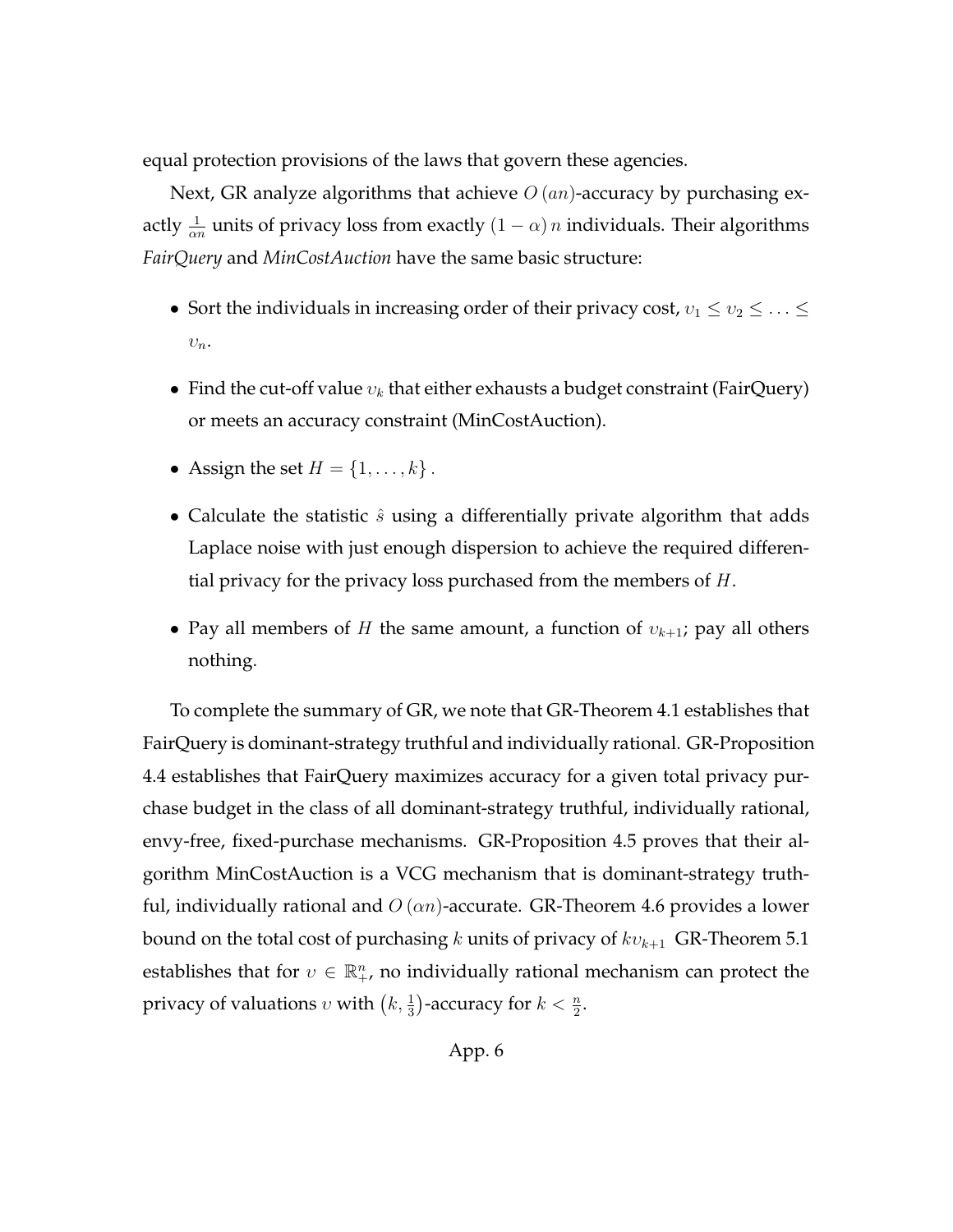equal protection provisions of the laws that govern these agencies.

Next, GR analyze algorithms that achieve $O(an)$-accuracy by purchasing exactly $\frac{1}{\alpha n}$ units of privacy loss from exactly $(1-\alpha)n$ individuals. Their algorithms *FairQuery* and *MinCostAuction* have the same basic structure:

- Sort the individuals in increasing order of their privacy cost, $\upsilon_1 \leq \upsilon_2 \leq \ldots \leq \upsilon_n$.
- Find the cut-off value $\upsilon_k$ that either exhausts a budget constraint (FairQuery) or meets an accuracy constraint (MinCostAuction).
- Assign the set $H = \{1, \ldots, k\}$.
- Calculate the statistic $\hat{s}$ using a differentially private algorithm that adds Laplace noise with just enough dispersion to achieve the required differential privacy for the privacy loss purchased from the members of $H$.
- Pay all members of $H$ the same amount, a function of $\upsilon_{k+1}$; pay all others nothing.

To complete the summary of GR, we note that GR-Theorem 4.1 establishes that FairQuery is dominant-strategy truthful and individually rational. GR-Proposition 4.4 establishes that FairQuery maximizes accuracy for a given total privacy purchase budget in the class of all dominant-strategy truthful, individually rational, envy-free, fixed-purchase mechanisms. GR-Proposition 4.5 proves that their algorithm MinCostAuction is a VCG mechanism that is dominant-strategy truthful, individually rational and $O(\alpha n)$-accurate. GR-Theorem 4.6 provides a lower bound on the total cost of purchasing $k$ units of privacy of $k\upsilon_{k+1}$ GR-Theorem 5.1 establishes that for $\upsilon \in \mathbb{R}_+^n$, no individually rational mechanism can protect the privacy of valuations $\upsilon$ with $\left(k, \frac{1}{3}\right)$-accuracy for $k < \frac{n}{2}$.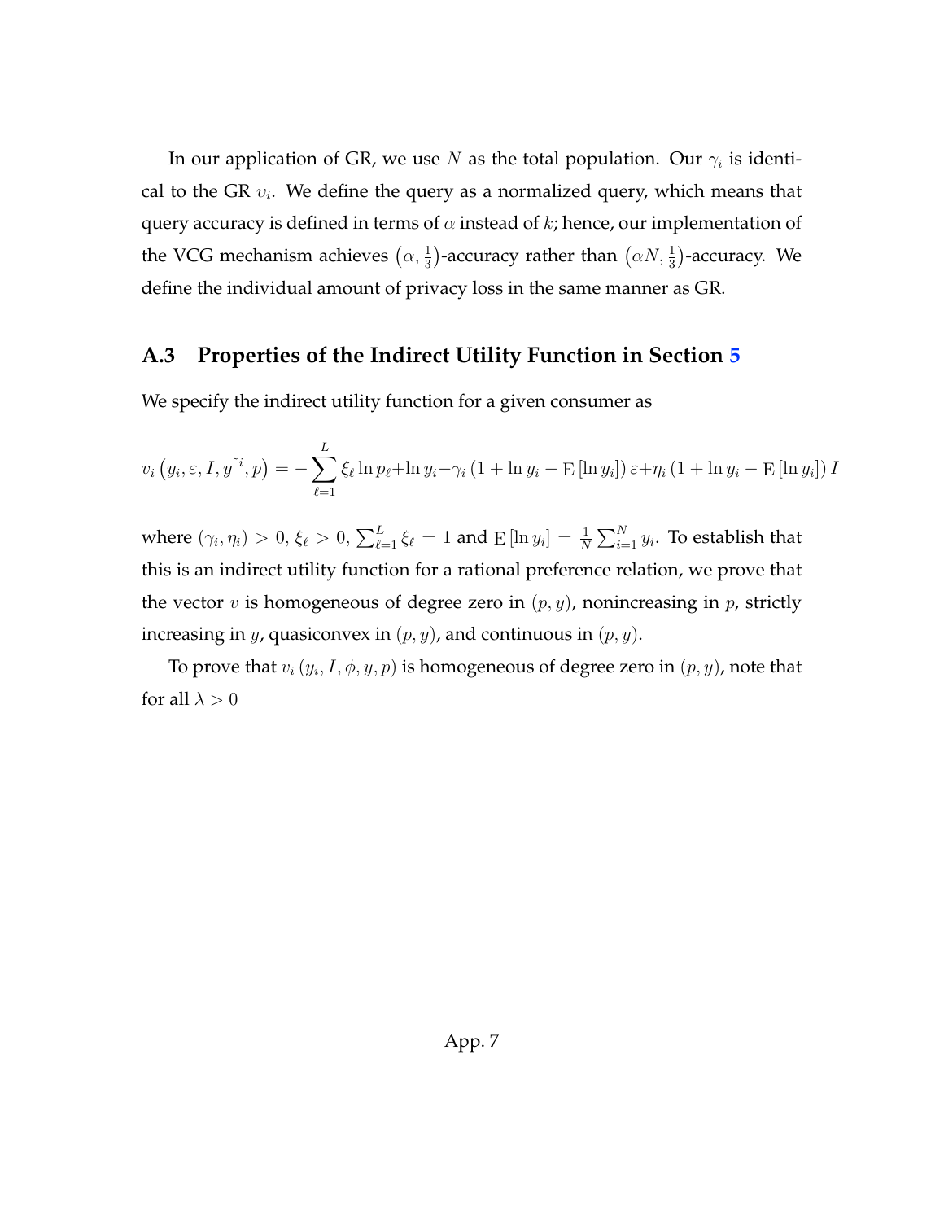In our application of GR, we use $N$ as the total population. Our $\gamma_i$ is identical to the GR $v_i$. We define the query as a normalized query, which means that query accuracy is defined in terms of $\alpha$ instead of $k$; hence, our implementation of the VCG mechanism achieves $\left(\alpha, \frac{1}{3}\right)$-accuracy rather than $\left(\alpha N, \frac{1}{3}\right)$-accuracy. We define the individual amount of privacy loss in the same manner as GR.

### A.3 Properties of the Indirect Utility Function in Section 5

We specify the indirect utility function for a given consumer as

$$v_i\left(y_i, \varepsilon, I, y^{\tilde{}i}, p\right) = -\sum_{\ell=1}^{L} \xi_\ell \ln p_\ell + \ln y_i - \gamma_i \left(1 + \ln y_i - \mathrm{E}\left[\ln y_i\right]\right) \varepsilon + \eta_i \left(1 + \ln y_i - \mathrm{E}\left[\ln y_i\right]\right) I$$

where $(\gamma_i, \eta_i) > 0$, $\xi_\ell > 0$, $\sum_{\ell=1}^{L} \xi_\ell = 1$ and $\mathrm{E}\left[\ln y_i\right] = \frac{1}{N} \sum_{i=1}^{N} y_i$. To establish that this is an indirect utility function for a rational preference relation, we prove that the vector $v$ is homogeneous of degree zero in $(p, y)$, nonincreasing in $p$, strictly increasing in $y$, quasiconvex in $(p, y)$, and continuous in $(p, y)$.

To prove that $v_i\left(y_i, I, \phi, y, p\right)$ is homogeneous of degree zero in $(p, y)$, note that for all $\lambda > 0$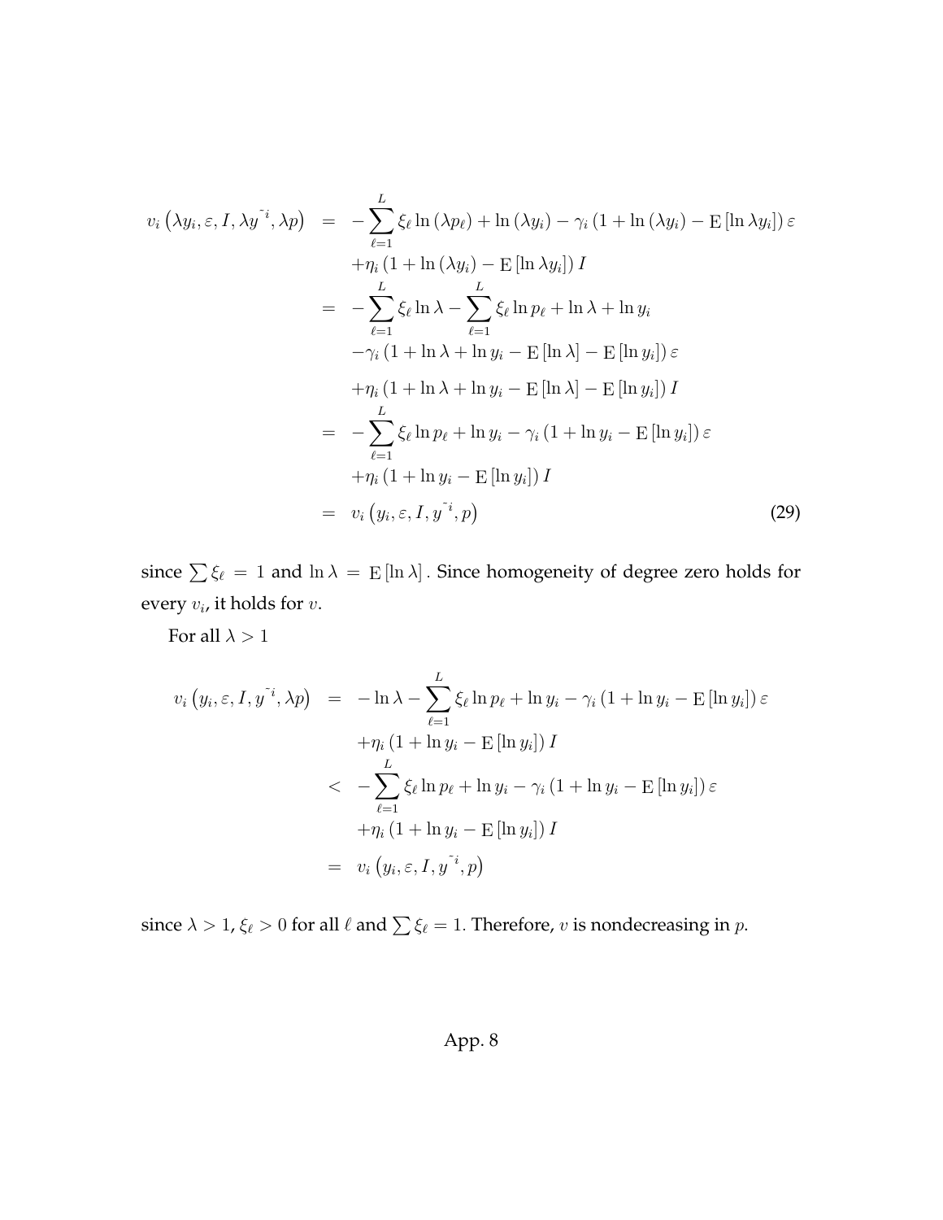$$
\begin{aligned}
v_i\left(\lambda y_i, \varepsilon, I, \lambda y^{\bar{}i}, \lambda p\right) &= -\sum_{\ell=1}^{L} \xi_\ell \ln\left(\lambda p_\ell\right) + \ln\left(\lambda y_i\right) - \gamma_i\left(1 + \ln\left(\lambda y_i\right) - \mathrm{E}\left[\ln \lambda y_i\right]\right)\varepsilon \\
&\quad + \eta_i\left(1 + \ln\left(\lambda y_i\right) - \mathrm{E}\left[\ln \lambda y_i\right]\right) I \\
&= -\sum_{\ell=1}^{L} \xi_\ell \ln \lambda - \sum_{\ell=1}^{L} \xi_\ell \ln p_\ell + \ln \lambda + \ln y_i \\
&\quad - \gamma_i\left(1 + \ln \lambda + \ln y_i - \mathrm{E}\left[\ln \lambda\right] - \mathrm{E}\left[\ln y_i\right]\right)\varepsilon \\
&\quad + \eta_i\left(1 + \ln \lambda + \ln y_i - \mathrm{E}\left[\ln \lambda\right] - \mathrm{E}\left[\ln y_i\right]\right) I \\
&= -\sum_{\ell=1}^{L} \xi_\ell \ln p_\ell + \ln y_i - \gamma_i\left(1 + \ln y_i - \mathrm{E}\left[\ln y_i\right]\right)\varepsilon \\
&\quad + \eta_i\left(1 + \ln y_i - \mathrm{E}\left[\ln y_i\right]\right) I \\
&= v_i\left(y_i, \varepsilon, I, y^{\bar{}i}, p\right) \qquad (29)
\end{aligned}
$$

since $\sum \xi_\ell = 1$ and $\ln \lambda = \mathrm{E}\left[\ln \lambda\right]$. Since homogeneity of degree zero holds for every $v_i$, it holds for $v$.

For all $\lambda > 1$

$$
\begin{aligned}
v_i\left(y_i, \varepsilon, I, y^{\bar{}i}, \lambda p\right) &= -\ln \lambda - \sum_{\ell=1}^{L} \xi_\ell \ln p_\ell + \ln y_i - \gamma_i\left(1 + \ln y_i - \mathrm{E}\left[\ln y_i\right]\right)\varepsilon \\
&\quad + \eta_i\left(1 + \ln y_i - \mathrm{E}\left[\ln y_i\right]\right) I \\
&< -\sum_{\ell=1}^{L} \xi_\ell \ln p_\ell + \ln y_i - \gamma_i\left(1 + \ln y_i - \mathrm{E}\left[\ln y_i\right]\right)\varepsilon \\
&\quad + \eta_i\left(1 + \ln y_i - \mathrm{E}\left[\ln y_i\right]\right) I \\
&= v_i\left(y_i, \varepsilon, I, y^{\bar{}i}, p\right)
\end{aligned}
$$

since $\lambda > 1$, $\xi_\ell > 0$ for all $\ell$ and $\sum \xi_\ell = 1$. Therefore, $v$ is nondecreasing in $p$.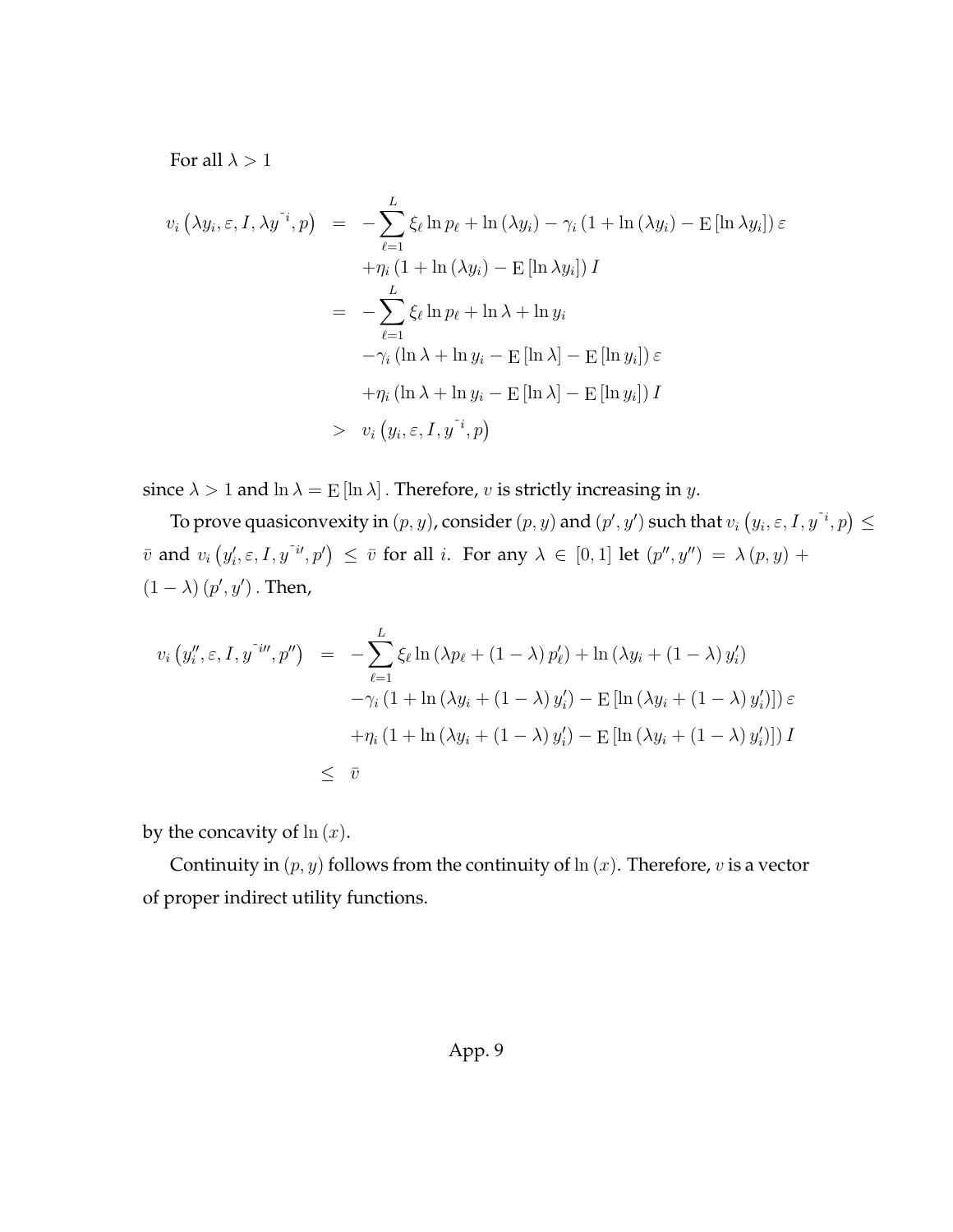For all $\lambda > 1$

$$
\begin{aligned}
v_i\left(\lambda y_i, \varepsilon, I, \lambda y^{\bar{~}i}, p\right) &= -\sum_{\ell=1}^{L} \xi_\ell \ln p_\ell + \ln(\lambda y_i) - \gamma_i \left(1 + \ln(\lambda y_i) - \mathrm{E}\left[\ln \lambda y_i\right]\right) \varepsilon \\
&\quad + \eta_i \left(1 + \ln(\lambda y_i) - \mathrm{E}\left[\ln \lambda y_i\right]\right) I \\
&= -\sum_{\ell=1}^{L} \xi_\ell \ln p_\ell + \ln \lambda + \ln y_i \\
&\quad - \gamma_i \left(\ln \lambda + \ln y_i - \mathrm{E}\left[\ln \lambda\right] - \mathrm{E}\left[\ln y_i\right]\right) \varepsilon \\
&\quad + \eta_i \left(\ln \lambda + \ln y_i - \mathrm{E}\left[\ln \lambda\right] - \mathrm{E}\left[\ln y_i\right]\right) I \\
&> v_i\left(y_i, \varepsilon, I, y^{\bar{~}i}, p\right)
\end{aligned}
$$

since $\lambda > 1$ and $\ln \lambda = \mathrm{E}[\ln \lambda]$. Therefore, $v$ is strictly increasing in $y$.

To prove quasiconvexity in $(p, y)$, consider $(p, y)$ and $(p', y')$ such that $v_i\left(y_i, \varepsilon, I, y^{\bar{~}i}, p\right) \leq \bar{v}$ and $v_i\left(y_i', \varepsilon, I, y^{\bar{~}i\prime}, p'\right) \leq \bar{v}$ for all $i$. For any $\lambda \in [0, 1]$ let $(p'', y'') = \lambda (p, y) + (1 - \lambda)(p', y')$. Then,

$$
\begin{aligned}
v_i\left(y_i'', \varepsilon, I, y^{\bar{~}i\prime\prime}, p''\right) &= -\sum_{\ell=1}^{L} \xi_\ell \ln\left(\lambda p_\ell + (1-\lambda) p_\ell'\right) + \ln\left(\lambda y_i + (1-\lambda) y_i'\right) \\
&\quad - \gamma_i \left(1 + \ln\left(\lambda y_i + (1-\lambda) y_i'\right) - \mathrm{E}\left[\ln\left(\lambda y_i + (1-\lambda) y_i'\right)\right]\right) \varepsilon \\
&\quad + \eta_i \left(1 + \ln\left(\lambda y_i + (1-\lambda) y_i'\right) - \mathrm{E}\left[\ln\left(\lambda y_i + (1-\lambda) y_i'\right)\right]\right) I \\
&\leq \bar{v}
\end{aligned}
$$

by the concavity of $\ln(x)$.

Continuity in $(p, y)$ follows from the continuity of $\ln(x)$. Therefore, $v$ is a vector of proper indirect utility functions.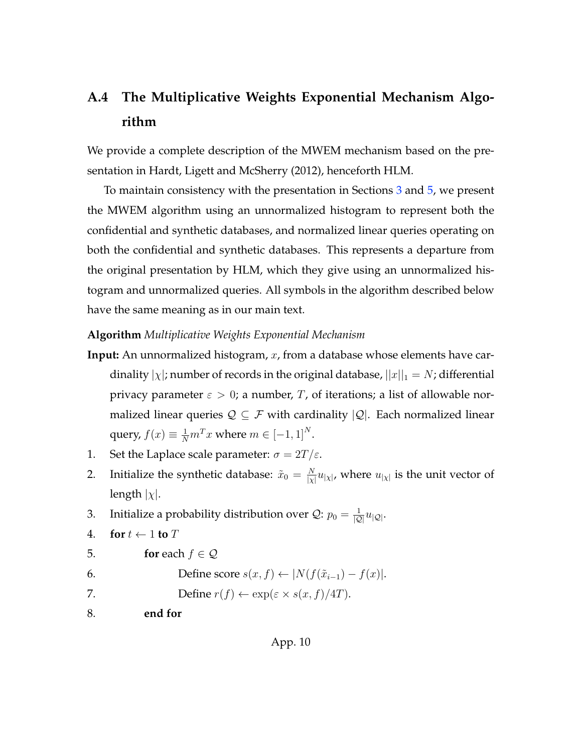## A.4 The Multiplicative Weights Exponential Mechanism Algorithm

We provide a complete description of the MWEM mechanism based on the presentation in Hardt, Ligett and McSherry (2012), henceforth HLM.

To maintain consistency with the presentation in Sections 3 and 5, we present the MWEM algorithm using an unnormalized histogram to represent both the confidential and synthetic databases, and normalized linear queries operating on both the confidential and synthetic databases. This represents a departure from the original presentation by HLM, which they give using an unnormalized histogram and unnormalized queries. All symbols in the algorithm described below have the same meaning as in our main text.

**Algorithm** *Multiplicative Weights Exponential Mechanism*

**Input:** An unnormalized histogram, $x$, from a database whose elements have cardinality $|\chi|$; number of records in the original database, $||x||_1 = N$; differential privacy parameter $\varepsilon > 0$; a number, $T$, of iterations; a list of allowable normalized linear queries $\mathcal{Q} \subseteq \mathcal{F}$ with cardinality $|\mathcal{Q}|$. Each normalized linear query, $f(x) \equiv \frac{1}{N} m^T x$ where $m \in [-1, 1]^N$.

1. Set the Laplace scale parameter: $\sigma = 2T/\varepsilon$.
2. Initialize the synthetic database: $\tilde{x}_0 = \frac{N}{|\chi|} u_{|\chi|}$, where $u_{|\chi|}$ is the unit vector of length $|\chi|$.
3. Initialize a probability distribution over $\mathcal{Q}$: $p_0 = \frac{1}{|\mathcal{Q}|} u_{|\mathcal{Q}|}$.
4. **for** $t \leftarrow 1$ **to** $T$
5. **for** each $f \in \mathcal{Q}$
6. Define score $s(x, f) \leftarrow |N(f(\tilde{x}_{i-1}) - f(x)|$.
7. Define $r(f) \leftarrow \exp(\varepsilon \times s(x, f)/4T)$.
8. **end for**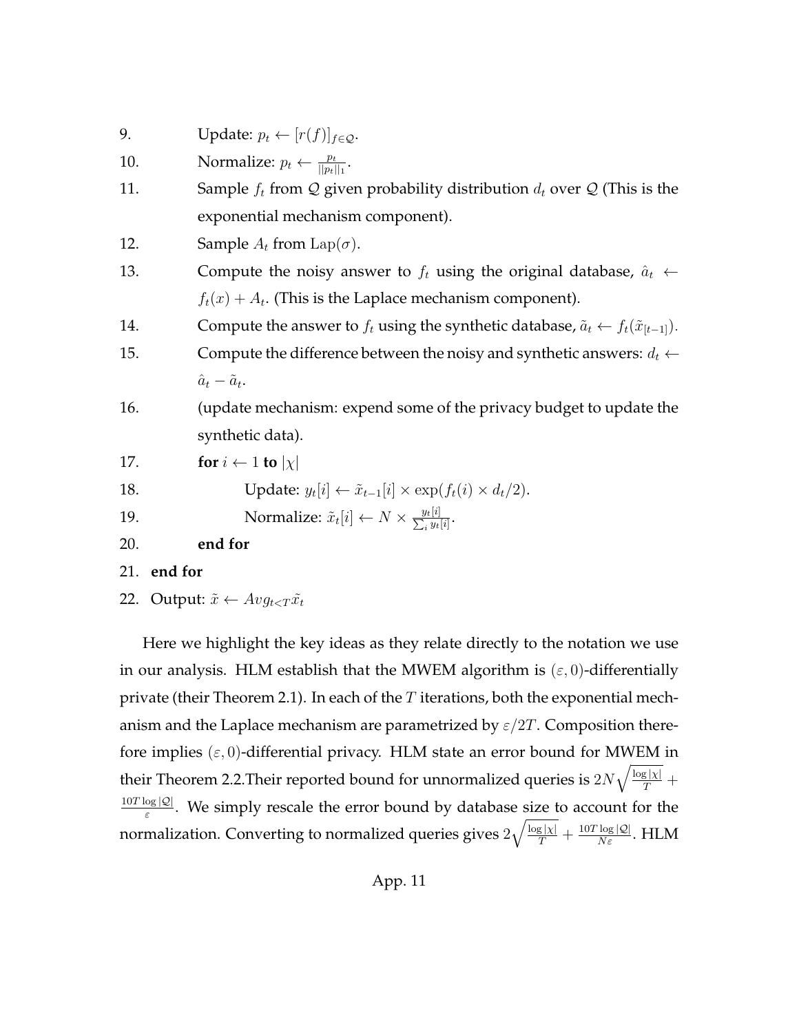9. Update: $p_t \leftarrow [r(f)]_{f \in \mathcal{Q}}$.
10. Normalize: $p_t \leftarrow \frac{p_t}{||p_t||_1}$.
11. Sample $f_t$ from $\mathcal{Q}$ given probability distribution $d_t$ over $\mathcal{Q}$ (This is the exponential mechanism component).
12. Sample $A_t$ from $\text{Lap}(\sigma)$.
13. Compute the noisy answer to $f_t$ using the original database, $\hat{a}_t \leftarrow f_t(x) + A_t$. (This is the Laplace mechanism component).
14. Compute the answer to $f_t$ using the synthetic database, $\tilde{a}_t \leftarrow f_t(\tilde{x}_{[t-1]})$.
15. Compute the difference between the noisy and synthetic answers: $d_t \leftarrow \hat{a}_t - \tilde{a}_t$.
16. (update mechanism: expend some of the privacy budget to update the synthetic data).
17. **for** $i \leftarrow 1$ **to** $|\chi|$
18. Update: $y_t[i] \leftarrow \tilde{x}_{t-1}[i] \times \exp(f_t(i) \times d_t/2)$.
19. Normalize: $\tilde{x}_t[i] \leftarrow N \times \frac{y_t[i]}{\sum_i y_t[i]}$.
20. **end for**
21. **end for**
22. Output: $\tilde{x} \leftarrow Avg_{t<T}\tilde{x}_t$

Here we highlight the key ideas as they relate directly to the notation we use in our analysis. HLM establish that the MWEM algorithm is $(\varepsilon, 0)$-differentially private (their Theorem 2.1). In each of the $T$ iterations, both the exponential mechanism and the Laplace mechanism are parametrized by $\varepsilon/2T$. Composition therefore implies $(\varepsilon, 0)$-differential privacy. HLM state an error bound for MWEM in their Theorem 2.2.Their reported bound for unnormalized queries is $2N\sqrt{\frac{\log|\chi|}{T}} + \frac{10T\log|\mathcal{Q}|}{\varepsilon}$. We simply rescale the error bound by database size to account for the normalization. Converting to normalized queries gives $2\sqrt{\frac{\log|\chi|}{T}} + \frac{10T\log|\mathcal{Q}|}{N\varepsilon}$. HLM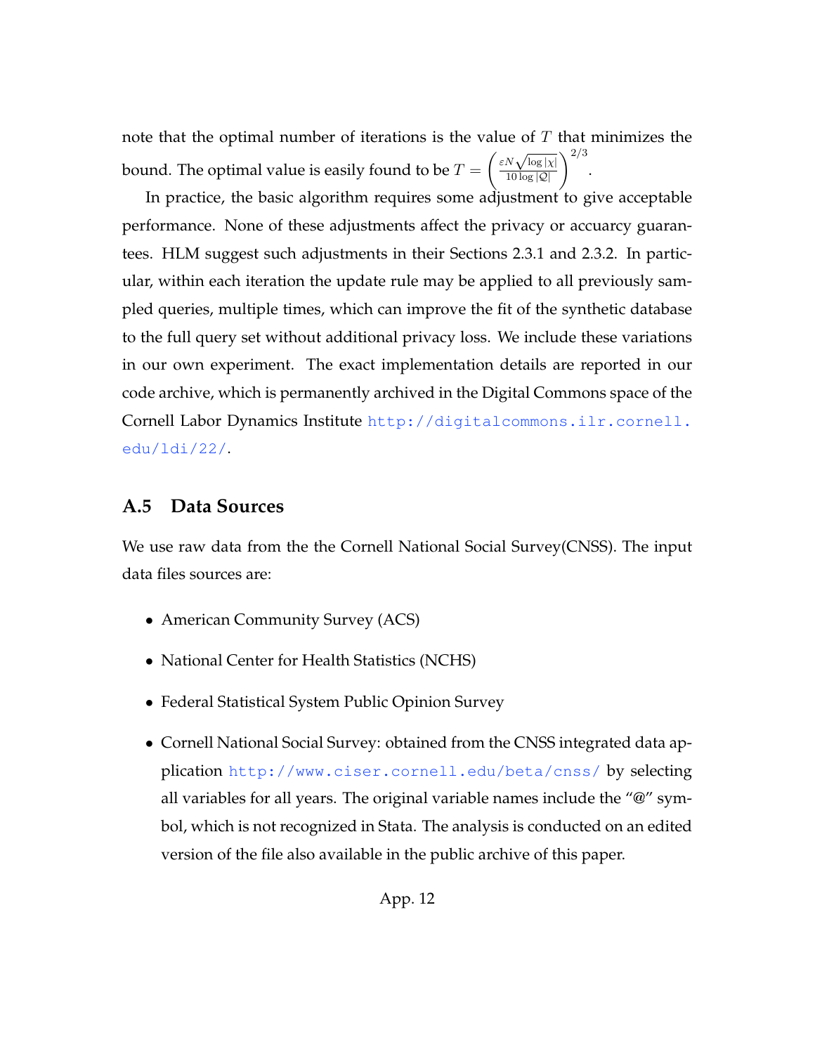note that the optimal number of iterations is the value of $T$ that minimizes the bound. The optimal value is easily found to be $T = \left(\frac{\varepsilon N \sqrt{\log|\chi|}}{10 \log|\mathcal{Q}|}\right)^{2/3}$.

In practice, the basic algorithm requires some adjustment to give acceptable performance. None of these adjustments affect the privacy or accuarcy guarantees. HLM suggest such adjustments in their Sections 2.3.1 and 2.3.2. In particular, within each iteration the update rule may be applied to all previously sampled queries, multiple times, which can improve the fit of the synthetic database to the full query set without additional privacy loss. We include these variations in our own experiment. The exact implementation details are reported in our code archive, which is permanently archived in the Digital Commons space of the Cornell Labor Dynamics Institute http://digitalcommons.ilr.cornell.edu/ldi/22/.

## A.5 Data Sources

We use raw data from the the Cornell National Social Survey(CNSS). The input data files sources are:

- American Community Survey (ACS)
- National Center for Health Statistics (NCHS)
- Federal Statistical System Public Opinion Survey
- Cornell National Social Survey: obtained from the CNSS integrated data application http://www.ciser.cornell.edu/beta/cnss/ by selecting all variables for all years. The original variable names include the "@" symbol, which is not recognized in Stata. The analysis is conducted on an edited version of the file also available in the public archive of this paper.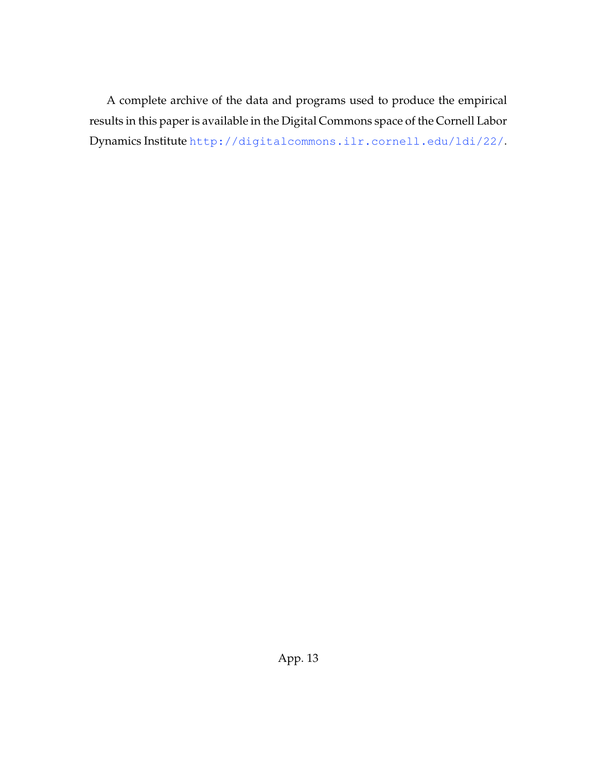A complete archive of the data and programs used to produce the empirical results in this paper is available in the Digital Commons space of the Cornell Labor Dynamics Institute http://digitalcommons.ilr.cornell.edu/ldi/22/.